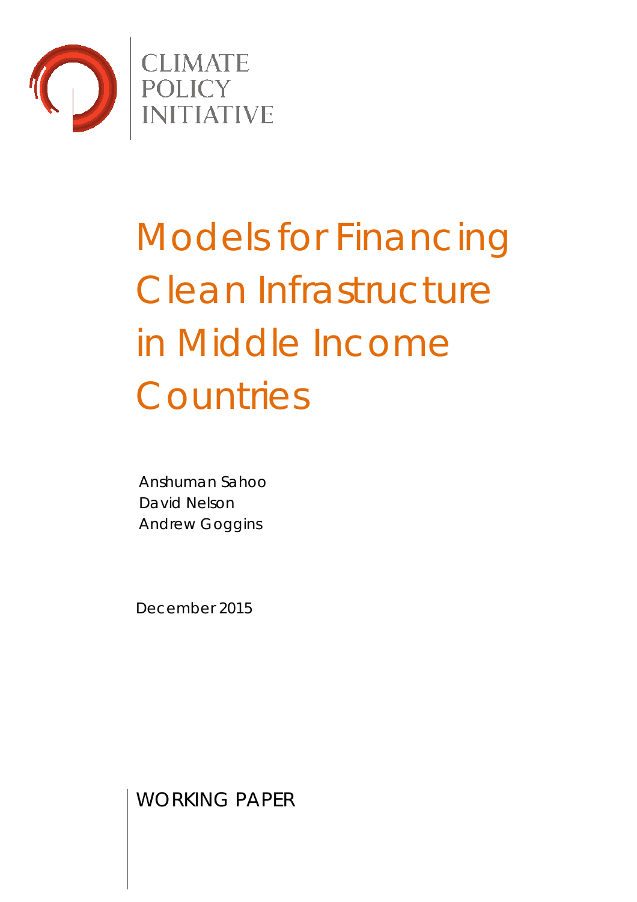CLIMATE
POLICY
INITIATIVE

# Models for Financing Clean Infrastructure in Middle Income Countries

Anshuman Sahoo
David Nelson
Andrew Goggins

December 2015

WORKING PAPER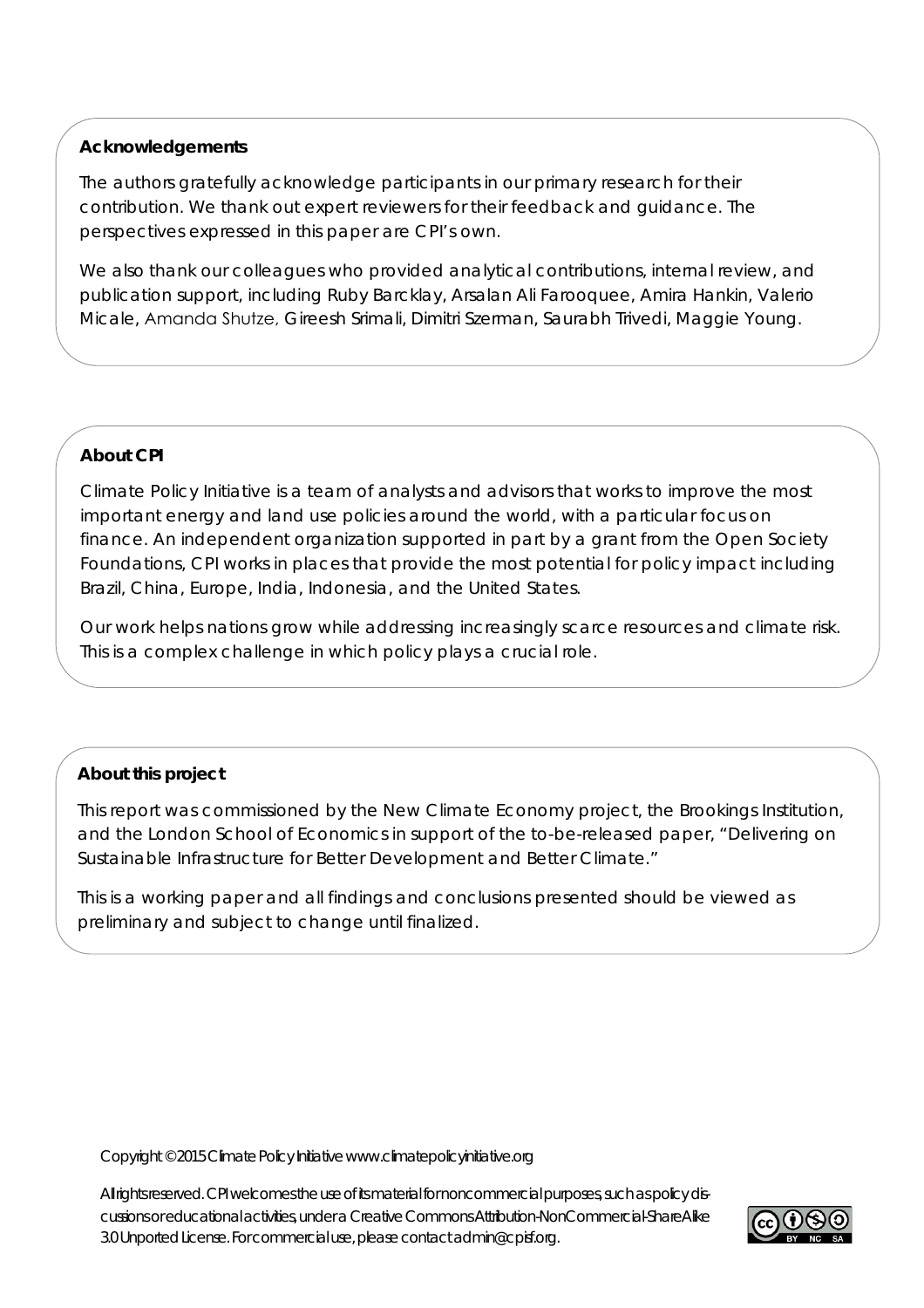**Acknowledgements**

The authors gratefully acknowledge participants in our primary research for their contribution. We thank out expert reviewers for their feedback and guidance. The perspectives expressed in this paper are CPI's own.

We also thank our colleagues who provided analytical contributions, internal review, and publication support, including Ruby Barcklay, Arsalan Ali Farooquee, Amira Hankin, Valerio Micale, Amanda Shutze, Gireesh Srimali, Dimitri Szerman, Saurabh Trivedi, Maggie Young.

**About CPI**

Climate Policy Initiative is a team of analysts and advisors that works to improve the most important energy and land use policies around the world, with a particular focus on finance. An independent organization supported in part by a grant from the Open Society Foundations, CPI works in places that provide the most potential for policy impact including Brazil, China, Europe, India, Indonesia, and the United States.

Our work helps nations grow while addressing increasingly scarce resources and climate risk. This is a complex challenge in which policy plays a crucial role.

**About this project**

This report was commissioned by the New Climate Economy project, the Brookings Institution, and the London School of Economics in support of the to-be-released paper, "Delivering on Sustainable Infrastructure for Better Development and Better Climate."

This is a working paper and all findings and conclusions presented should be viewed as preliminary and subject to change until finalized.

Copyright © 2015 Climate Policy Initiative www.climatepolicyinitiative.org

All rights reserved. CPI welcomes the use of its material for noncommercial purposes, such as policy discussions or educational activities, under a Creative Commons Attribution-NonCommercial-ShareAlike 3.0 Unported License. For commercial use, please contact admin@cpisf.org.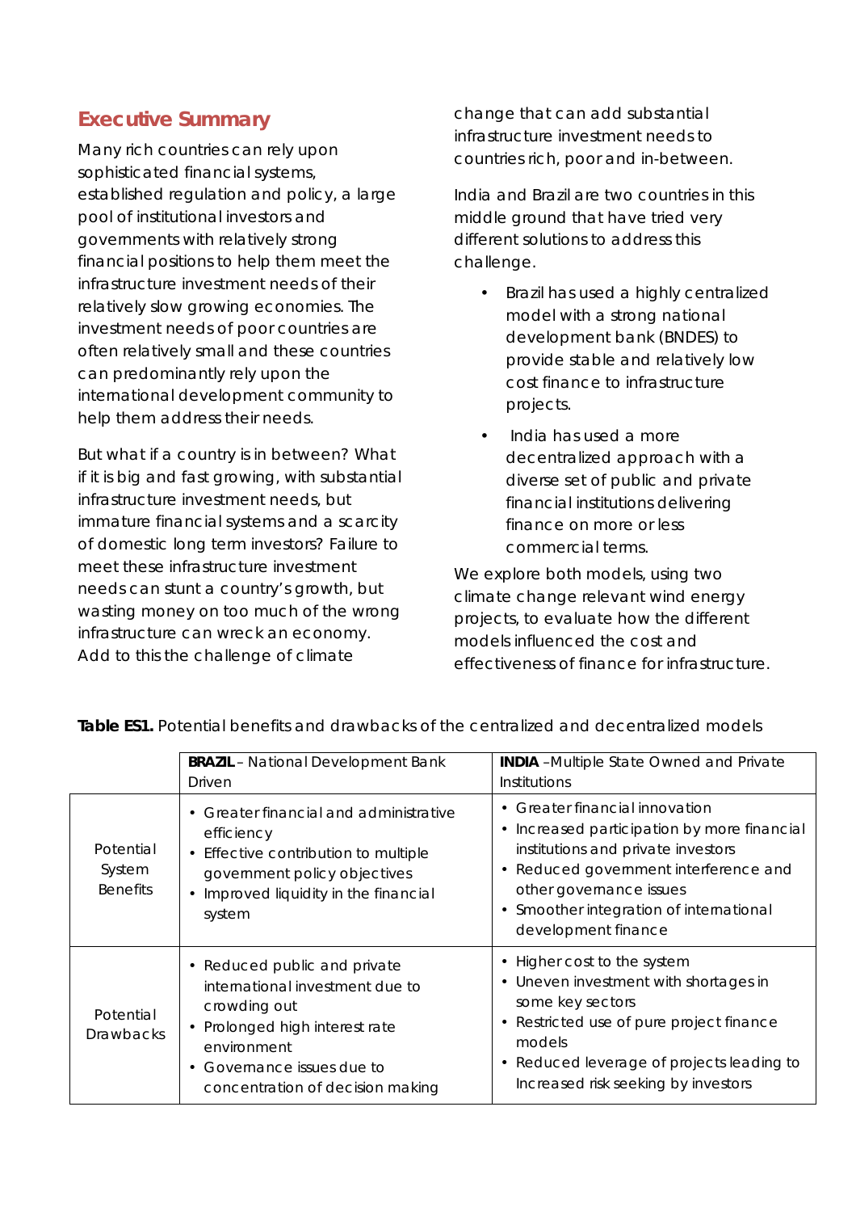## Executive Summary

Many rich countries can rely upon sophisticated financial systems, established regulation and policy, a large pool of institutional investors and governments with relatively strong financial positions to help them meet the infrastructure investment needs of their relatively slow growing economies. The investment needs of poor countries are often relatively small and these countries can predominantly rely upon the international development community to help them address their needs.

But what if a country is in between? What if it is big and fast growing, with substantial infrastructure investment needs, but immature financial systems and a scarcity of domestic long term investors? Failure to meet these infrastructure investment needs can stunt a country's growth, but wasting money on too much of the wrong infrastructure can wreck an economy. Add to this the challenge of climate change that can add substantial infrastructure investment needs to countries rich, poor and in-between.

India and Brazil are two countries in this middle ground that have tried very different solutions to address this challenge.

- Brazil has used a highly centralized model with a strong national development bank (BNDES) to provide stable and relatively low cost finance to infrastructure projects.
- India has used a more decentralized approach with a diverse set of public and private financial institutions delivering finance on more or less commercial terms.

We explore both models, using two climate change relevant wind energy projects, to evaluate how the different models influenced the cost and effectiveness of finance for infrastructure.

**Table ES1.** Potential benefits and drawbacks of the centralized and decentralized models

| | **BRAZIL** – National Development Bank Driven | **INDIA** –Multiple State Owned and Private Institutions |
|---|---|---|
| Potential System Benefits | • Greater financial and administrative efficiency<br>• Effective contribution to multiple government policy objectives<br>• Improved liquidity in the financial system | • Greater financial innovation<br>• Increased participation by more financial institutions and private investors<br>• Reduced government interference and other governance issues<br>• Smoother integration of international development finance |
| Potential Drawbacks | • Reduced public and private international investment due to crowding out<br>• Prolonged high interest rate environment<br>• Governance issues due to concentration of decision making | • Higher cost to the system<br>• Uneven investment with shortages in some key sectors<br>• Restricted use of pure project finance models<br>• Reduced leverage of projects leading to Increased risk seeking by investors |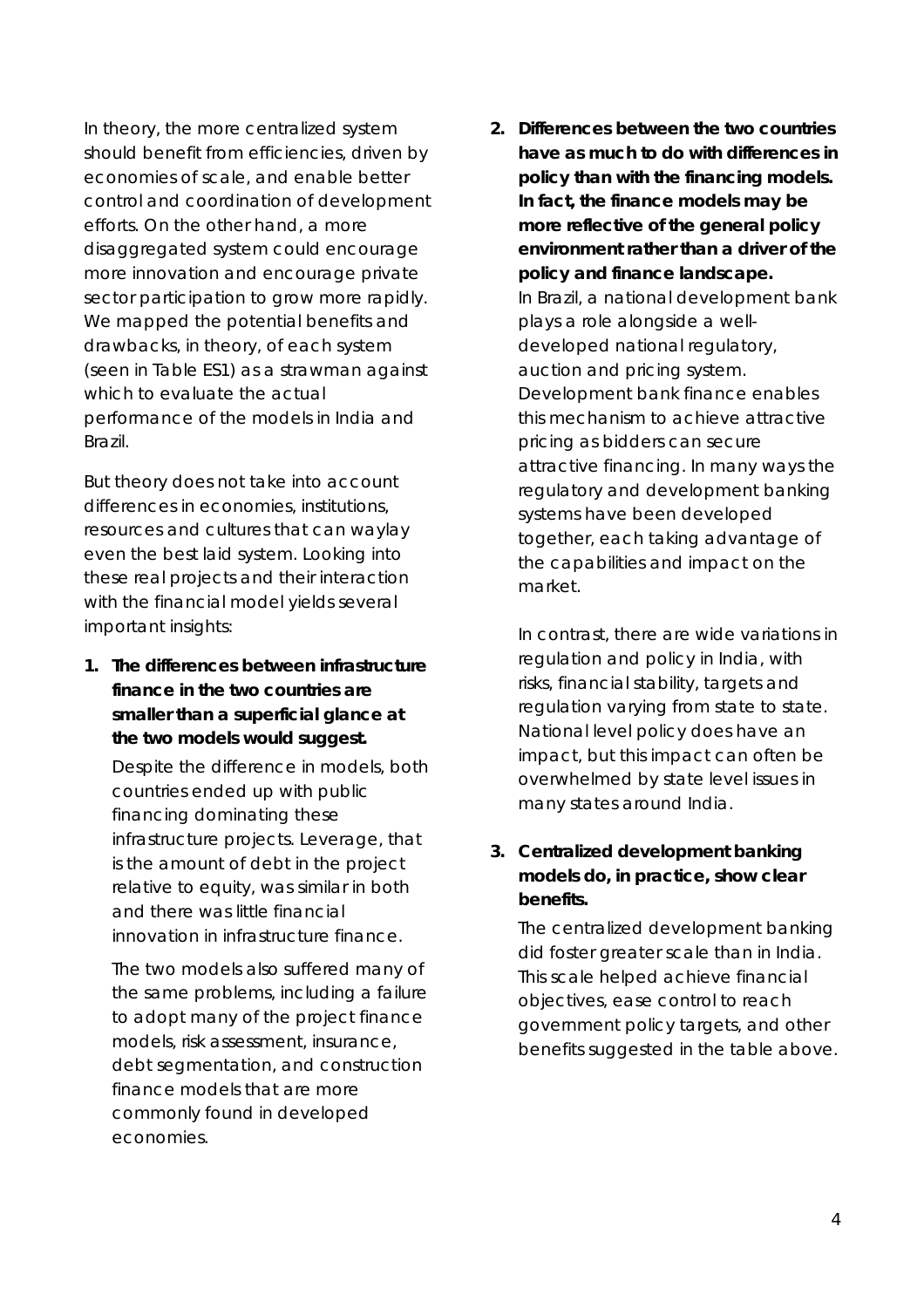In theory, the more centralized system should benefit from efficiencies, driven by economies of scale, and enable better control and coordination of development efforts. On the other hand, a more disaggregated system could encourage more innovation and encourage private sector participation to grow more rapidly. We mapped the potential benefits and drawbacks, in theory, of each system (seen in Table ES1) as a strawman against which to evaluate the actual performance of the models in India and Brazil.

But theory does not take into account differences in economies, institutions, resources and cultures that can waylay even the best laid system. Looking into these real projects and their interaction with the financial model yields several important insights:

1. **The differences between infrastructure finance in the two countries are smaller than a superficial glance at the two models would suggest.**

   Despite the difference in models, both countries ended up with public financing dominating these infrastructure projects. Leverage, that is the amount of debt in the project relative to equity, was similar in both and there was little financial innovation in infrastructure finance.

   The two models also suffered many of the same problems, including a failure to adopt many of the project finance models, risk assessment, insurance, debt segmentation, and construction finance models that are more commonly found in developed economies.

2. **Differences between the two countries have as much to do with differences in policy than with the financing models. In fact, the finance models may be more reflective of the general policy environment rather than a driver of the policy and finance landscape.**

   In Brazil, a national development bank plays a role alongside a well-developed national regulatory, auction and pricing system. Development bank finance enables this mechanism to achieve attractive pricing as bidders can secure attractive financing. In many ways the regulatory and development banking systems have been developed together, each taking advantage of the capabilities and impact on the market.

   In contrast, there are wide variations in regulation and policy in India, with risks, financial stability, targets and regulation varying from state to state. National level policy does have an impact, but this impact can often be overwhelmed by state level issues in many states around India.

3. **Centralized development banking models do, in practice, show clear benefits.**

   The centralized development banking did foster greater scale than in India. This scale helped achieve financial objectives, ease control to reach government policy targets, and other benefits suggested in the table above.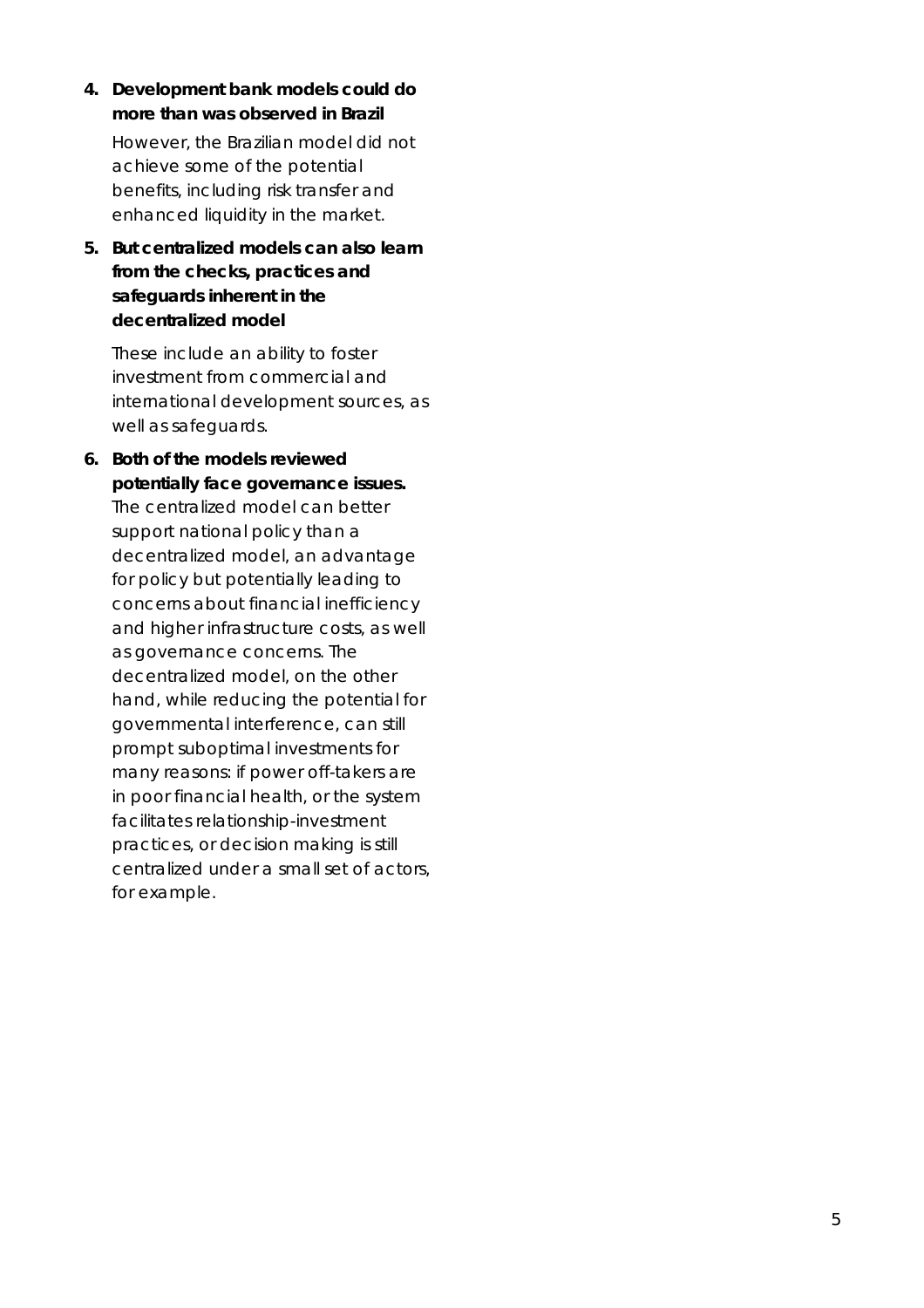4. **Development bank models could do more than was observed in Brazil**

   However, the Brazilian model did not achieve some of the potential benefits, including risk transfer and enhanced liquidity in the market.

5. **But centralized models can also learn from the checks, practices and safeguards inherent in the decentralized model**

   These include an ability to foster investment from commercial and international development sources, as well as safeguards.

6. **Both of the models reviewed potentially face governance issues.** The centralized model can better support national policy than a decentralized model, an advantage for policy but potentially leading to concerns about financial inefficiency and higher infrastructure costs, as well as governance concerns. The decentralized model, on the other hand, while reducing the potential for governmental interference, can still prompt suboptimal investments for many reasons: if power off-takers are in poor financial health, or the system facilitates relationship-investment practices, or decision making is still centralized under a small set of actors, for example.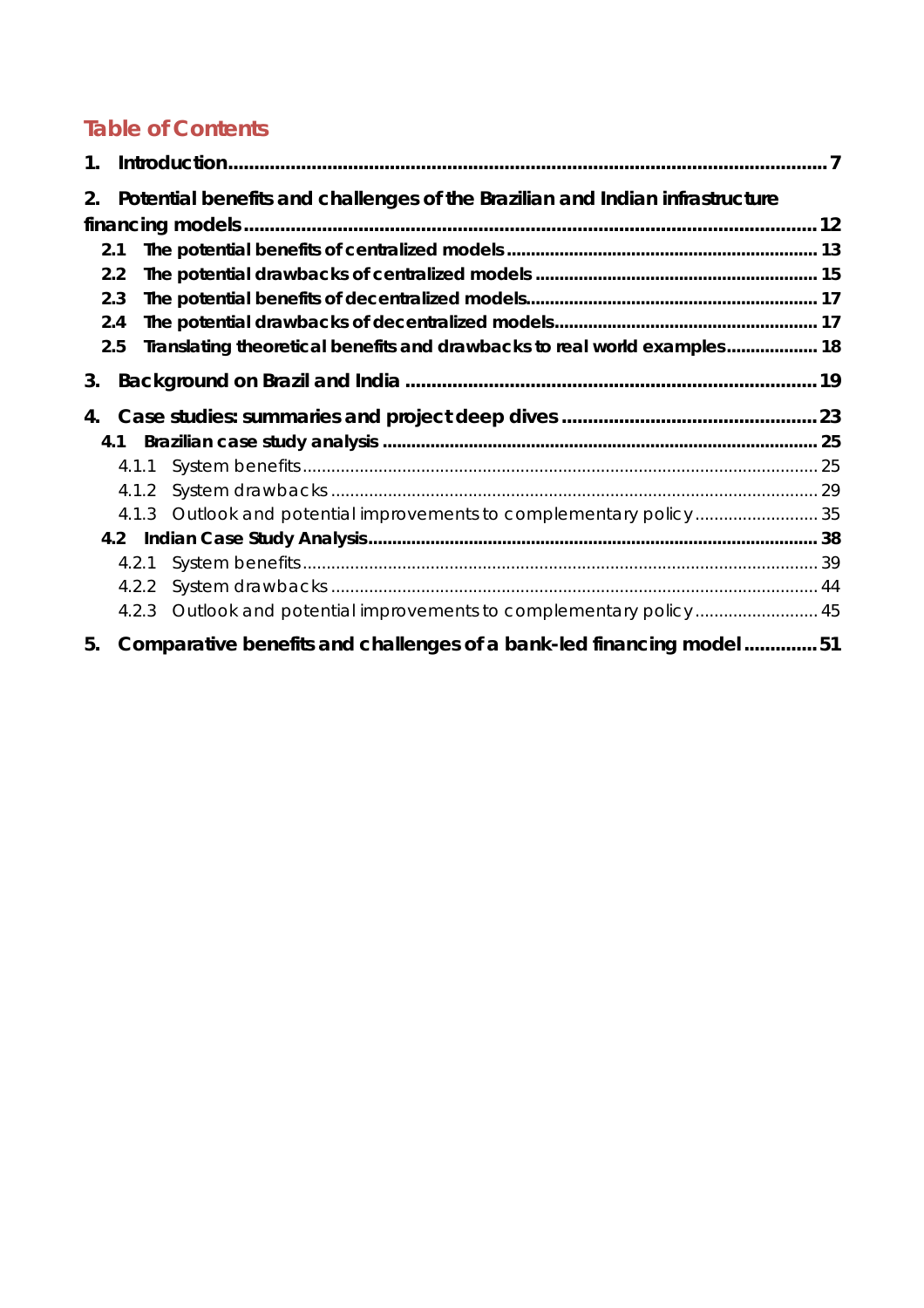## Table of Contents

1. Introduction .......... 7

2. Potential benefits and challenges of the Brazilian and Indian infrastructure financing models .......... 12
   - 2.1 The potential benefits of centralized models .......... 13
   - 2.2 The potential drawbacks of centralized models .......... 15
   - 2.3 The potential benefits of decentralized models .......... 17
   - 2.4 The potential drawbacks of decentralized models .......... 17
   - 2.5 Translating theoretical benefits and drawbacks to real world examples .......... 18

3. Background on Brazil and India .......... 19

4. Case studies: summaries and project deep dives .......... 23
   - 4.1 Brazilian case study analysis .......... 25
     - 4.1.1 System benefits .......... 25
     - 4.1.2 System drawbacks .......... 29
     - 4.1.3 Outlook and potential improvements to complementary policy .......... 35
   - 4.2 Indian Case Study Analysis .......... 38
     - 4.2.1 System benefits .......... 39
     - 4.2.2 System drawbacks .......... 44
     - 4.2.3 Outlook and potential improvements to complementary policy .......... 45

5. Comparative benefits and challenges of a bank-led financing model .......... 51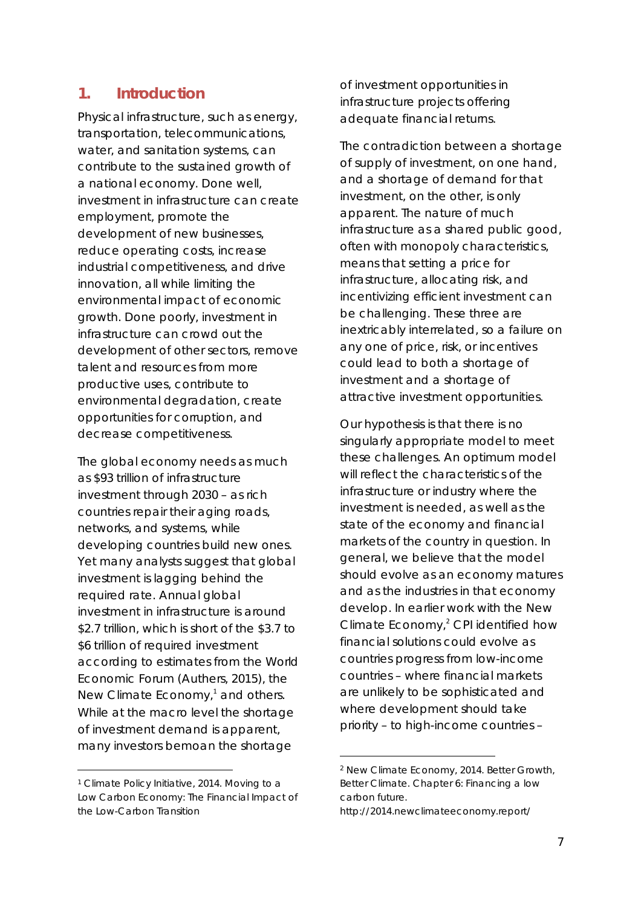# 1. Introduction

Physical infrastructure, such as energy, transportation, telecommunications, water, and sanitation systems, can contribute to the sustained growth of a national economy. Done well, investment in infrastructure can create employment, promote the development of new businesses, reduce operating costs, increase industrial competitiveness, and drive innovation, all while limiting the environmental impact of economic growth. Done poorly, investment in infrastructure can crowd out the development of other sectors, remove talent and resources from more productive uses, contribute to environmental degradation, create opportunities for corruption, and decrease competitiveness.

The global economy needs as much as $93 trillion of infrastructure investment through 2030 – as rich countries repair their aging roads, networks, and systems, while developing countries build new ones. Yet many analysts suggest that global investment is lagging behind the required rate. Annual global investment in infrastructure is around $2.7 trillion, which is short of the $3.7 to $6 trillion of required investment according to estimates from the World Economic Forum (Authers, 2015), the New Climate Economy,[1] and others. While at the macro level the shortage of investment demand is apparent, many investors bemoan the shortage of investment opportunities in infrastructure projects offering adequate financial returns.

The contradiction between a shortage of supply of investment, on one hand, and a shortage of demand for that investment, on the other, is only apparent. The nature of much infrastructure as a shared public good, often with monopoly characteristics, means that setting a price for infrastructure, allocating risk, and incentivizing efficient investment can be challenging. These three are inextricably interrelated, so a failure on any one of price, risk, or incentives could lead to both a shortage of investment and a shortage of attractive investment opportunities.

Our hypothesis is that there is no singularly appropriate model to meet these challenges. An optimum model will reflect the characteristics of the infrastructure or industry where the investment is needed, as well as the state of the economy and financial markets of the country in question. In general, we believe that the model should evolve as an economy matures and as the industries in that economy develop. In earlier work with the New Climate Economy,[2] CPI identified how financial solutions could evolve as countries progress from low-income countries – where financial markets are unlikely to be sophisticated and where development should take priority – to high-income countries –

---

[1] Climate Policy Initiative, 2014. Moving to a Low Carbon Economy: The Financial Impact of the Low-Carbon Transition

[2] New Climate Economy, 2014. Better Growth, Better Climate. Chapter 6: Financing a low carbon future. http://2014.newclimateeconomy.report/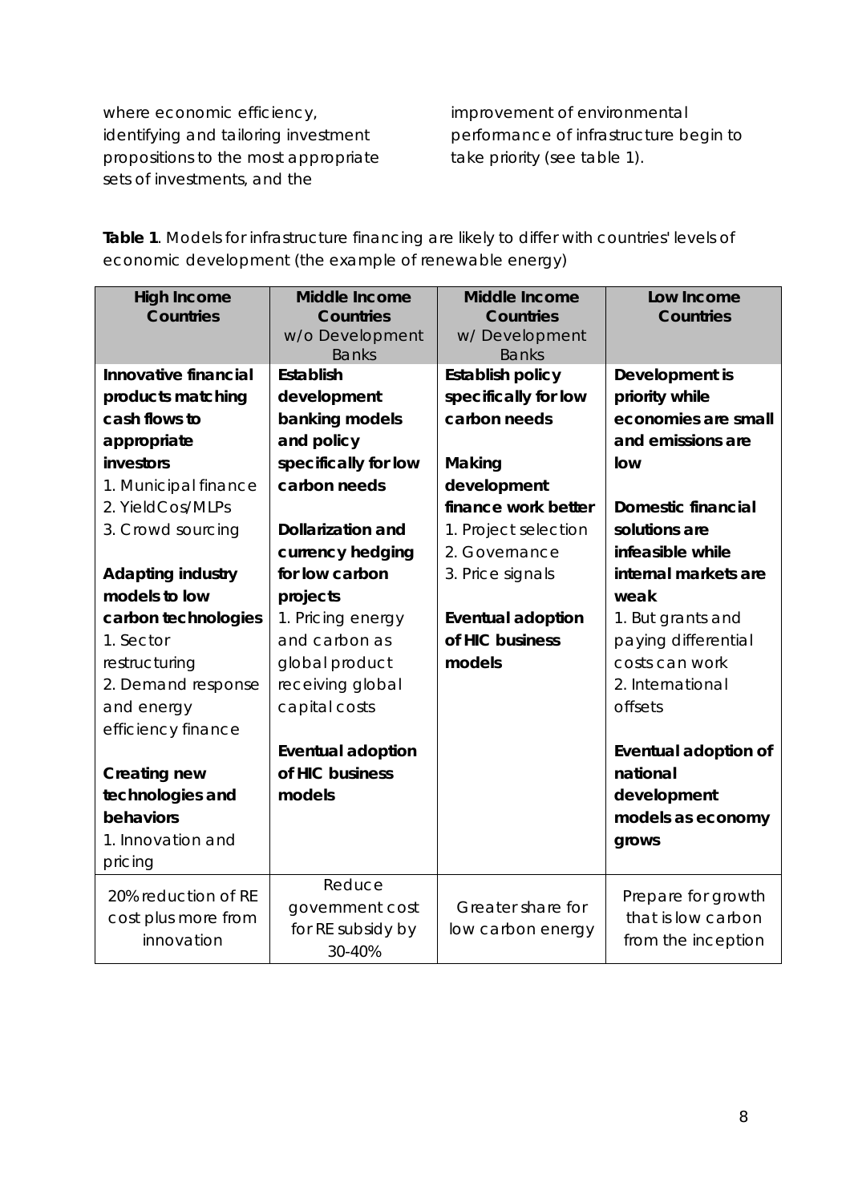where economic efficiency, identifying and tailoring investment propositions to the most appropriate sets of investments, and the improvement of environmental performance of infrastructure begin to take priority (see table 1).

**Table 1**. Models for infrastructure financing are likely to differ with countries' levels of economic development (the example of renewable energy)

| **High Income Countries** | **Middle Income Countries** w/o Development Banks | **Middle Income Countries** w/ Development Banks | **Low Income Countries** |
|---|---|---|---|
| **Innovative financial products matching cash flows to appropriate investors**<br>1. Municipal finance<br>2. YieldCos/MLPs<br>3. Crowd sourcing<br><br>**Adapting industry models to low carbon technologies**<br>1. Sector restructuring<br>2. Demand response and energy efficiency finance<br><br>**Creating new technologies and behaviors**<br>1. Innovation and pricing | **Establish development banking models and policy specifically for low carbon needs**<br><br>**Dollarization and currency hedging for low carbon projects**<br>1. Pricing energy and carbon as global product receiving global capital costs<br><br>**Eventual adoption of HIC business models** | **Establish policy specifically for low carbon needs**<br><br>**Making development finance work better**<br>1. Project selection<br>2. Governance<br>3. Price signals<br><br>**Eventual adoption of HIC business models** | **Development is priority while economies are small and emissions are low**<br><br>**Domestic financial solutions are infeasible while internal markets are weak**<br>1. But grants and paying differential costs can work<br>2. International offsets<br><br>**Eventual adoption of national development models as economy grows** |
| 20% reduction of RE cost plus more from innovation | Reduce government cost for RE subsidy by 30-40% | Greater share for low carbon energy | Prepare for growth that is low carbon from the inception |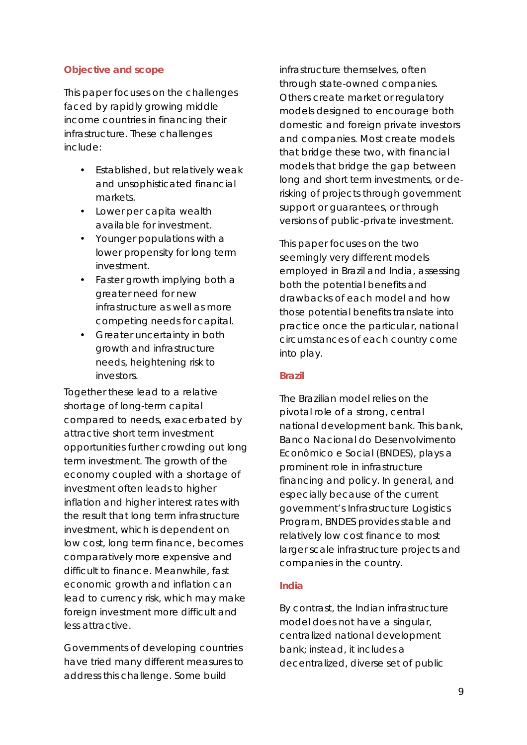## Objective and scope

This paper focuses on the challenges faced by rapidly growing middle income countries in financing their infrastructure. These challenges include:

- Established, but relatively weak and unsophisticated financial markets.
- Lower per capita wealth available for investment.
- Younger populations with a lower propensity for long term investment.
- Faster growth implying both a greater need for new infrastructure as well as more competing needs for capital.
- Greater uncertainty in both growth and infrastructure needs, heightening risk to investors.

Together these lead to a relative shortage of long-term capital compared to needs, exacerbated by attractive short term investment opportunities further crowding out long term investment. The growth of the economy coupled with a shortage of investment often leads to higher inflation and higher interest rates with the result that long term infrastructure investment, which is dependent on low cost, long term finance, becomes comparatively more expensive and difficult to finance. Meanwhile, fast economic growth and inflation can lead to currency risk, which may make foreign investment more difficult and less attractive.

Governments of developing countries have tried many different measures to address this challenge. Some build infrastructure themselves, often through state-owned companies. Others create market or regulatory models designed to encourage both domestic and foreign private investors and companies. Most create models that bridge these two, with financial models that bridge the gap between long and short term investments, or de-risking of projects through government support or guarantees, or through versions of public-private investment.

This paper focuses on the two seemingly very different models employed in Brazil and India, assessing both the potential benefits and drawbacks of each model and how those potential benefits translate into practice once the particular, national circumstances of each country come into play.

### Brazil

The Brazilian model relies on the pivotal role of a strong, central national development bank. This bank, Banco Nacional do Desenvolvimento Econômico e Social (BNDES), plays a prominent role in infrastructure financing and policy. In general, and especially because of the current government's Infrastructure Logistics Program, BNDES provides stable and relatively low cost finance to most larger scale infrastructure projects and companies in the country.

### India

By contrast, the Indian infrastructure model does not have a singular, centralized national development bank; instead, it includes a decentralized, diverse set of public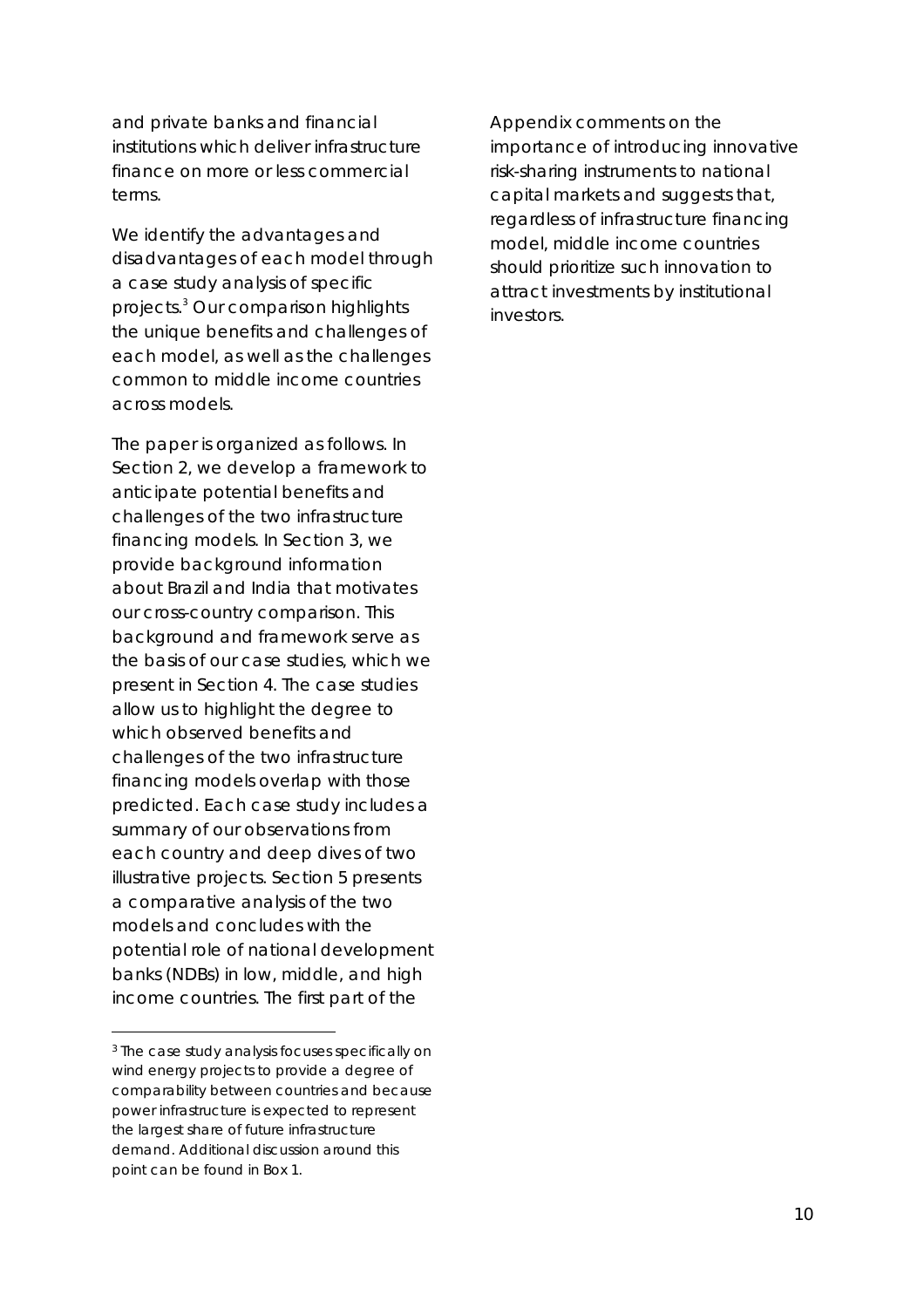and private banks and financial institutions which deliver infrastructure finance on more or less commercial terms.

We identify the advantages and disadvantages of each model through a case study analysis of specific projects.[3] Our comparison highlights the unique benefits and challenges of each model, as well as the challenges common to middle income countries across models.

The paper is organized as follows. In Section 2, we develop a framework to anticipate potential benefits and challenges of the two infrastructure financing models. In Section 3, we provide background information about Brazil and India that motivates our cross-country comparison. This background and framework serve as the basis of our case studies, which we present in Section 4. The case studies allow us to highlight the degree to which observed benefits and challenges of the two infrastructure financing models overlap with those predicted. Each case study includes a summary of our observations from each country and deep dives of two illustrative projects. Section 5 presents a comparative analysis of the two models and concludes with the potential role of national development banks (NDBs) in low, middle, and high income countries. The first part of the Appendix comments on the importance of introducing innovative risk-sharing instruments to national capital markets and suggests that, regardless of infrastructure financing model, middle income countries should prioritize such innovation to attract investments by institutional investors.

[3] The case study analysis focuses specifically on wind energy projects to provide a degree of comparability between countries and because power infrastructure is expected to represent the largest share of future infrastructure demand. Additional discussion around this point can be found in Box 1.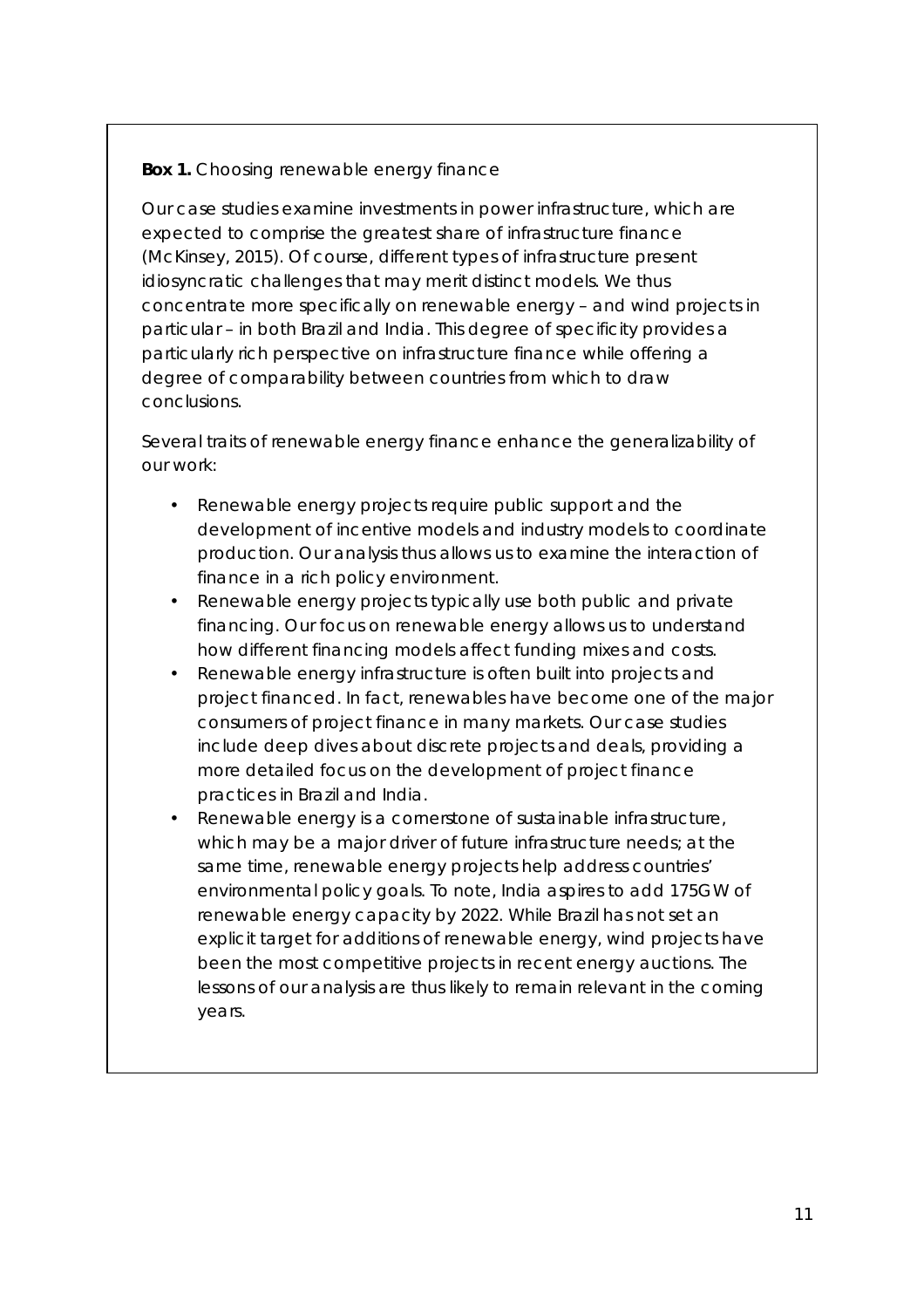**Box 1.** Choosing renewable energy finance

Our case studies examine investments in power infrastructure, which are expected to comprise the greatest share of infrastructure finance (McKinsey, 2015). Of course, different types of infrastructure present idiosyncratic challenges that may merit distinct models. We thus concentrate more specifically on renewable energy – and wind projects in particular – in both Brazil and India. This degree of specificity provides a particularly rich perspective on infrastructure finance while offering a degree of comparability between countries from which to draw conclusions.

Several traits of renewable energy finance enhance the generalizability of our work:

- Renewable energy projects require public support and the development of incentive models and industry models to coordinate production. Our analysis thus allows us to examine the interaction of finance in a rich policy environment.
- Renewable energy projects typically use both public and private financing. Our focus on renewable energy allows us to understand how different financing models affect funding mixes and costs.
- Renewable energy infrastructure is often built into projects and project financed. In fact, renewables have become one of the major consumers of project finance in many markets. Our case studies include deep dives about discrete projects and deals, providing a more detailed focus on the development of project finance practices in Brazil and India.
- Renewable energy is a cornerstone of sustainable infrastructure, which may be a major driver of future infrastructure needs; at the same time, renewable energy projects help address countries' environmental policy goals. To note, India aspires to add 175GW of renewable energy capacity by 2022. While Brazil has not set an explicit target for additions of renewable energy, wind projects have been the most competitive projects in recent energy auctions. The lessons of our analysis are thus likely to remain relevant in the coming years.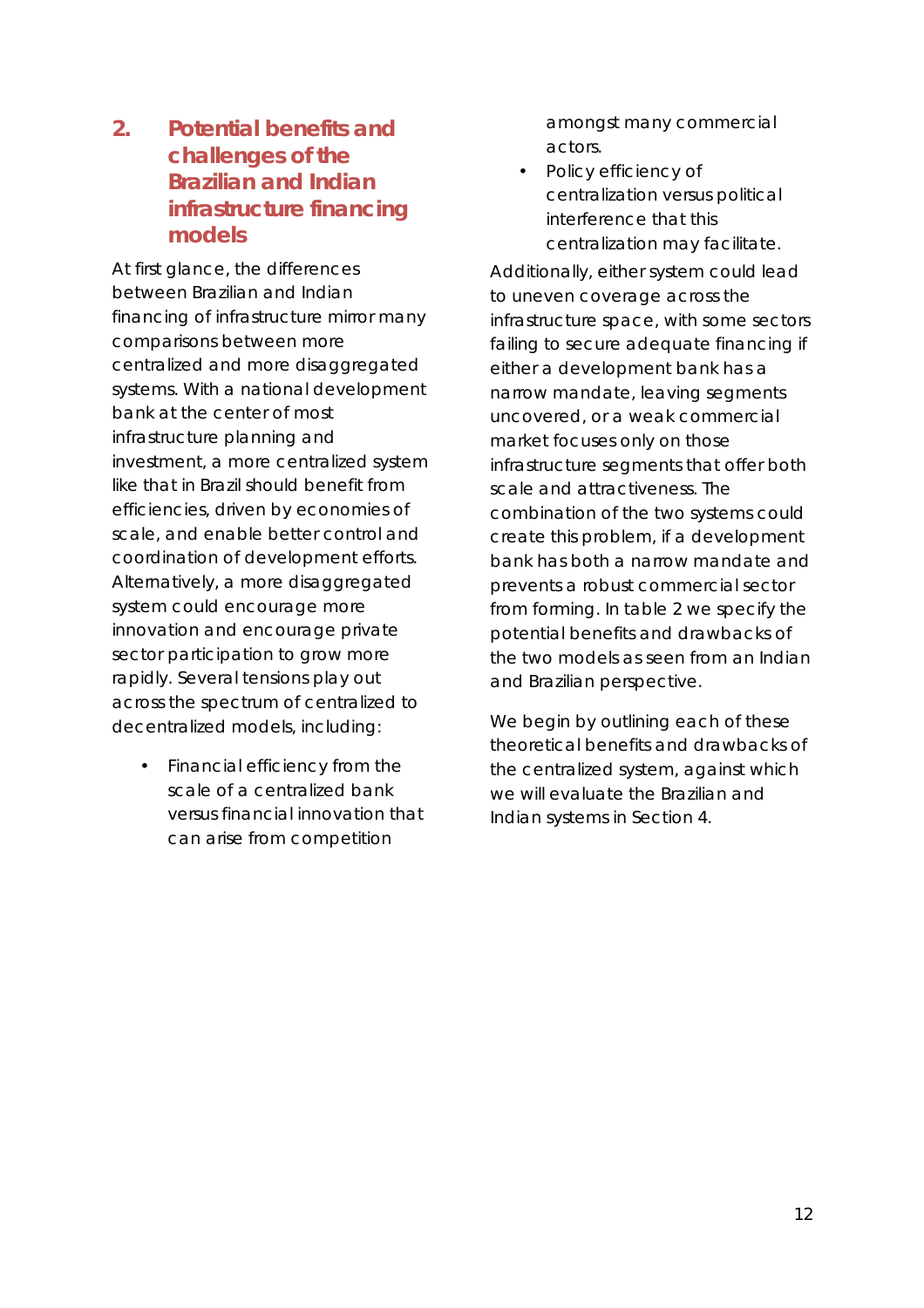## 2. Potential benefits and challenges of the Brazilian and Indian infrastructure financing models

At first glance, the differences between Brazilian and Indian financing of infrastructure mirror many comparisons between more centralized and more disaggregated systems. With a national development bank at the center of most infrastructure planning and investment, a more centralized system like that in Brazil should benefit from efficiencies, driven by economies of scale, and enable better control and coordination of development efforts. Alternatively, a more disaggregated system could encourage more innovation and encourage private sector participation to grow more rapidly. Several tensions play out across the spectrum of centralized to decentralized models, including:

- Financial efficiency from the scale of a centralized bank versus financial innovation that can arise from competition amongst many commercial actors.
- Policy efficiency of centralization versus political interference that this centralization may facilitate.

Additionally, either system could lead to uneven coverage across the infrastructure space, with some sectors failing to secure adequate financing if either a development bank has a narrow mandate, leaving segments uncovered, or a weak commercial market focuses only on those infrastructure segments that offer both scale and attractiveness. The combination of the two systems could create this problem, if a development bank has both a narrow mandate and prevents a robust commercial sector from forming. In table 2 we specify the potential benefits and drawbacks of the two models as seen from an Indian and Brazilian perspective.

We begin by outlining each of these theoretical benefits and drawbacks of the centralized system, against which we will evaluate the Brazilian and Indian systems in Section 4.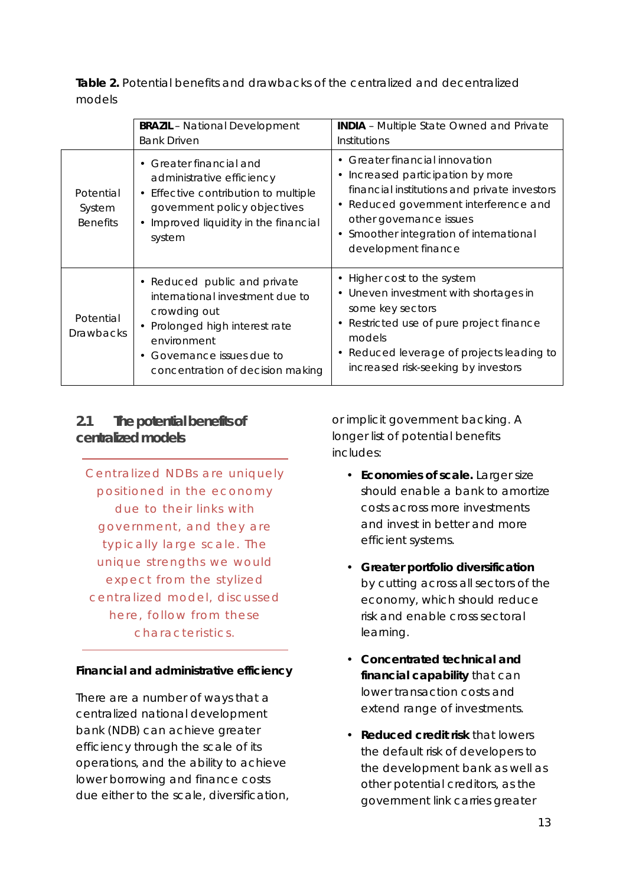**Table 2.** Potential benefits and drawbacks of the centralized and decentralized models

| | **BRAZIL** – National Development Bank Driven | **INDIA** – Multiple State Owned and Private Institutions |
|---|---|---|
| Potential System Benefits | • Greater financial and administrative efficiency<br>• Effective contribution to multiple government policy objectives<br>• Improved liquidity in the financial system | • Greater financial innovation<br>• Increased participation by more financial institutions and private investors<br>• Reduced government interference and other governance issues<br>• Smoother integration of international development finance |
| Potential Drawbacks | • Reduced public and private international investment due to crowding out<br>• Prolonged high interest rate environment<br>• Governance issues due to concentration of decision making | • Higher cost to the system<br>• Uneven investment with shortages in some key sectors<br>• Restricted use of pure project finance models<br>• Reduced leverage of projects leading to increased risk-seeking by investors |

## 2.1 The potential benefits of centralized models

> Centralized NDBs are uniquely positioned in the economy due to their links with government, and they are typically large scale. The unique strengths we would expect from the stylized centralized model, discussed here, follow from these characteristics.

### Financial and administrative efficiency

There are a number of ways that a centralized national development bank (NDB) can achieve greater efficiency through the scale of its operations, and the ability to achieve lower borrowing and finance costs due either to the scale, diversification, or implicit government backing. A longer list of potential benefits includes:

- **Economies of scale.** Larger size should enable a bank to amortize costs across more investments and invest in better and more efficient systems.
- **Greater portfolio diversification** by cutting across all sectors of the economy, which should reduce risk and enable cross sectoral learning.
- **Concentrated technical and financial capability** that can lower transaction costs and extend range of investments.
- **Reduced credit risk** that lowers the default risk of developers to the development bank as well as other potential creditors, as the government link carries greater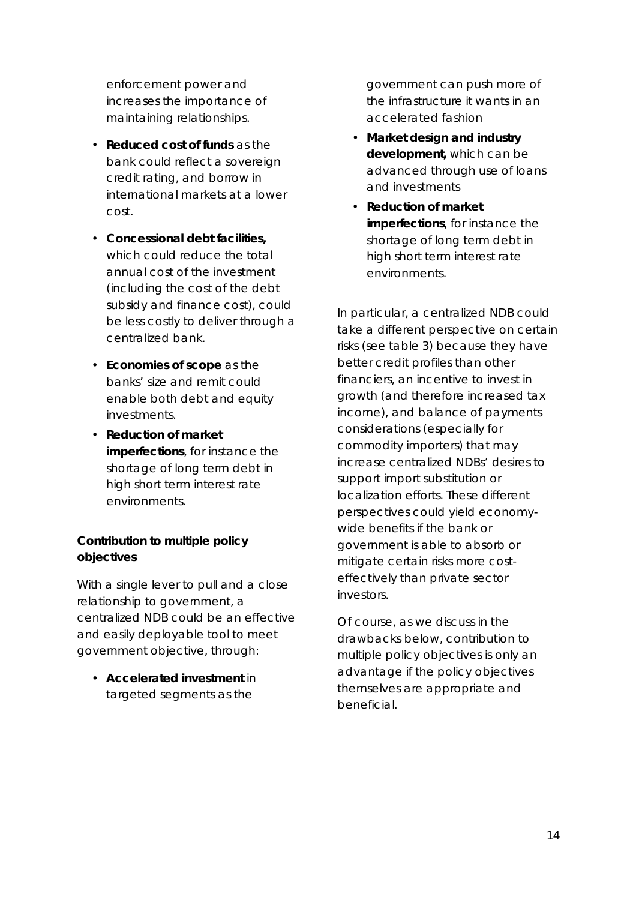enforcement power and increases the importance of maintaining relationships.

- **Reduced cost of funds** as the bank could reflect a sovereign credit rating, and borrow in international markets at a lower cost.
- **Concessional debt facilities,** which could reduce the total annual cost of the investment (including the cost of the debt subsidy and finance cost), could be less costly to deliver through a centralized bank.
- **Economies of scope** as the banks' size and remit could enable both debt and equity investments.
- **Reduction of market imperfections**, for instance the shortage of long term debt in high short term interest rate environments.

**Contribution to multiple policy objectives**

With a single lever to pull and a close relationship to government, a centralized NDB could be an effective and easily deployable tool to meet government objective, through:

- **Accelerated investment** in targeted segments as the government can push more of the infrastructure it wants in an accelerated fashion
- **Market design and industry development,** which can be advanced through use of loans and investments
- **Reduction of market imperfections**, for instance the shortage of long term debt in high short term interest rate environments.

In particular, a centralized NDB could take a different perspective on certain risks (see table 3) because they have better credit profiles than other financiers, an incentive to invest in growth (and therefore increased tax income), and balance of payments considerations (especially for commodity importers) that may increase centralized NDBs' desires to support import substitution or localization efforts. These different perspectives could yield economy-wide benefits if the bank or government is able to absorb or mitigate certain risks more cost-effectively than private sector investors.

Of course, as we discuss in the drawbacks below, contribution to multiple policy objectives is only an advantage if the policy objectives themselves are appropriate and beneficial.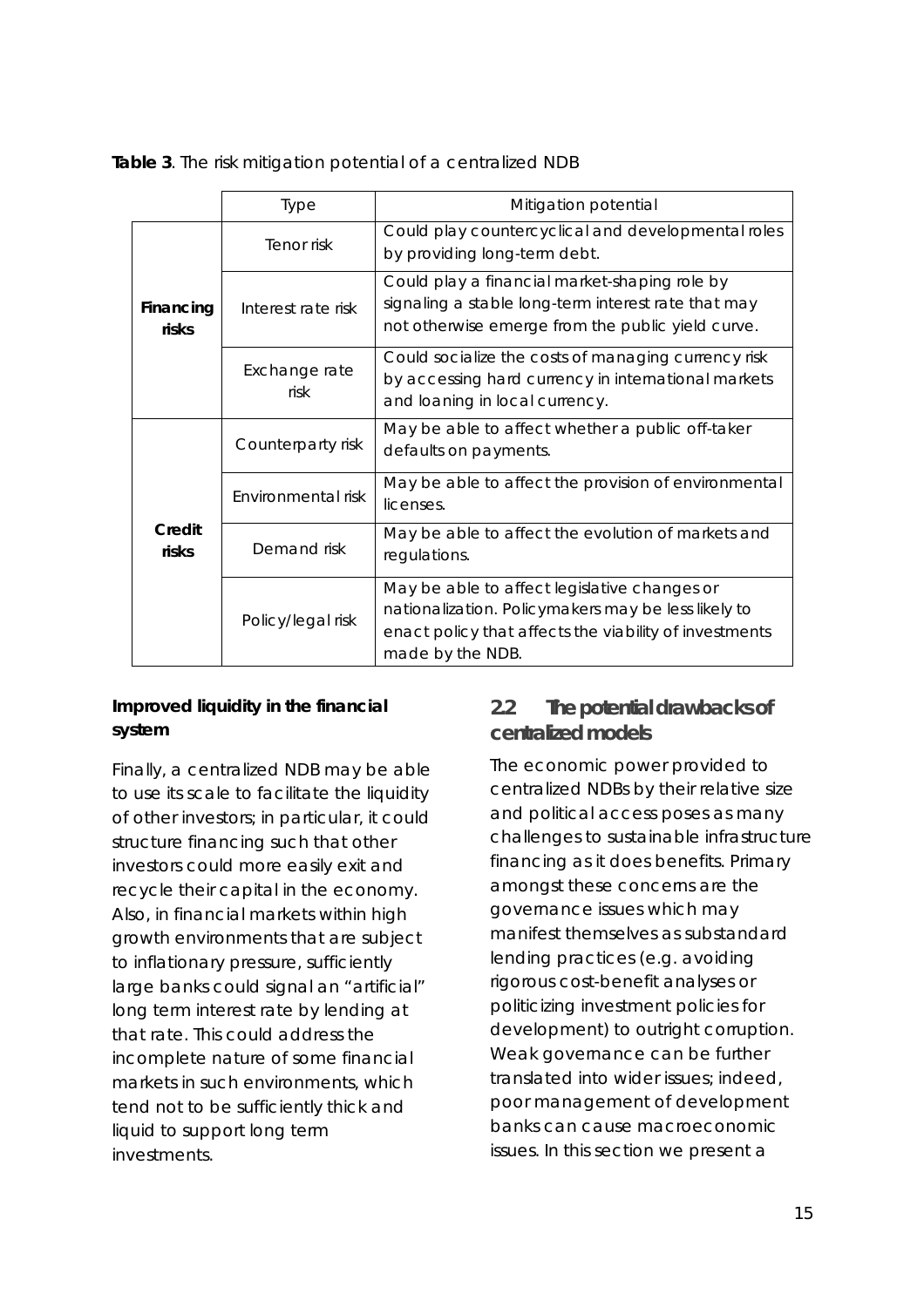**Table 3**. The risk mitigation potential of a centralized NDB

| | Type | Mitigation potential |
|---|---|---|
| **Financing risks** | Tenor risk | Could play countercyclical and developmental roles by providing long-term debt. |
| | Interest rate risk | Could play a financial market-shaping role by signaling a stable long-term interest rate that may not otherwise emerge from the public yield curve. |
| | Exchange rate risk | Could socialize the costs of managing currency risk by accessing hard currency in international markets and loaning in local currency. |
| **Credit risks** | Counterparty risk | May be able to affect whether a public off-taker defaults on payments. |
| | Environmental risk | May be able to affect the provision of environmental licenses. |
| | Demand risk | May be able to affect the evolution of markets and regulations. |
| | Policy/legal risk | May be able to affect legislative changes or nationalization. Policymakers may be less likely to enact policy that affects the viability of investments made by the NDB. |

**Improved liquidity in the financial system**

Finally, a centralized NDB may be able to use its scale to facilitate the liquidity of other investors; in particular, it could structure financing such that other investors could more easily exit and recycle their capital in the economy. Also, in financial markets within high growth environments that are subject to inflationary pressure, sufficiently large banks could signal an "artificial" long term interest rate by lending at that rate. This could address the incomplete nature of some financial markets in such environments, which tend not to be sufficiently thick and liquid to support long term investments.

## 2.2 The potential drawbacks of centralized models

The economic power provided to centralized NDBs by their relative size and political access poses as many challenges to sustainable infrastructure financing as it does benefits. Primary amongst these concerns are the governance issues which may manifest themselves as substandard lending practices (e.g. avoiding rigorous cost-benefit analyses or politicizing investment policies for development) to outright corruption. Weak governance can be further translated into wider issues; indeed, poor management of development banks can cause macroeconomic issues. In this section we present a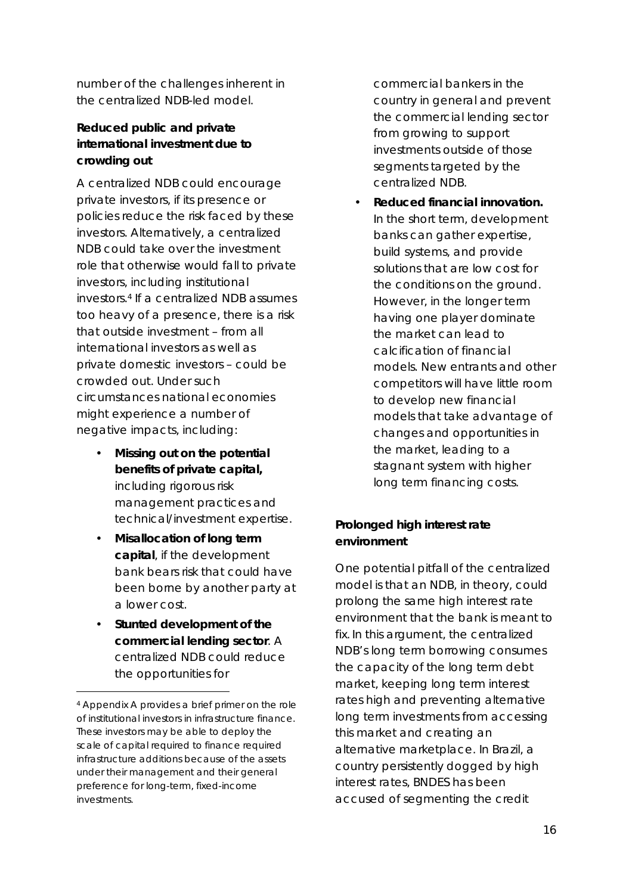number of the challenges inherent in the centralized NDB-led model.

**Reduced public and private international investment due to crowding out**

A centralized NDB could encourage private investors, if its presence or policies reduce the risk faced by these investors. Alternatively, a centralized NDB could take over the investment role that otherwise would fall to private investors, including institutional investors.[4] If a centralized NDB assumes too heavy of a presence, there is a risk that outside investment – from all international investors as well as private domestic investors – could be crowded out. Under such circumstances national economies might experience a number of negative impacts, including:

- **Missing out on the potential benefits of private capital,** including rigorous risk management practices and technical/investment expertise.
- **Misallocation of long term capital**, if the development bank bears risk that could have been borne by another party at a lower cost.
- **Stunted development of the commercial lending sector**. A centralized NDB could reduce the opportunities for commercial bankers in the country in general and prevent the commercial lending sector from growing to support investments outside of those segments targeted by the centralized NDB.
- **Reduced financial innovation.** In the short term, development banks can gather expertise, build systems, and provide solutions that are low cost for the conditions on the ground. However, in the longer term having one player dominate the market can lead to calcification of financial models. New entrants and other competitors will have little room to develop new financial models that take advantage of changes and opportunities in the market, leading to a stagnant system with higher long term financing costs.

**Prolonged high interest rate environment**

One potential pitfall of the centralized model is that an NDB, in theory, could prolong the same high interest rate environment that the bank is meant to fix. In this argument, the centralized NDB's long term borrowing consumes the capacity of the long term debt market, keeping long term interest rates high and preventing alternative long term investments from accessing this market and creating an alternative marketplace. In Brazil, a country persistently dogged by high interest rates, BNDES has been accused of segmenting the credit

[4] Appendix A provides a brief primer on the role of institutional investors in infrastructure finance. These investors may be able to deploy the scale of capital required to finance required infrastructure additions because of the assets under their management and their general preference for long-term, fixed-income investments.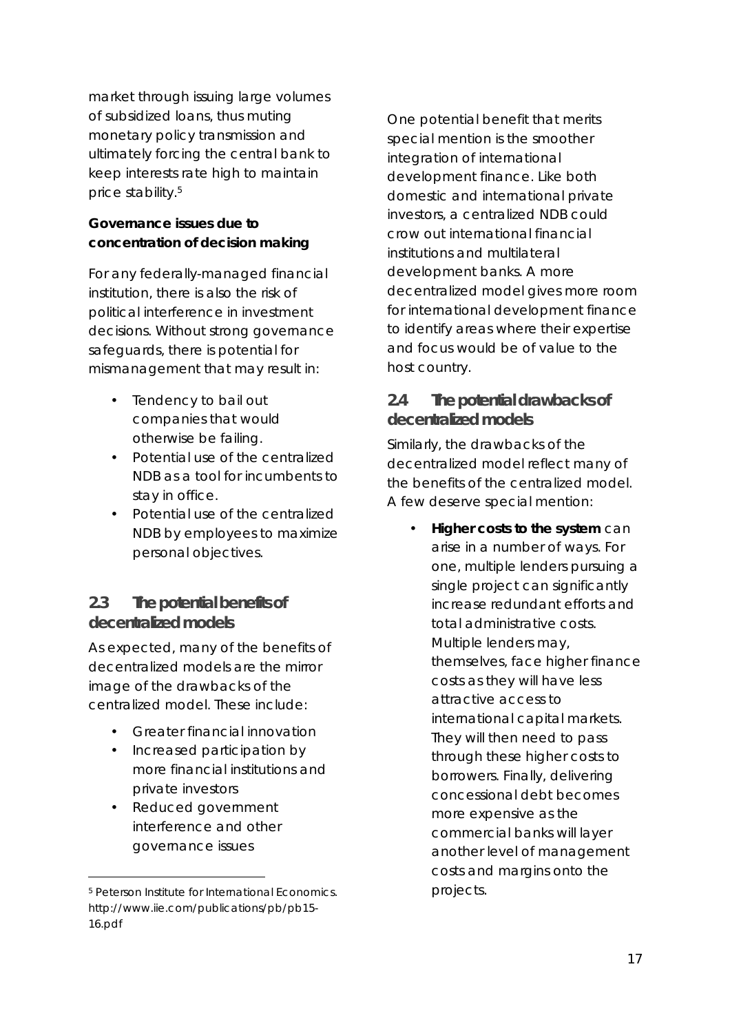market through issuing large volumes of subsidized loans, thus muting monetary policy transmission and ultimately forcing the central bank to keep interests rate high to maintain price stability.[5]

**Governance issues due to concentration of decision making**

For any federally-managed financial institution, there is also the risk of political interference in investment decisions. Without strong governance safeguards, there is potential for mismanagement that may result in:

- Tendency to bail out companies that would otherwise be failing.
- Potential use of the centralized NDB as a tool for incumbents to stay in office.
- Potential use of the centralized NDB by employees to maximize personal objectives.

## 2.3 The potential benefits of decentralized models

As expected, many of the benefits of decentralized models are the mirror image of the drawbacks of the centralized model. These include:

- Greater financial innovation
- Increased participation by more financial institutions and private investors
- Reduced government interference and other governance issues

One potential benefit that merits special mention is the smoother integration of international development finance. Like both domestic and international private investors, a centralized NDB could crow out international financial institutions and multilateral development banks. A more decentralized model gives more room for international development finance to identify areas where their expertise and focus would be of value to the host country.

## 2.4 The potential drawbacks of decentralized models

Similarly, the drawbacks of the decentralized model reflect many of the benefits of the centralized model. A few deserve special mention:

- **Higher costs to the system** can arise in a number of ways. For one, multiple lenders pursuing a single project can significantly increase redundant efforts and total administrative costs. Multiple lenders may, themselves, face higher finance costs as they will have less attractive access to international capital markets. They will then need to pass through these higher costs to borrowers. Finally, delivering concessional debt becomes more expensive as the commercial banks will layer another level of management costs and margins onto the projects.

[5] Peterson Institute for International Economics. http://www.iie.com/publications/pb/pb15-16.pdf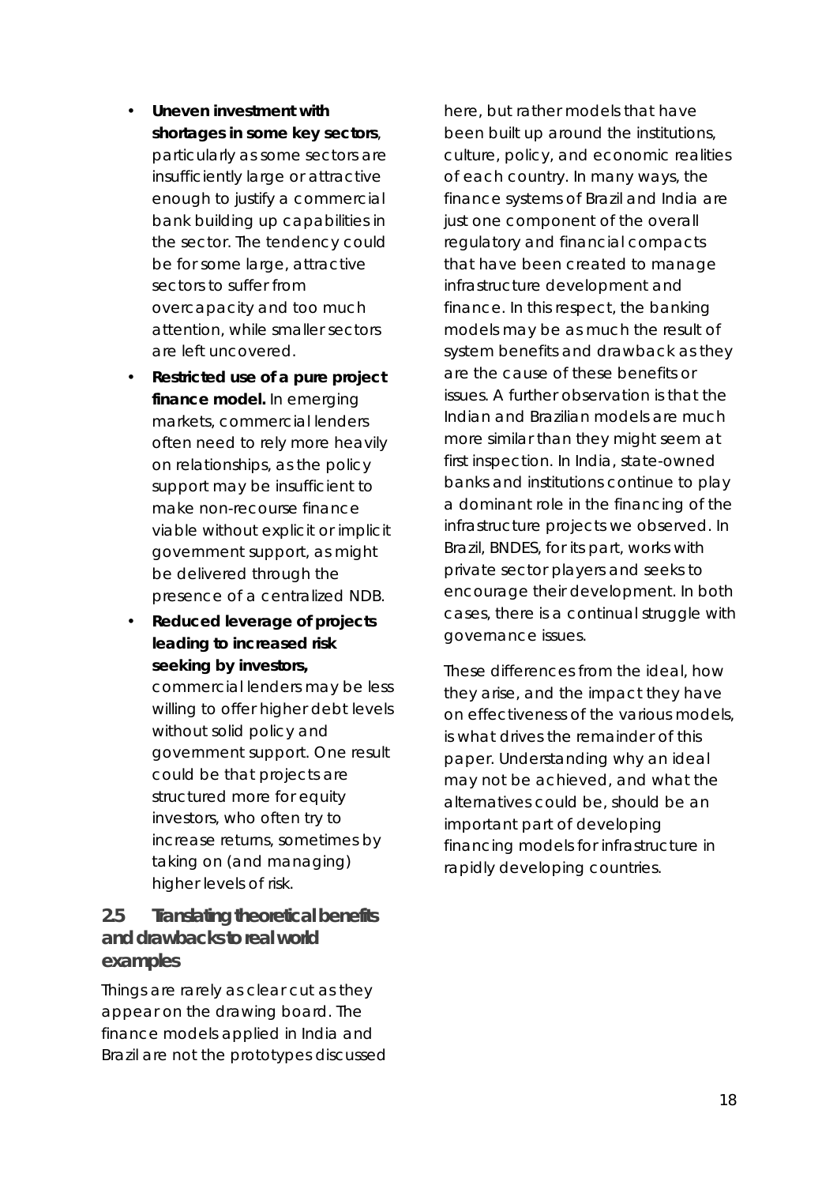- **Uneven investment with shortages in some key sectors**, particularly as some sectors are insufficiently large or attractive enough to justify a commercial bank building up capabilities in the sector. The tendency could be for some large, attractive sectors to suffer from overcapacity and too much attention, while smaller sectors are left uncovered.
- **Restricted use of a pure project finance model.** In emerging markets, commercial lenders often need to rely more heavily on relationships, as the policy support may be insufficient to make non-recourse finance viable without explicit or implicit government support, as might be delivered through the presence of a centralized NDB.
- **Reduced leverage of projects leading to increased risk seeking by investors,** commercial lenders may be less willing to offer higher debt levels without solid policy and government support. One result could be that projects are structured more for equity investors, who often try to increase returns, sometimes by taking on (and managing) higher levels of risk.

## 2.5 Translating theoretical benefits and drawbacks to real world examples

Things are rarely as clear cut as they appear on the drawing board. The finance models applied in India and Brazil are not the prototypes discussed here, but rather models that have been built up around the institutions, culture, policy, and economic realities of each country. In many ways, the finance systems of Brazil and India are just one component of the overall regulatory and financial compacts that have been created to manage infrastructure development and finance. In this respect, the banking models may be as much the result of system benefits and drawback as they are the cause of these benefits or issues. A further observation is that the Indian and Brazilian models are much more similar than they might seem at first inspection. In India, state-owned banks and institutions continue to play a dominant role in the financing of the infrastructure projects we observed. In Brazil, BNDES, for its part, works with private sector players and seeks to encourage their development. In both cases, there is a continual struggle with governance issues.

These differences from the ideal, how they arise, and the impact they have on effectiveness of the various models, is what drives the remainder of this paper. Understanding why an ideal may not be achieved, and what the alternatives could be, should be an important part of developing financing models for infrastructure in rapidly developing countries.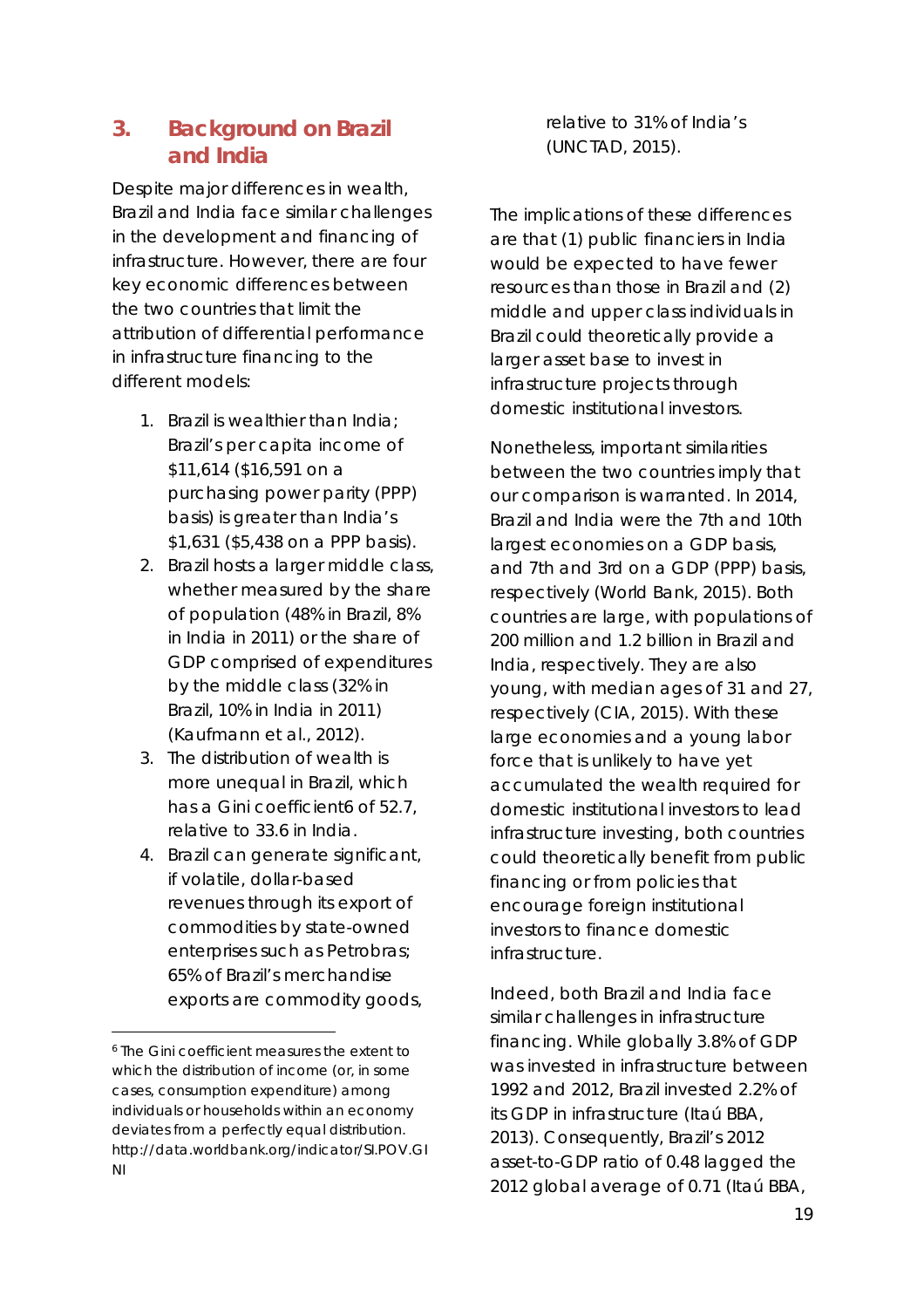## 3. Background on Brazil and India

Despite major differences in wealth, Brazil and India face similar challenges in the development and financing of infrastructure. However, there are four key economic differences between the two countries that limit the attribution of differential performance in infrastructure financing to the different models:

1. Brazil is wealthier than India; Brazil's per capita income of $11,614 ($16,591 on a purchasing power parity (PPP) basis) is greater than India's $1,631 ($5,438 on a PPP basis).
2. Brazil hosts a larger middle class, whether measured by the share of population (48% in Brazil, 8% in India in 2011) or the share of GDP comprised of expenditures by the middle class (32% in Brazil, 10% in India in 2011) (Kaufmann et al., 2012).
3. The distribution of wealth is more unequal in Brazil, which has a Gini coefficient[6] of 52.7, relative to 33.6 in India.
4. Brazil can generate significant, if volatile, dollar-based revenues through its export of commodities by state-owned enterprises such as Petrobras; 65% of Brazil's merchandise exports are commodity goods, relative to 31% of India's (UNCTAD, 2015).

The implications of these differences are that (1) public financiers in India would be expected to have fewer resources than those in Brazil and (2) middle and upper class individuals in Brazil could theoretically provide a larger asset base to invest in infrastructure projects through domestic institutional investors.

Nonetheless, important similarities between the two countries imply that our comparison is warranted. In 2014, Brazil and India were the 7th and 10th largest economies on a GDP basis, and 7th and 3rd on a GDP (PPP) basis, respectively (World Bank, 2015). Both countries are large, with populations of 200 million and 1.2 billion in Brazil and India, respectively. They are also young, with median ages of 31 and 27, respectively (CIA, 2015). With these large economies and a young labor force that is unlikely to have yet accumulated the wealth required for domestic institutional investors to lead infrastructure investing, both countries could theoretically benefit from public financing or from policies that encourage foreign institutional investors to finance domestic infrastructure.

Indeed, both Brazil and India face similar challenges in infrastructure financing. While globally 3.8% of GDP was invested in infrastructure between 1992 and 2012, Brazil invested 2.2% of its GDP in infrastructure (Itaú BBA, 2013). Consequently, Brazil's 2012 asset-to-GDP ratio of 0.48 lagged the 2012 global average of 0.71 (Itaú BBA,

[6] The Gini coefficient measures the extent to which the distribution of income (or, in some cases, consumption expenditure) among individuals or households within an economy deviates from a perfectly equal distribution. http://data.worldbank.org/indicator/SI.POV.GINI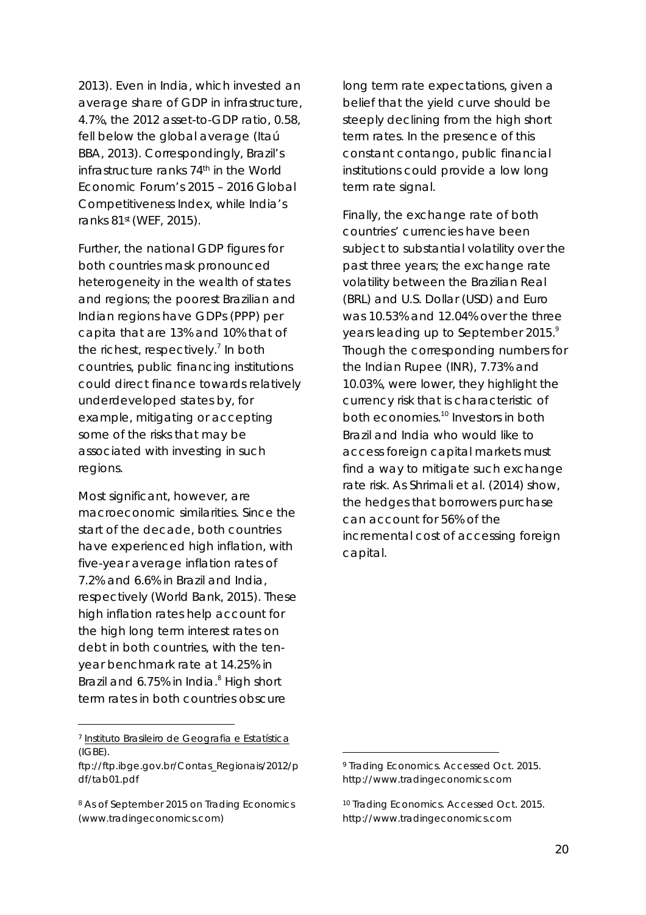2013). Even in India, which invested an average share of GDP in infrastructure, 4.7%, the 2012 asset-to-GDP ratio, 0.58, fell below the global average (Itaú BBA, 2013). Correspondingly, Brazil's infrastructure ranks 74th in the World Economic Forum's 2015 – 2016 Global Competitiveness Index, while India's ranks 81st (WEF, 2015).

Further, the national GDP figures for both countries mask pronounced heterogeneity in the wealth of states and regions; the poorest Brazilian and Indian regions have GDPs (PPP) per capita that are 13% and 10% that of the richest, respectively.[7] In both countries, public financing institutions could direct finance towards relatively underdeveloped states by, for example, mitigating or accepting some of the risks that may be associated with investing in such regions.

Most significant, however, are macroeconomic similarities. Since the start of the decade, both countries have experienced high inflation, with five-year average inflation rates of 7.2% and 6.6% in Brazil and India, respectively (World Bank, 2015). These high inflation rates help account for the high long term interest rates on debt in both countries, with the ten-year benchmark rate at 14.25% in Brazil and 6.75% in India.[8] High short term rates in both countries obscure long term rate expectations, given a belief that the yield curve should be steeply declining from the high short term rates. In the presence of this constant contango, public financial institutions could provide a low long term rate signal.

Finally, the exchange rate of both countries' currencies have been subject to substantial volatility over the past three years; the exchange rate volatility between the Brazilian Real (BRL) and U.S. Dollar (USD) and Euro was 10.53% and 12.04% over the three years leading up to September 2015.[9] Though the corresponding numbers for the Indian Rupee (INR), 7.73% and 10.03%, were lower, they highlight the currency risk that is characteristic of both economies.[10] Investors in both Brazil and India who would like to access foreign capital markets must find a way to mitigate such exchange rate risk. As Shrimali et al. (2014) show, the hedges that borrowers purchase can account for 56% of the incremental cost of accessing foreign capital.

---

[7] Instituto Brasileiro de Geografia e Estatística (IGBE). ftp://ftp.ibge.gov.br/Contas_Regionais/2012/pdf/tab01.pdf

[8] As of September 2015 on Trading Economics (www.tradingeconomics.com)

[9] Trading Economics. Accessed Oct. 2015. http://www.tradingeconomics.com

[10] Trading Economics. Accessed Oct. 2015. http://www.tradingeconomics.com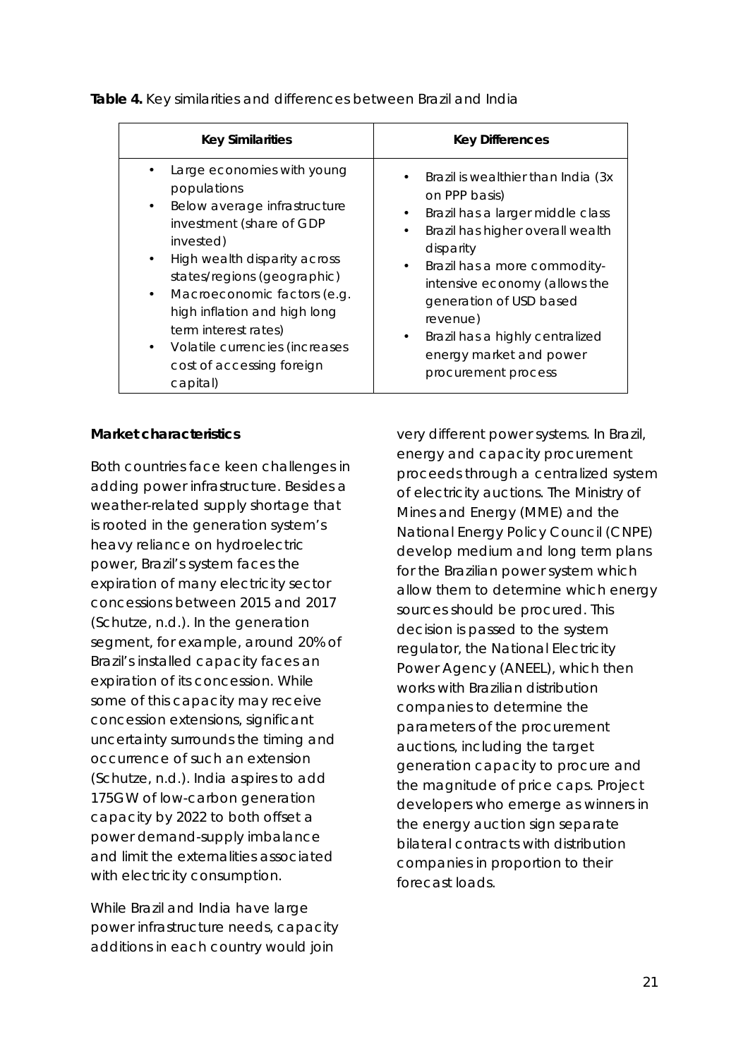**Table 4.** Key similarities and differences between Brazil and India

| Key Similarities | Key Differences |
| --- | --- |
| • Large economies with young populations<br>• Below average infrastructure investment (share of GDP invested)<br>• High wealth disparity across states/regions (geographic)<br>• Macroeconomic factors (e.g. high inflation and high long term interest rates)<br>• Volatile currencies (increases cost of accessing foreign capital) | • Brazil is wealthier than India (3x on PPP basis)<br>• Brazil has a larger middle class<br>• Brazil has higher overall wealth disparity<br>• Brazil has a more commodity-intensive economy (allows the generation of USD based revenue)<br>• Brazil has a highly centralized energy market and power procurement process |

**Market characteristics**

Both countries face keen challenges in adding power infrastructure. Besides a weather-related supply shortage that is rooted in the generation system's heavy reliance on hydroelectric power, Brazil's system faces the expiration of many electricity sector concessions between 2015 and 2017 (Schutze, n.d.). In the generation segment, for example, around 20% of Brazil's installed capacity faces an expiration of its concession. While some of this capacity may receive concession extensions, significant uncertainty surrounds the timing and occurrence of such an extension (Schutze, n.d.). India aspires to add 175GW of low-carbon generation capacity by 2022 to both offset a power demand-supply imbalance and limit the externalities associated with electricity consumption.

While Brazil and India have large power infrastructure needs, capacity additions in each country would join very different power systems. In Brazil, energy and capacity procurement proceeds through a centralized system of electricity auctions. The Ministry of Mines and Energy (MME) and the National Energy Policy Council (CNPE) develop medium and long term plans for the Brazilian power system which allow them to determine which energy sources should be procured. This decision is passed to the system regulator, the National Electricity Power Agency (ANEEL), which then works with Brazilian distribution companies to determine the parameters of the procurement auctions, including the target generation capacity to procure and the magnitude of price caps. Project developers who emerge as winners in the energy auction sign separate bilateral contracts with distribution companies in proportion to their forecast loads.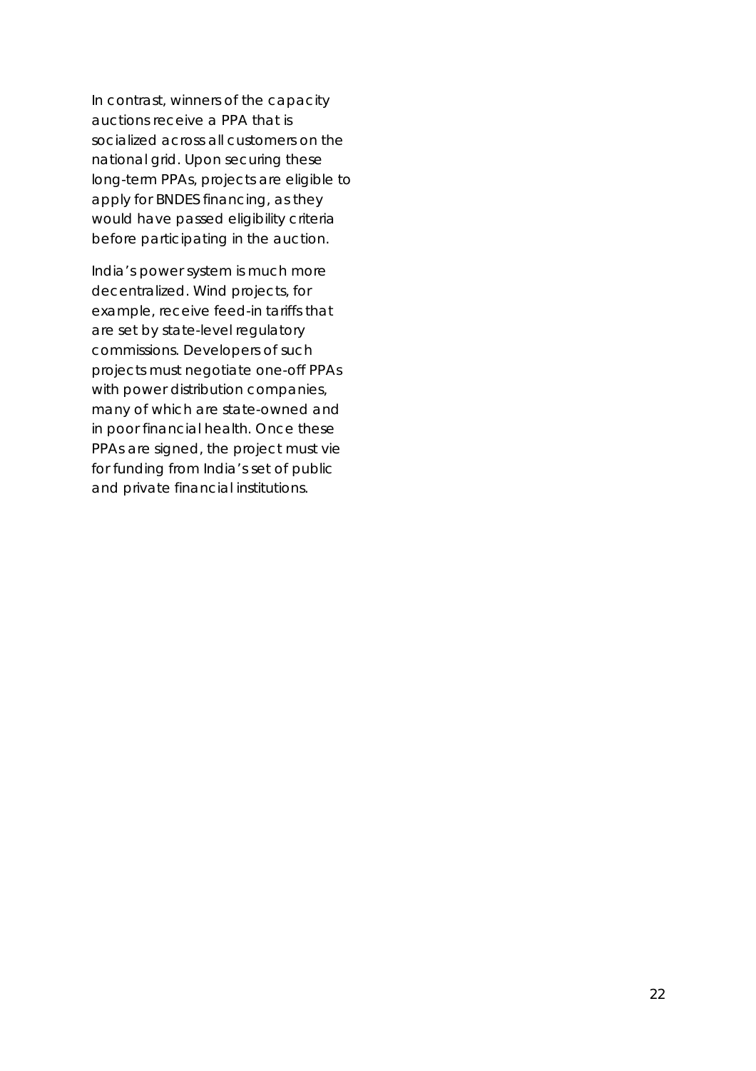In contrast, winners of the capacity auctions receive a PPA that is socialized across all customers on the national grid. Upon securing these long-term PPAs, projects are eligible to apply for BNDES financing, as they would have passed eligibility criteria before participating in the auction.

India's power system is much more decentralized. Wind projects, for example, receive feed-in tariffs that are set by state-level regulatory commissions. Developers of such projects must negotiate one-off PPAs with power distribution companies, many of which are state-owned and in poor financial health. Once these PPAs are signed, the project must vie for funding from India's set of public and private financial institutions.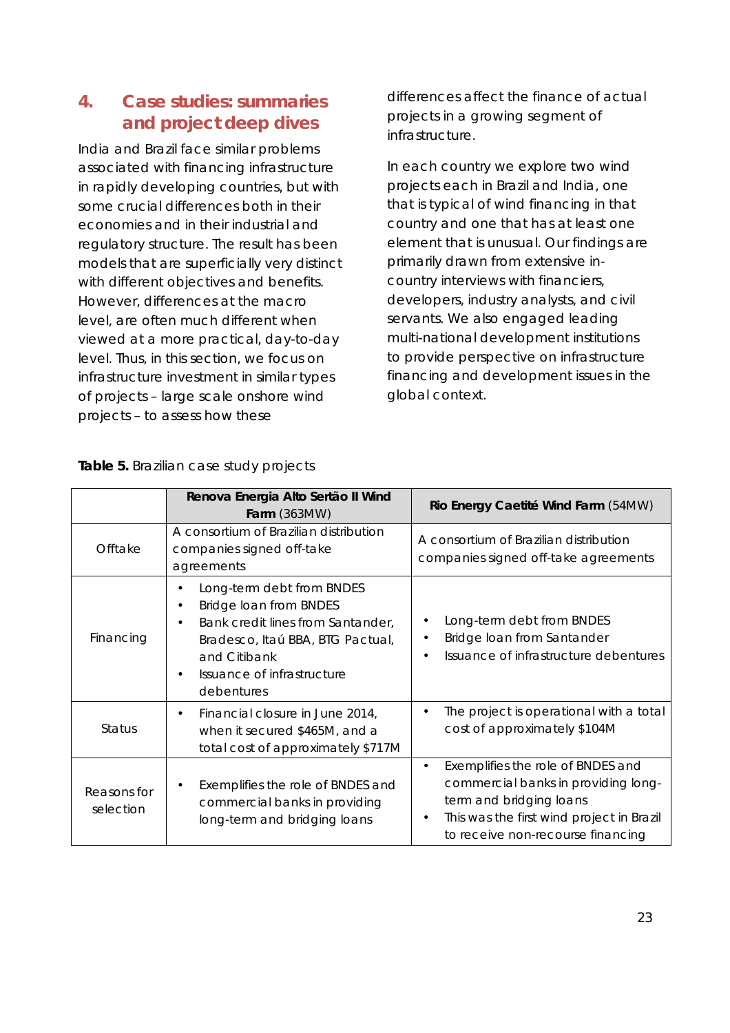## 4. Case studies: summaries and project deep dives

India and Brazil face similar problems associated with financing infrastructure in rapidly developing countries, but with some crucial differences both in their economies and in their industrial and regulatory structure. The result has been models that are superficially very distinct with different objectives and benefits. However, differences at the macro level, are often much different when viewed at a more practical, day-to-day level. Thus, in this section, we focus on infrastructure investment in similar types of projects – large scale onshore wind projects – to assess how these differences affect the finance of actual projects in a growing segment of infrastructure.

In each country we explore two wind projects each in Brazil and India, one that is typical of wind financing in that country and one that has at least one element that is unusual. Our findings are primarily drawn from extensive in-country interviews with financiers, developers, industry analysts, and civil servants. We also engaged leading multi-national development institutions to provide perspective on infrastructure financing and development issues in the global context.

**Table 5.** Brazilian case study projects

| | **Renova Energia Alto Sertão II Wind Farm** (363MW) | **Rio Energy Caetité Wind Farm** (54MW) |
|---|---|---|
| Offtake | A consortium of Brazilian distribution companies signed off-take agreements | A consortium of Brazilian distribution companies signed off-take agreements |
| Financing | • Long-term debt from BNDES<br>• Bridge loan from BNDES<br>• Bank credit lines from Santander, Bradesco, Itaú BBA, BTG Pactual, and Citibank<br>• Issuance of infrastructure debentures | • Long-term debt from BNDES<br>• Bridge loan from Santander<br>• Issuance of infrastructure debentures |
| Status | • Financial closure in June 2014, when it secured $465M, and a total cost of approximately $717M | • The project is operational with a total cost of approximately $104M |
| Reasons for selection | • Exemplifies the role of BNDES and commercial banks in providing long-term and bridging loans | • Exemplifies the role of BNDES and commercial banks in providing long-term and bridging loans<br>• This was the first wind project in Brazil to receive non-recourse financing |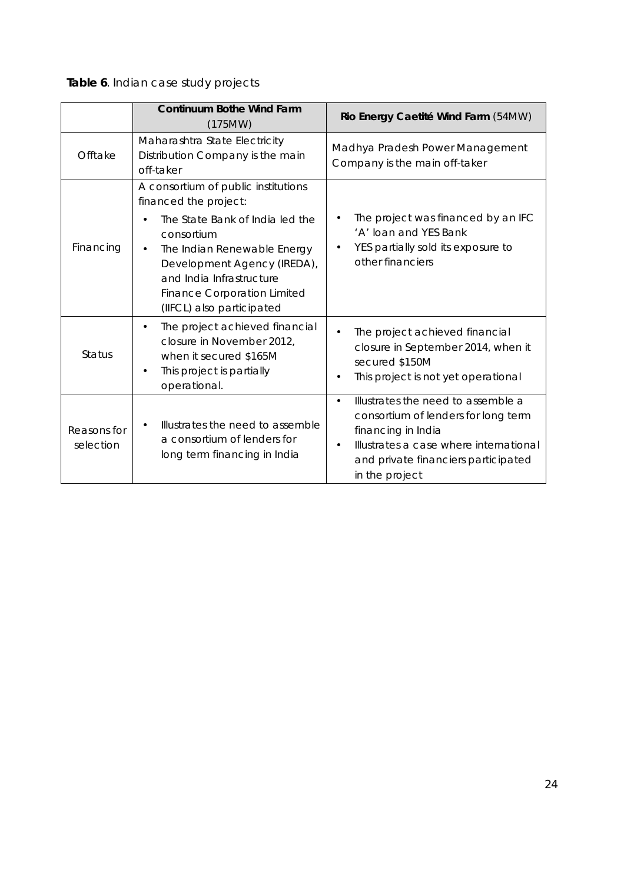**Table 6**. Indian case study projects

| | **Continuum Bothe Wind Farm** (175MW) | **Rio Energy Caetité Wind Farm** (54MW) |
|---|---|---|
| Offtake | Maharashtra State Electricity Distribution Company is the main off-taker | Madhya Pradesh Power Management Company is the main off-taker |
| Financing | A consortium of public institutions financed the project:<br>• The State Bank of India led the consortium<br>• The Indian Renewable Energy Development Agency (IREDA), and India Infrastructure Finance Corporation Limited (IIFCL) also participated | • The project was financed by an IFC 'A' loan and YES Bank<br>• YES partially sold its exposure to other financiers |
| Status | • The project achieved financial closure in November 2012, when it secured $165M<br>• This project is partially operational. | • The project achieved financial closure in September 2014, when it secured $150M<br>• This project is not yet operational |
| Reasons for selection | • Illustrates the need to assemble a consortium of lenders for long term financing in India | • Illustrates the need to assemble a consortium of lenders for long term financing in India<br>• Illustrates a case where international and private financiers participated in the project |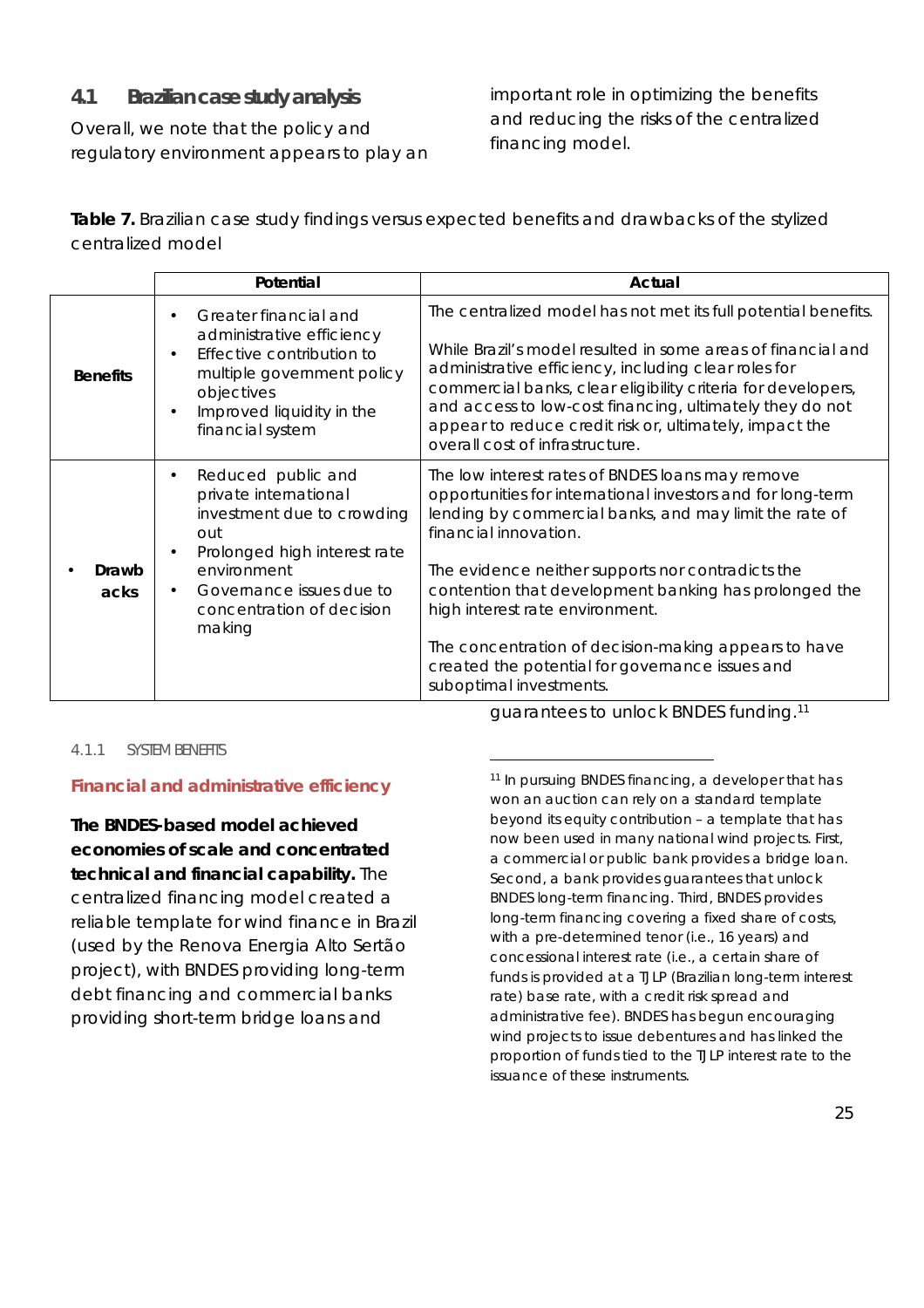## 4.1 Brazilian case study analysis

Overall, we note that the policy and regulatory environment appears to play an important role in optimizing the benefits and reducing the risks of the centralized financing model.

**Table 7.** Brazilian case study findings versus expected benefits and drawbacks of the stylized centralized model

| | Potential | Actual |
|---|---|---|
| **Benefits** | • Greater financial and administrative efficiency<br>• Effective contribution to multiple government policy objectives<br>• Improved liquidity in the financial system | The centralized model has not met its full potential benefits.<br><br>While Brazil's model resulted in some areas of financial and administrative efficiency, including clear roles for commercial banks, clear eligibility criteria for developers, and access to low-cost financing, ultimately they do not appear to reduce credit risk or, ultimately, impact the overall cost of infrastructure. |
| • **Drawbacks** | • Reduced public and private international investment due to crowding out<br>• Prolonged high interest rate environment<br>• Governance issues due to concentration of decision making | The low interest rates of BNDES loans may remove opportunities for international investors and for long-term lending by commercial banks, and may limit the rate of financial innovation.<br><br>The evidence neither supports nor contradicts the contention that development banking has prolonged the high interest rate environment.<br><br>The concentration of decision-making appears to have created the potential for governance issues and suboptimal investments. |

#### 4.1.1 SYSTEM BENEFITS

**Financial and administrative efficiency**

**The BNDES-based model achieved economies of scale and concentrated technical and financial capability.** The centralized financing model created a reliable template for wind finance in Brazil (used by the Renova Energia Alto Sertão project), with BNDES providing long-term debt financing and commercial banks providing short-term bridge loans and guarantees to unlock BNDES funding.[11]

[11] In pursuing BNDES financing, a developer that has won an auction can rely on a standard template beyond its equity contribution – a template that has now been used in many national wind projects. First, a commercial or public bank provides a bridge loan. Second, a bank provides guarantees that unlock BNDES long-term financing. Third, BNDES provides long-term financing covering a fixed share of costs, with a pre-determined tenor (i.e., 16 years) and concessional interest rate (i.e., a certain share of funds is provided at a TJLP (Brazilian long-term interest rate) base rate, with a credit risk spread and administrative fee). BNDES has begun encouraging wind projects to issue debentures and has linked the proportion of funds tied to the TJLP interest rate to the issuance of these instruments.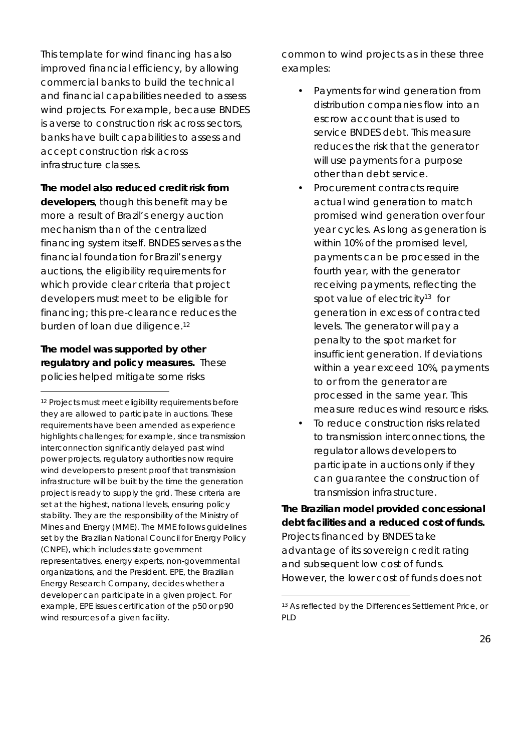This template for wind financing has also improved financial efficiency, by allowing commercial banks to build the technical and financial capabilities needed to assess wind projects. For example, because BNDES is averse to construction risk across sectors, banks have built capabilities to assess and accept construction risk across infrastructure classes.

**The model also reduced credit risk from developers**, though this benefit may be more a result of Brazil's energy auction mechanism than of the centralized financing system itself. BNDES serves as the financial foundation for Brazil's energy auctions, the eligibility requirements for which provide clear criteria that project developers must meet to be eligible for financing; this pre-clearance reduces the burden of loan due diligence.[12]

**The model was supported by other regulatory and policy measures.** These policies helped mitigate some risks common to wind projects as in these three examples:

- Payments for wind generation from distribution companies flow into an escrow account that is used to service BNDES debt. This measure reduces the risk that the generator will use payments for a purpose other than debt service.
- Procurement contracts require actual wind generation to match promised wind generation over four year cycles. As long as generation is within 10% of the promised level, payments can be processed in the fourth year, with the generator receiving payments, reflecting the spot value of electricity[13] for generation in excess of contracted levels. The generator will pay a penalty to the spot market for insufficient generation. If deviations within a year exceed 10%, payments to or from the generator are processed in the same year. This measure reduces wind resource risks.
- To reduce construction risks related to transmission interconnections, the regulator allows developers to participate in auctions only if they can guarantee the construction of transmission infrastructure.

**The Brazilian model provided concessional debt facilities and a reduced cost of funds.** Projects financed by BNDES take advantage of its sovereign credit rating and subsequent low cost of funds. However, the lower cost of funds does not

[12] Projects must meet eligibility requirements before they are allowed to participate in auctions. These requirements have been amended as experience highlights challenges; for example, since transmission interconnection significantly delayed past wind power projects, regulatory authorities now require wind developers to present proof that transmission infrastructure will be built by the time the generation project is ready to supply the grid. These criteria are set at the highest, national levels, ensuring policy stability. They are the responsibility of the Ministry of Mines and Energy (MME). The MME follows guidelines set by the Brazilian National Council for Energy Policy (CNPE), which includes state government representatives, energy experts, non-governmental organizations, and the President. EPE, the Brazilian Energy Research Company, decides whether a developer can participate in a given project. For example, EPE issues certification of the p50 or p90 wind resources of a given facility.

[13] As reflected by the Differences Settlement Price, or PLD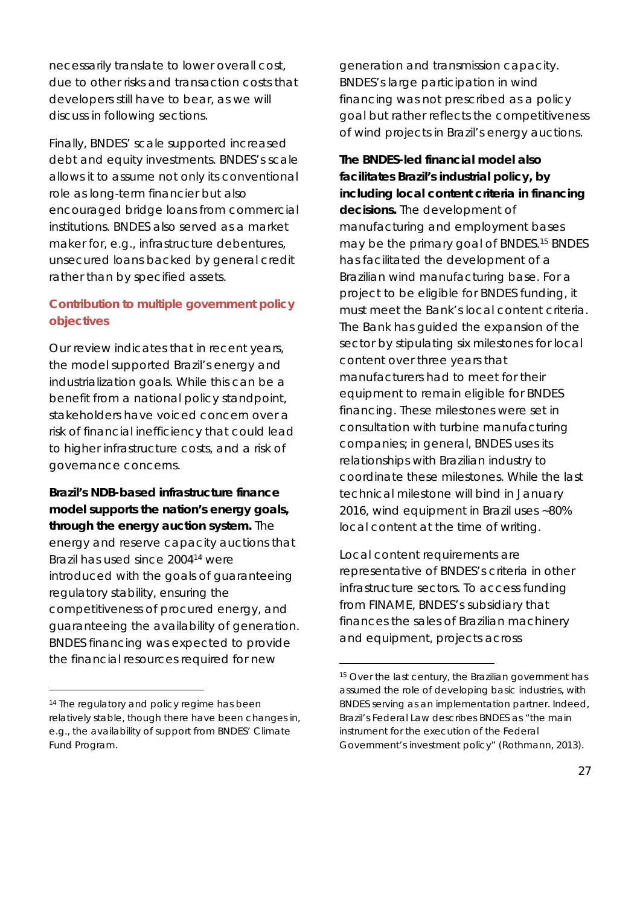necessarily translate to lower overall cost, due to other risks and transaction costs that developers still have to bear, as we will discuss in following sections.

Finally, BNDES' scale supported increased debt and equity investments. BNDES's scale allows it to assume not only its conventional role as long-term financier but also encouraged bridge loans from commercial institutions. BNDES also served as a market maker for, e.g., infrastructure debentures, unsecured loans backed by general credit rather than by specified assets.

### Contribution to multiple government policy objectives

Our review indicates that in recent years, the model supported Brazil's energy and industrialization goals. While this can be a benefit from a national policy standpoint, stakeholders have voiced concern over a risk of financial inefficiency that could lead to higher infrastructure costs, and a risk of governance concerns.

**Brazil's NDB-based infrastructure finance model supports the nation's energy goals, through the energy auction system.** The energy and reserve capacity auctions that Brazil has used since 2004[14] were introduced with the goals of guaranteeing regulatory stability, ensuring the competitiveness of procured energy, and guaranteeing the availability of generation. BNDES financing was expected to provide the financial resources required for new generation and transmission capacity. BNDES's large participation in wind financing was not prescribed as a policy goal but rather reflects the competitiveness of wind projects in Brazil's energy auctions.

**The BNDES-led financial model also facilitates Brazil's industrial policy, by including local content criteria in financing decisions.** The development of manufacturing and employment bases may be the primary goal of BNDES.[15] BNDES has facilitated the development of a Brazilian wind manufacturing base. For a project to be eligible for BNDES funding, it must meet the Bank's local content criteria. The Bank has guided the expansion of the sector by stipulating six milestones for local content over three years that manufacturers had to meet for their equipment to remain eligible for BNDES financing. These milestones were set in consultation with turbine manufacturing companies; in general, BNDES uses its relationships with Brazilian industry to coordinate these milestones. While the last technical milestone will bind in January 2016, wind equipment in Brazil uses ~80% local content at the time of writing.

Local content requirements are representative of BNDES's criteria in other infrastructure sectors. To access funding from FINAME, BNDES's subsidiary that finances the sales of Brazilian machinery and equipment, projects across

---

[14] The regulatory and policy regime has been relatively stable, though there have been changes in, e.g., the availability of support from BNDES' Climate Fund Program.

[15] Over the last century, the Brazilian government has assumed the role of developing basic industries, with BNDES serving as an implementation partner. Indeed, Brazil's Federal Law describes BNDES as "the main instrument for the execution of the Federal Government's investment policy" (Rothmann, 2013).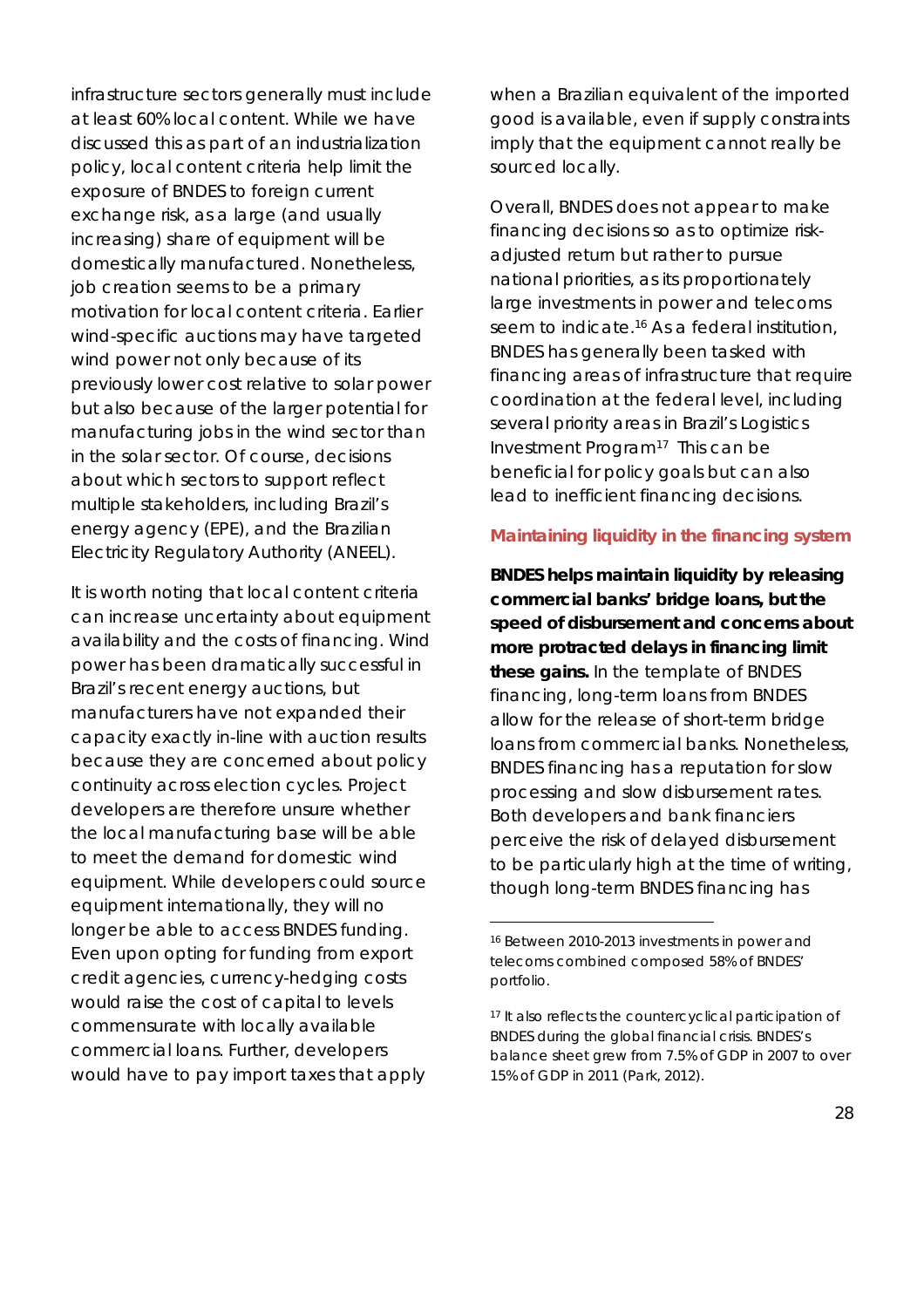infrastructure sectors generally must include at least 60% local content. While we have discussed this as part of an industrialization policy, local content criteria help limit the exposure of BNDES to foreign current exchange risk, as a large (and usually increasing) share of equipment will be domestically manufactured. Nonetheless, job creation seems to be a primary motivation for local content criteria. Earlier wind-specific auctions may have targeted wind power not only because of its previously lower cost relative to solar power but also because of the larger potential for manufacturing jobs in the wind sector than in the solar sector. Of course, decisions about which sectors to support reflect multiple stakeholders, including Brazil's energy agency (EPE), and the Brazilian Electricity Regulatory Authority (ANEEL).

It is worth noting that local content criteria can increase uncertainty about equipment availability and the costs of financing. Wind power has been dramatically successful in Brazil's recent energy auctions, but manufacturers have not expanded their capacity exactly in-line with auction results because they are concerned about policy continuity across election cycles. Project developers are therefore unsure whether the local manufacturing base will be able to meet the demand for domestic wind equipment. While developers could source equipment internationally, they will no longer be able to access BNDES funding. Even upon opting for funding from export credit agencies, currency-hedging costs would raise the cost of capital to levels commensurate with locally available commercial loans. Further, developers would have to pay import taxes that apply when a Brazilian equivalent of the imported good is available, even if supply constraints imply that the equipment cannot really be sourced locally.

Overall, BNDES does not appear to make financing decisions so as to optimize risk-adjusted return but rather to pursue national priorities, as its proportionately large investments in power and telecoms seem to indicate.[16] As a federal institution, BNDES has generally been tasked with financing areas of infrastructure that require coordination at the federal level, including several priority areas in Brazil's Logistics Investment Program[17] This can be beneficial for policy goals but can also lead to inefficient financing decisions.

### Maintaining liquidity in the financing system

**BNDES helps maintain liquidity by releasing commercial banks' bridge loans, but the speed of disbursement and concerns about more protracted delays in financing limit these gains.** In the template of BNDES financing, long-term loans from BNDES allow for the release of short-term bridge loans from commercial banks. Nonetheless, BNDES financing has a reputation for slow processing and slow disbursement rates. Both developers and bank financiers perceive the risk of delayed disbursement to be particularly high at the time of writing, though long-term BNDES financing has

[16] Between 2010-2013 investments in power and telecoms combined composed 58% of BNDES' portfolio.

[17] It also reflects the countercyclical participation of BNDES during the global financial crisis. BNDES's balance sheet grew from 7.5% of GDP in 2007 to over 15% of GDP in 2011 (Park, 2012).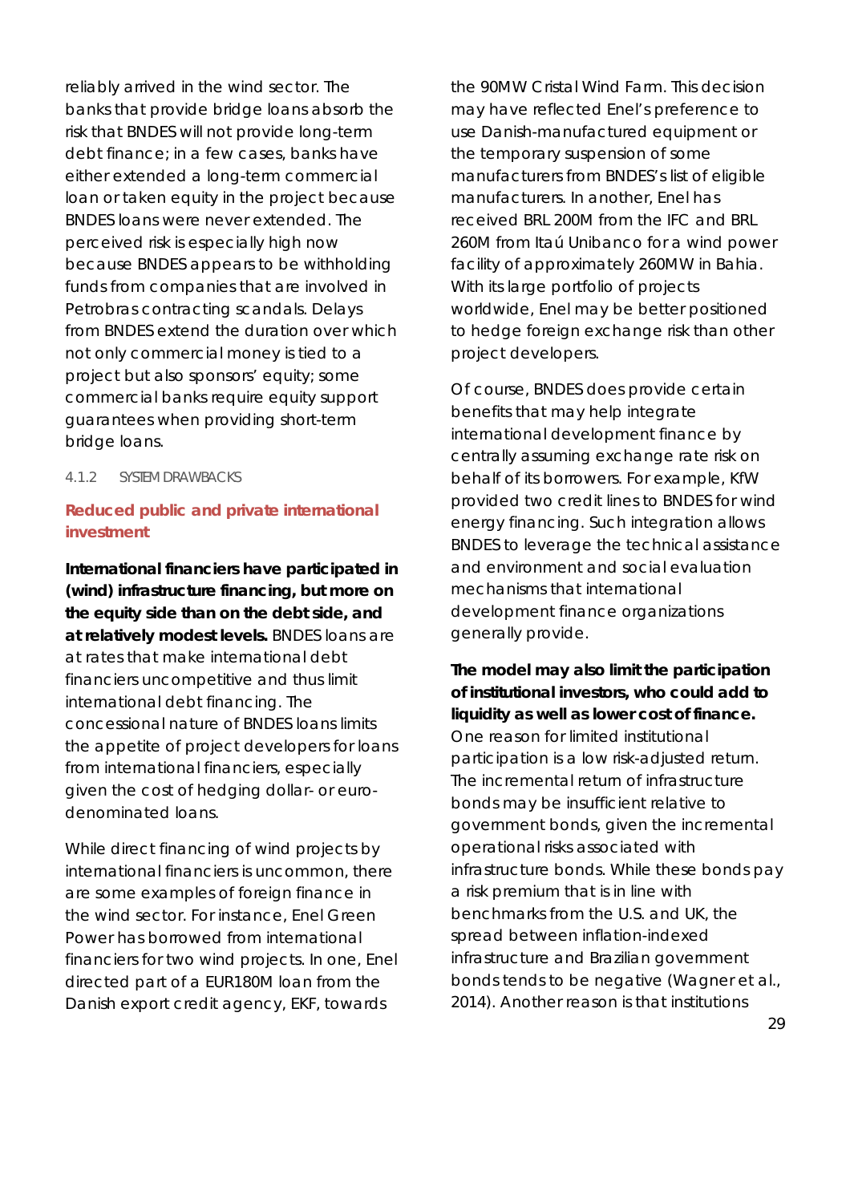reliably arrived in the wind sector. The banks that provide bridge loans absorb the risk that BNDES will not provide long-term debt finance; in a few cases, banks have either extended a long-term commercial loan or taken equity in the project because BNDES loans were never extended. The perceived risk is especially high now because BNDES appears to be withholding funds from companies that are involved in Petrobras contracting scandals. Delays from BNDES extend the duration over which not only commercial money is tied to a project but also sponsors' equity; some commercial banks require equity support guarantees when providing short-term bridge loans.

#### 4.1.2 SYSTEM DRAWBACKS

### Reduced public and private international investment

**International financiers have participated in (wind) infrastructure financing, but more on the equity side than on the debt side, and at relatively modest levels.** BNDES loans are at rates that make international debt financiers uncompetitive and thus limit international debt financing. The concessional nature of BNDES loans limits the appetite of project developers for loans from international financiers, especially given the cost of hedging dollar- or euro-denominated loans.

While direct financing of wind projects by international financiers is uncommon, there are some examples of foreign finance in the wind sector. For instance, Enel Green Power has borrowed from international financiers for two wind projects. In one, Enel directed part of a EUR180M loan from the Danish export credit agency, EKF, towards the 90MW Cristal Wind Farm. This decision may have reflected Enel's preference to use Danish-manufactured equipment or the temporary suspension of some manufacturers from BNDES's list of eligible manufacturers. In another, Enel has received BRL 200M from the IFC and BRL 260M from Itaú Unibanco for a wind power facility of approximately 260MW in Bahia. With its large portfolio of projects worldwide, Enel may be better positioned to hedge foreign exchange risk than other project developers.

Of course, BNDES does provide certain benefits that may help integrate international development finance by centrally assuming exchange rate risk on behalf of its borrowers. For example, KfW provided two credit lines to BNDES for wind energy financing. Such integration allows BNDES to leverage the technical assistance and environment and social evaluation mechanisms that international development finance organizations generally provide.

**The model may also limit the participation of institutional investors, who could add to liquidity as well as lower cost of finance.** One reason for limited institutional participation is a low risk-adjusted return. The incremental return of infrastructure bonds may be insufficient relative to government bonds, given the incremental operational risks associated with infrastructure bonds. While these bonds pay a risk premium that is in line with benchmarks from the U.S. and UK, the spread between inflation-indexed infrastructure and Brazilian government bonds tends to be negative (Wagner et al., 2014). Another reason is that institutions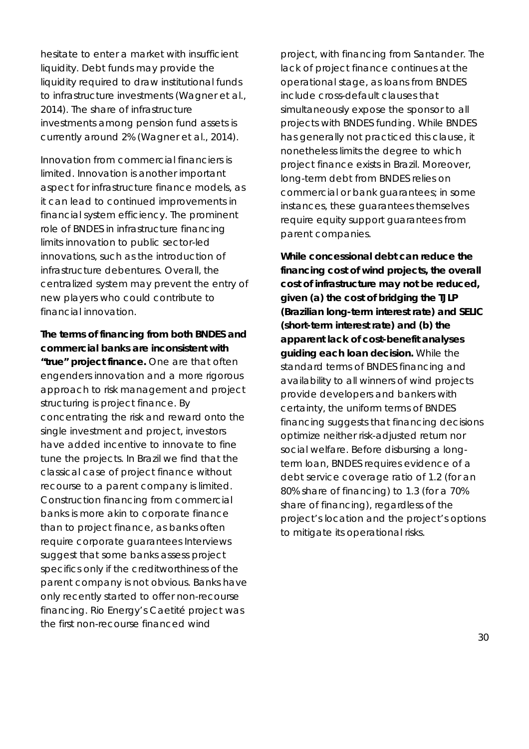hesitate to enter a market with insufficient liquidity. Debt funds may provide the liquidity required to draw institutional funds to infrastructure investments (Wagner et al., 2014). The share of infrastructure investments among pension fund assets is currently around 2% (Wagner et al., 2014).

Innovation from commercial financiers is limited. Innovation is another important aspect for infrastructure finance models, as it can lead to continued improvements in financial system efficiency. The prominent role of BNDES in infrastructure financing limits innovation to public sector-led innovations, such as the introduction of infrastructure debentures. Overall, the centralized system may prevent the entry of new players who could contribute to financial innovation.

**The terms of financing from both BNDES and commercial banks are inconsistent with "true" project finance.** One are that often engenders innovation and a more rigorous approach to risk management and project structuring is project finance. By concentrating the risk and reward onto the single investment and project, investors have added incentive to innovate to fine tune the projects. In Brazil we find that the classical case of project finance without recourse to a parent company is limited. Construction financing from commercial banks is more akin to corporate finance than to project finance, as banks often require corporate guarantees Interviews suggest that some banks assess project specifics only if the creditworthiness of the parent company is not obvious. Banks have only recently started to offer non-recourse financing. Rio Energy's Caetité project was the first non-recourse financed wind project, with financing from Santander. The lack of project finance continues at the operational stage, as loans from BNDES include cross-default clauses that simultaneously expose the sponsor to all projects with BNDES funding. While BNDES has generally not practiced this clause, it nonetheless limits the degree to which project finance exists in Brazil. Moreover, long-term debt from BNDES relies on commercial or bank guarantees; in some instances, these guarantees themselves require equity support guarantees from parent companies.

**While concessional debt can reduce the financing cost of wind projects, the overall cost of infrastructure may not be reduced, given (a) the cost of bridging the TJLP (Brazilian long-term interest rate) and SELIC (short-term interest rate) and (b) the apparent lack of cost-benefit analyses guiding each loan decision.** While the standard terms of BNDES financing and availability to all winners of wind projects provide developers and bankers with certainty, the uniform terms of BNDES financing suggests that financing decisions optimize neither risk-adjusted return nor social welfare. Before disbursing a long-term loan, BNDES requires evidence of a debt service coverage ratio of 1.2 (for an 80% share of financing) to 1.3 (for a 70% share of financing), regardless of the project's location and the project's options to mitigate its operational risks.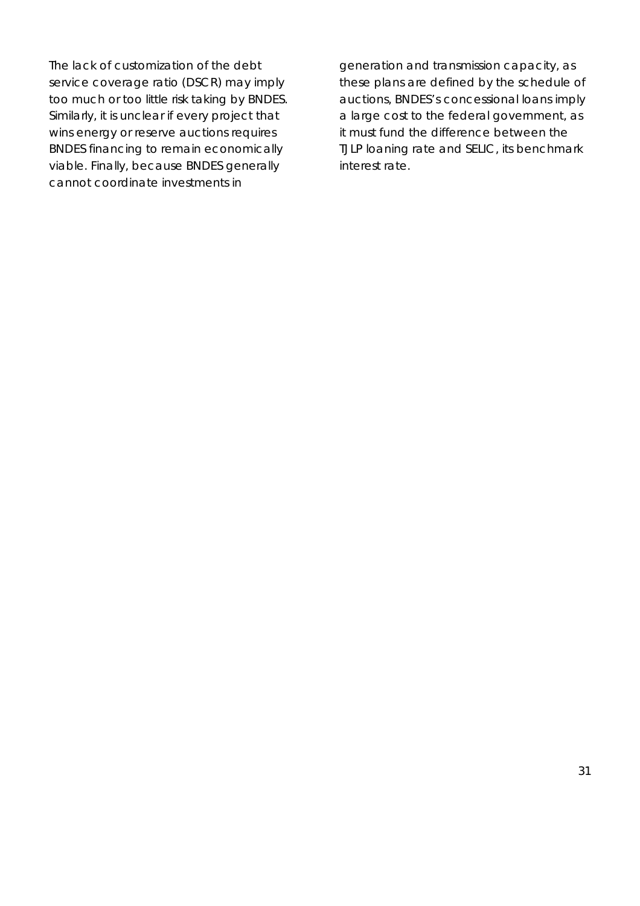The lack of customization of the debt service coverage ratio (DSCR) may imply too much or too little risk taking by BNDES. Similarly, it is unclear if every project that wins energy or reserve auctions requires BNDES financing to remain economically viable. Finally, because BNDES generally cannot coordinate investments in generation and transmission capacity, as these plans are defined by the schedule of auctions, BNDES's concessional loans imply a large cost to the federal government, as it must fund the difference between the TJLP loaning rate and SELIC, its benchmark interest rate.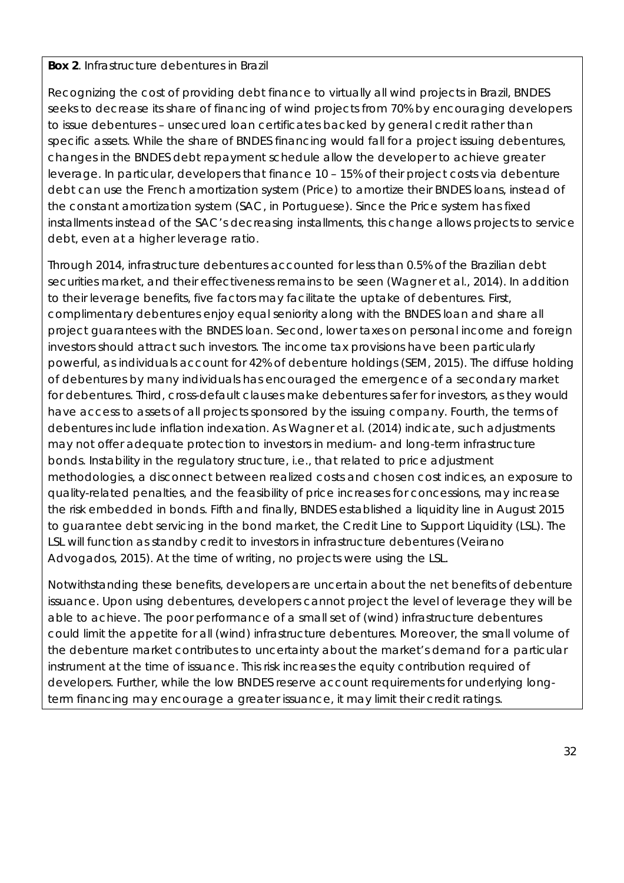**Box 2**. Infrastructure debentures in Brazil

Recognizing the cost of providing debt finance to virtually all wind projects in Brazil, BNDES seeks to decrease its share of financing of wind projects from 70% by encouraging developers to issue debentures – unsecured loan certificates backed by general credit rather than specific assets. While the share of BNDES financing would fall for a project issuing debentures, changes in the BNDES debt repayment schedule allow the developer to achieve greater leverage. In particular, developers that finance 10 – 15% of their project costs via debenture debt can use the French amortization system (Price) to amortize their BNDES loans, instead of the constant amortization system (SAC, in Portuguese). Since the Price system has fixed installments instead of the SAC's decreasing installments, this change allows projects to service debt, even at a higher leverage ratio.

Through 2014, infrastructure debentures accounted for less than 0.5% of the Brazilian debt securities market, and their effectiveness remains to be seen (Wagner et al., 2014). In addition to their leverage benefits, five factors may facilitate the uptake of debentures. First, complimentary debentures enjoy equal seniority along with the BNDES loan and share all project guarantees with the BNDES loan. Second, lower taxes on personal income and foreign investors should attract such investors. The income tax provisions have been particularly powerful, as individuals account for 42% of debenture holdings (SEM, 2015). The diffuse holding of debentures by many individuals has encouraged the emergence of a secondary market for debentures. Third, cross-default clauses make debentures safer for investors, as they would have access to assets of all projects sponsored by the issuing company. Fourth, the terms of debentures include inflation indexation. As Wagner et al. (2014) indicate, such adjustments may not offer adequate protection to investors in medium- and long-term infrastructure bonds. Instability in the regulatory structure, i.e., that related to price adjustment methodologies, a disconnect between realized costs and chosen cost indices, an exposure to quality-related penalties, and the feasibility of price increases for concessions, may increase the risk embedded in bonds. Fifth and finally, BNDES established a liquidity line in August 2015 to guarantee debt servicing in the bond market, the Credit Line to Support Liquidity (LSL). The LSL will function as standby credit to investors in infrastructure debentures (Veirano Advogados, 2015). At the time of writing, no projects were using the LSL.

Notwithstanding these benefits, developers are uncertain about the net benefits of debenture issuance. Upon using debentures, developers cannot project the level of leverage they will be able to achieve. The poor performance of a small set of (wind) infrastructure debentures could limit the appetite for all (wind) infrastructure debentures. Moreover, the small volume of the debenture market contributes to uncertainty about the market's demand for a particular instrument at the time of issuance. This risk increases the equity contribution required of developers. Further, while the low BNDES reserve account requirements for underlying long-term financing may encourage a greater issuance, it may limit their credit ratings.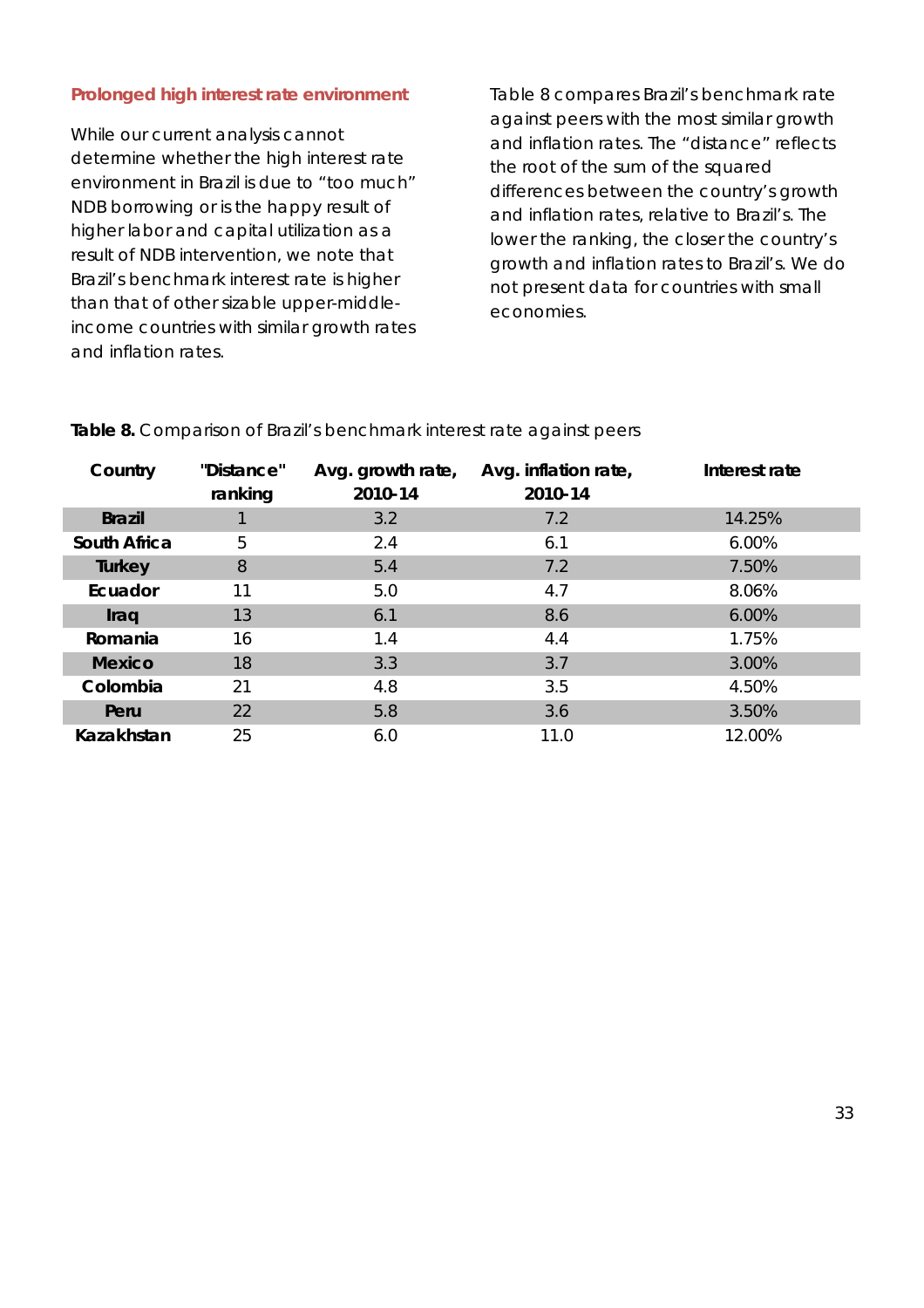### Prolonged high interest rate environment

While our current analysis cannot determine whether the high interest rate environment in Brazil is due to "too much" NDB borrowing or is the happy result of higher labor and capital utilization as a result of NDB intervention, we note that Brazil's benchmark interest rate is higher than that of other sizable upper-middle-income countries with similar growth rates and inflation rates.

Table 8 compares Brazil's benchmark rate against peers with the most similar growth and inflation rates. The "distance" reflects the root of the sum of the squared differences between the country's growth and inflation rates, relative to Brazil's. The lower the ranking, the closer the country's growth and inflation rates to Brazil's. We do not present data for countries with small economies.

**Table 8.** Comparison of Brazil's benchmark interest rate against peers

| Country | "Distance" ranking | Avg. growth rate, 2010-14 | Avg. inflation rate, 2010-14 | Interest rate |
|---|---|---|---|---|
| **Brazil** | 1 | 3.2 | 7.2 | 14.25% |
| **South Africa** | 5 | 2.4 | 6.1 | 6.00% |
| **Turkey** | 8 | 5.4 | 7.2 | 7.50% |
| **Ecuador** | 11 | 5.0 | 4.7 | 8.06% |
| **Iraq** | 13 | 6.1 | 8.6 | 6.00% |
| **Romania** | 16 | 1.4 | 4.4 | 1.75% |
| **Mexico** | 18 | 3.3 | 3.7 | 3.00% |
| **Colombia** | 21 | 4.8 | 3.5 | 4.50% |
| **Peru** | 22 | 5.8 | 3.6 | 3.50% |
| **Kazakhstan** | 25 | 6.0 | 11.0 | 12.00% |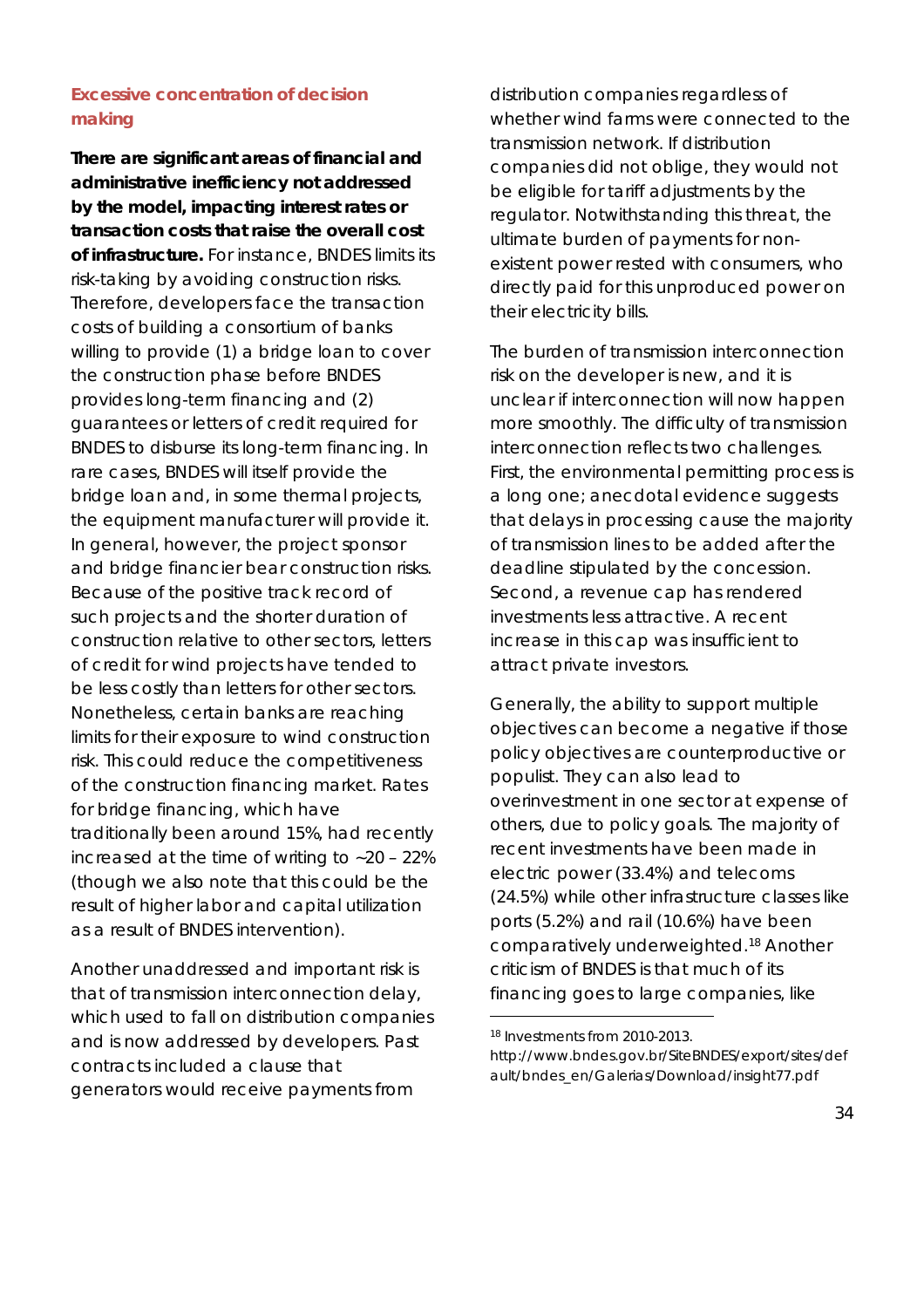### Excessive concentration of decision making

**There are significant areas of financial and administrative inefficiency not addressed by the model, impacting interest rates or transaction costs that raise the overall cost of infrastructure.** For instance, BNDES limits its risk-taking by avoiding construction risks. Therefore, developers face the transaction costs of building a consortium of banks willing to provide (1) a bridge loan to cover the construction phase before BNDES provides long-term financing and (2) guarantees or letters of credit required for BNDES to disburse its long-term financing. In rare cases, BNDES will itself provide the bridge loan and, in some thermal projects, the equipment manufacturer will provide it. In general, however, the project sponsor and bridge financier bear construction risks. Because of the positive track record of such projects and the shorter duration of construction relative to other sectors, letters of credit for wind projects have tended to be less costly than letters for other sectors. Nonetheless, certain banks are reaching limits for their exposure to wind construction risk. This could reduce the competitiveness of the construction financing market. Rates for bridge financing, which have traditionally been around 15%, had recently increased at the time of writing to ~20 – 22% (though we also note that this could be the result of higher labor and capital utilization as a result of BNDES intervention).

Another unaddressed and important risk is that of transmission interconnection delay, which used to fall on distribution companies and is now addressed by developers. Past contracts included a clause that generators would receive payments from distribution companies regardless of whether wind farms were connected to the transmission network. If distribution companies did not oblige, they would not be eligible for tariff adjustments by the regulator. Notwithstanding this threat, the ultimate burden of payments for non-existent power rested with consumers, who directly paid for this unproduced power on their electricity bills.

The burden of transmission interconnection risk on the developer is new, and it is unclear if interconnection will now happen more smoothly. The difficulty of transmission interconnection reflects two challenges. First, the environmental permitting process is a long one; anecdotal evidence suggests that delays in processing cause the majority of transmission lines to be added after the deadline stipulated by the concession. Second, a revenue cap has rendered investments less attractive. A recent increase in this cap was insufficient to attract private investors.

Generally, the ability to support multiple objectives can become a negative if those policy objectives are counterproductive or populist. They can also lead to overinvestment in one sector at expense of others, due to policy goals. The majority of recent investments have been made in electric power (33.4%) and telecoms (24.5%) while other infrastructure classes like ports (5.2%) and rail (10.6%) have been comparatively underweighted.[18] Another criticism of BNDES is that much of its financing goes to large companies, like

[18] Investments from 2010-2013. http://www.bndes.gov.br/SiteBNDES/export/sites/default/bndes_en/Galerias/Download/insight77.pdf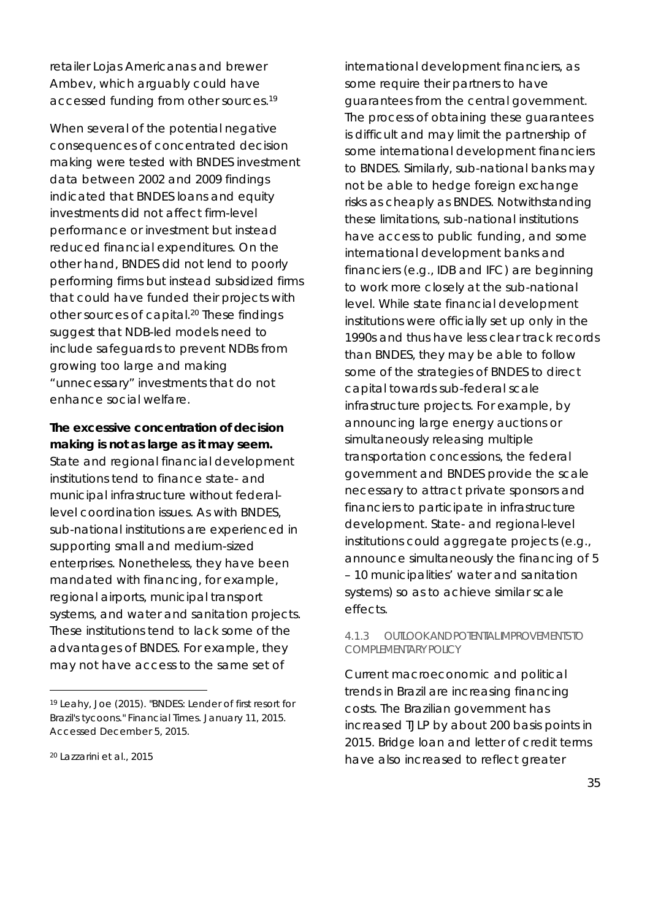retailer Lojas Americanas and brewer Ambev, which arguably could have accessed funding from other sources.[19]

When several of the potential negative consequences of concentrated decision making were tested with BNDES investment data between 2002 and 2009 findings indicated that BNDES loans and equity investments did not affect firm-level performance or investment but instead reduced financial expenditures. On the other hand, BNDES did not lend to poorly performing firms but instead subsidized firms that could have funded their projects with other sources of capital.[20] These findings suggest that NDB-led models need to include safeguards to prevent NDBs from growing too large and making "unnecessary" investments that do not enhance social welfare.

**The excessive concentration of decision making is not as large as it may seem.** State and regional financial development institutions tend to finance state- and municipal infrastructure without federal-level coordination issues. As with BNDES, sub-national institutions are experienced in supporting small and medium-sized enterprises. Nonetheless, they have been mandated with financing, for example, regional airports, municipal transport systems, and water and sanitation projects. These institutions tend to lack some of the advantages of BNDES. For example, they may not have access to the same set of international development financiers, as some require their partners to have guarantees from the central government. The process of obtaining these guarantees is difficult and may limit the partnership of some international development financiers to BNDES. Similarly, sub-national banks may not be able to hedge foreign exchange risks as cheaply as BNDES. Notwithstanding these limitations, sub-national institutions have access to public funding, and some international development banks and financiers (e.g., IDB and IFC) are beginning to work more closely at the sub-national level. While state financial development institutions were officially set up only in the 1990s and thus have less clear track records than BNDES, they may be able to follow some of the strategies of BNDES to direct capital towards sub-federal scale infrastructure projects. For example, by announcing large energy auctions or simultaneously releasing multiple transportation concessions, the federal government and BNDES provide the scale necessary to attract private sponsors and financiers to participate in infrastructure development. State- and regional-level institutions could aggregate projects (e.g., announce simultaneously the financing of 5 – 10 municipalities' water and sanitation systems) so as to achieve similar scale effects.

#### 4.1.3 OUTLOOK AND POTENTIAL IMPROVEMENTS TO COMPLEMENTARY POLICY

Current macroeconomic and political trends in Brazil are increasing financing costs. The Brazilian government has increased TJLP by about 200 basis points in 2015. Bridge loan and letter of credit terms have also increased to reflect greater

---

[19] Leahy, Joe (2015). "BNDES: Lender of first resort for Brazil's tycoons." Financial Times. January 11, 2015. Accessed December 5, 2015.

[20] Lazzarini et al., 2015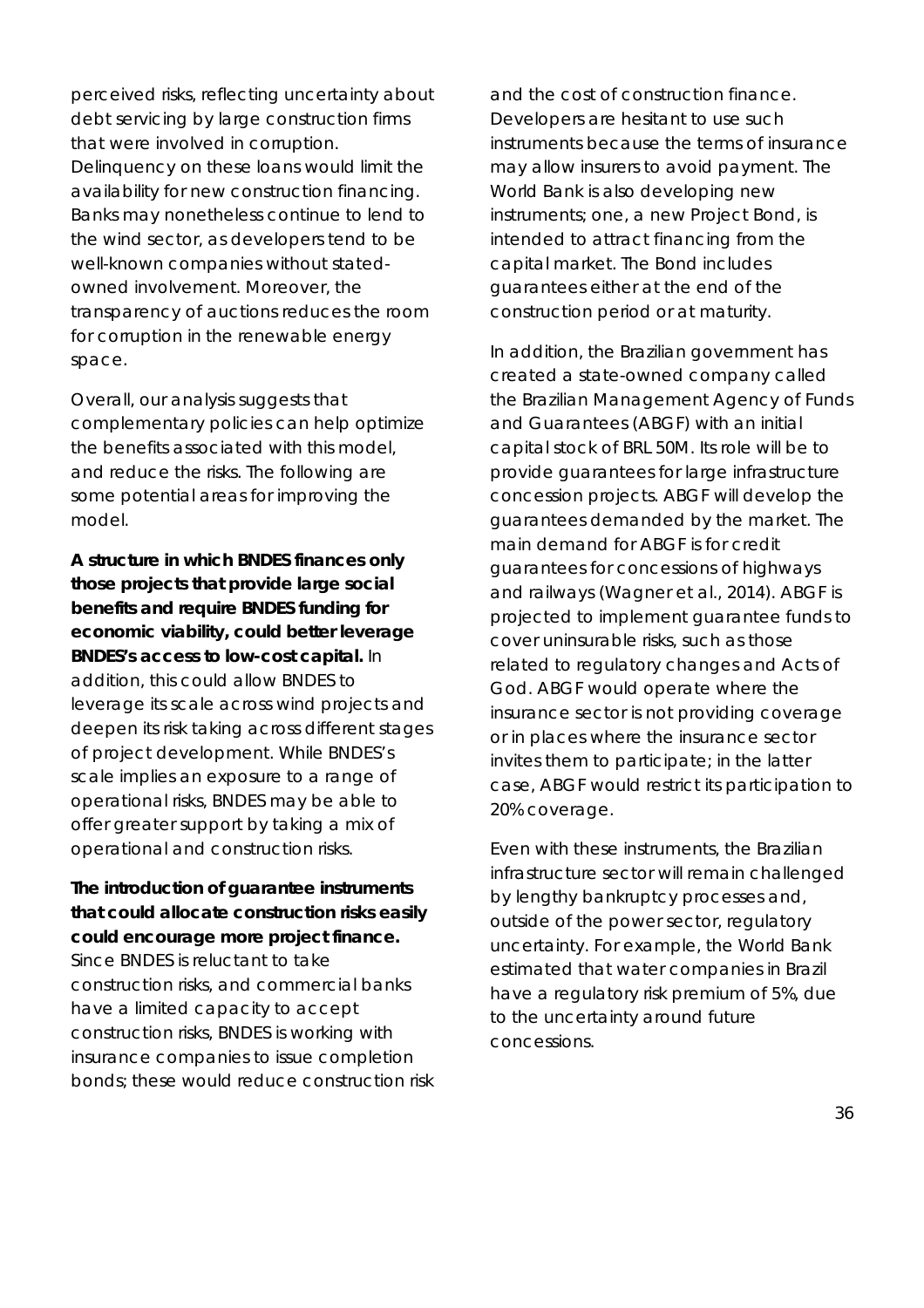perceived risks, reflecting uncertainty about debt servicing by large construction firms that were involved in corruption. Delinquency on these loans would limit the availability for new construction financing. Banks may nonetheless continue to lend to the wind sector, as developers tend to be well-known companies without stated-owned involvement. Moreover, the transparency of auctions reduces the room for corruption in the renewable energy space.

Overall, our analysis suggests that complementary policies can help optimize the benefits associated with this model, and reduce the risks. The following are some potential areas for improving the model.

**A structure in which BNDES finances only those projects that provide large social benefits and require BNDES funding for economic viability, could better leverage BNDES's access to low-cost capital.** In addition, this could allow BNDES to leverage its scale across wind projects and deepen its risk taking across different stages of project development. While BNDES's scale implies an exposure to a range of operational risks, BNDES may be able to offer greater support by taking a mix of operational and construction risks.

**The introduction of guarantee instruments that could allocate construction risks easily could encourage more project finance.** Since BNDES is reluctant to take construction risks, and commercial banks have a limited capacity to accept construction risks, BNDES is working with insurance companies to issue completion bonds; these would reduce construction risk and the cost of construction finance. Developers are hesitant to use such instruments because the terms of insurance may allow insurers to avoid payment. The World Bank is also developing new instruments; one, a new Project Bond, is intended to attract financing from the capital market. The Bond includes guarantees either at the end of the construction period or at maturity.

In addition, the Brazilian government has created a state-owned company called the Brazilian Management Agency of Funds and Guarantees (ABGF) with an initial capital stock of BRL 50M. Its role will be to provide guarantees for large infrastructure concession projects. ABGF will develop the guarantees demanded by the market. The main demand for ABGF is for credit guarantees for concessions of highways and railways (Wagner et al., 2014). ABGF is projected to implement guarantee funds to cover uninsurable risks, such as those related to regulatory changes and Acts of God. ABGF would operate where the insurance sector is not providing coverage or in places where the insurance sector invites them to participate; in the latter case, ABGF would restrict its participation to 20% coverage.

Even with these instruments, the Brazilian infrastructure sector will remain challenged by lengthy bankruptcy processes and, outside of the power sector, regulatory uncertainty. For example, the World Bank estimated that water companies in Brazil have a regulatory risk premium of 5%, due to the uncertainty around future concessions.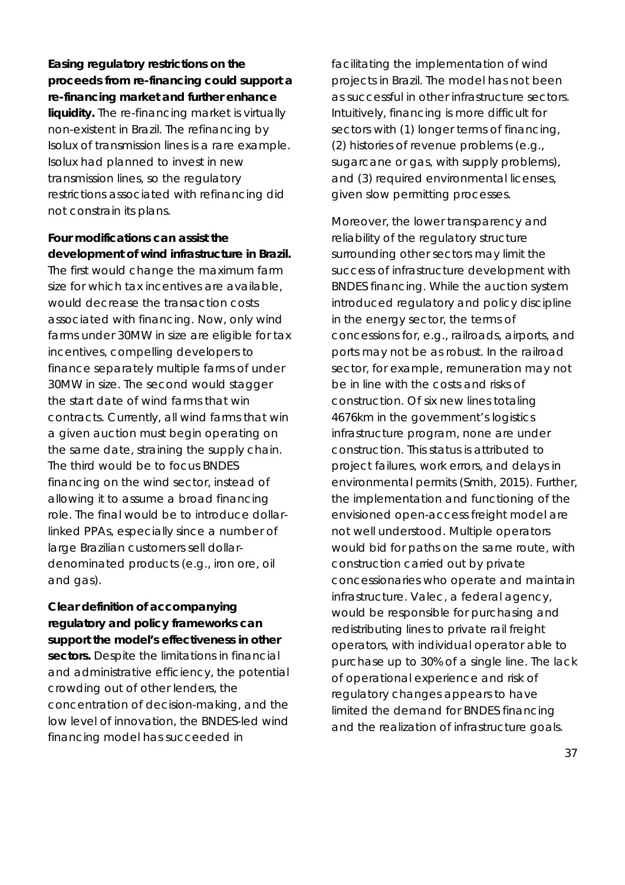**Easing regulatory restrictions on the proceeds from re-financing could support a re-financing market and further enhance liquidity.** The re-financing market is virtually non-existent in Brazil. The refinancing by Isolux of transmission lines is a rare example. Isolux had planned to invest in new transmission lines, so the regulatory restrictions associated with refinancing did not constrain its plans.

**Four modifications can assist the development of wind infrastructure in Brazil.** The first would change the maximum farm size for which tax incentives are available, would decrease the transaction costs associated with financing. Now, only wind farms under 30MW in size are eligible for tax incentives, compelling developers to finance separately multiple farms of under 30MW in size. The second would stagger the start date of wind farms that win contracts. Currently, all wind farms that win a given auction must begin operating on the same date, straining the supply chain. The third would be to focus BNDES financing on the wind sector, instead of allowing it to assume a broad financing role. The final would be to introduce dollar-linked PPAs, especially since a number of large Brazilian customers sell dollar-denominated products (e.g., iron ore, oil and gas).

**Clear definition of accompanying regulatory and policy frameworks can support the model's effectiveness in other sectors.** Despite the limitations in financial and administrative efficiency, the potential crowding out of other lenders, the concentration of decision-making, and the low level of innovation, the BNDES-led wind financing model has succeeded in facilitating the implementation of wind projects in Brazil. The model has not been as successful in other infrastructure sectors. Intuitively, financing is more difficult for sectors with (1) longer terms of financing, (2) histories of revenue problems (e.g., sugarcane or gas, with supply problems), and (3) required environmental licenses, given slow permitting processes.

Moreover, the lower transparency and reliability of the regulatory structure surrounding other sectors may limit the success of infrastructure development with BNDES financing. While the auction system introduced regulatory and policy discipline in the energy sector, the terms of concessions for, e.g., railroads, airports, and ports may not be as robust. In the railroad sector, for example, remuneration may not be in line with the costs and risks of construction. Of six new lines totaling 4676km in the government's logistics infrastructure program, none are under construction. This status is attributed to project failures, work errors, and delays in environmental permits (Smith, 2015). Further, the implementation and functioning of the envisioned open-access freight model are not well understood. Multiple operators would bid for paths on the same route, with construction carried out by private concessionaries who operate and maintain infrastructure. Valec, a federal agency, would be responsible for purchasing and redistributing lines to private rail freight operators, with individual operator able to purchase up to 30% of a single line. The lack of operational experience and risk of regulatory changes appears to have limited the demand for BNDES financing and the realization of infrastructure goals.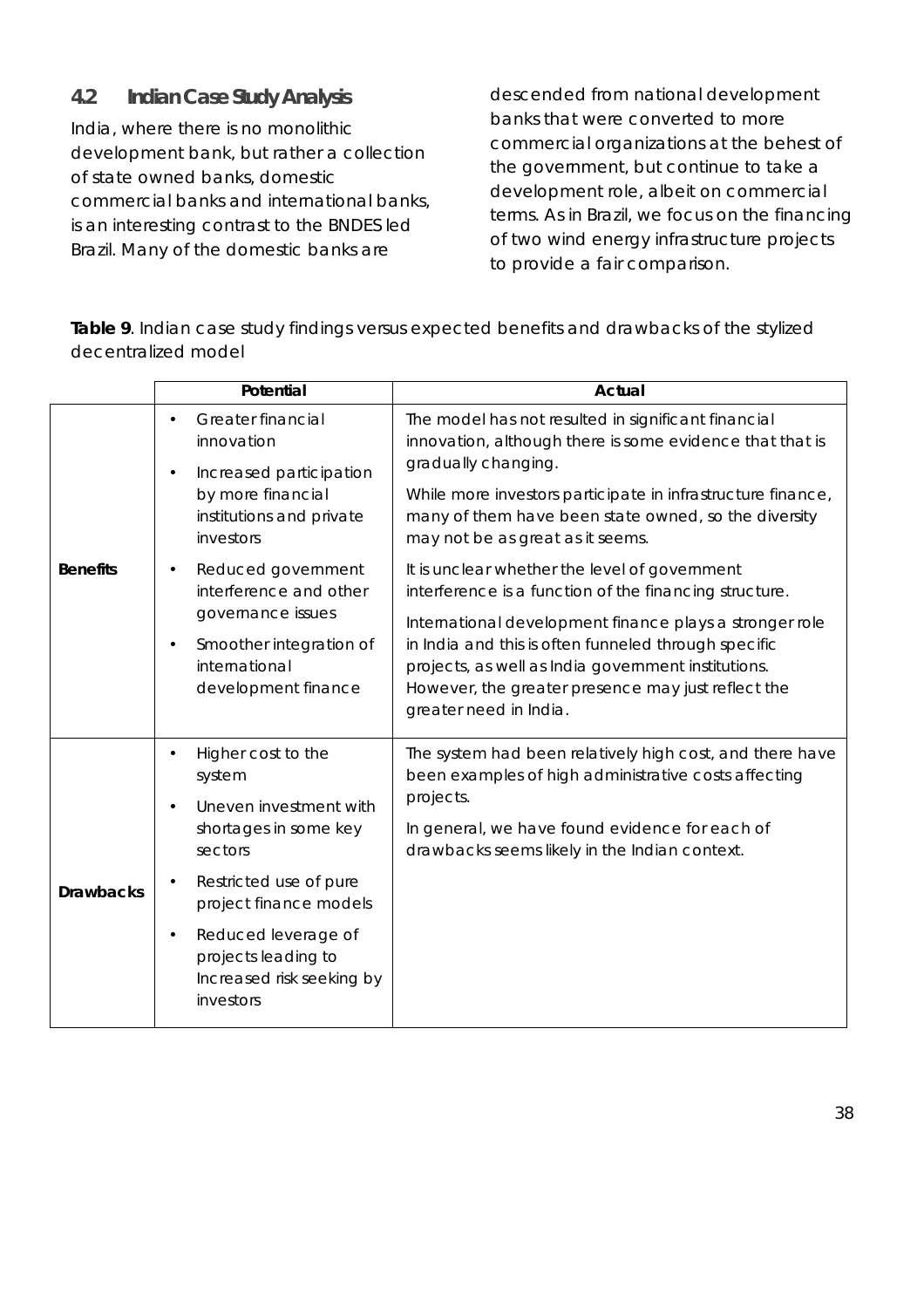## 4.2 Indian Case Study Analysis

India, where there is no monolithic development bank, but rather a collection of state owned banks, domestic commercial banks and international banks, is an interesting contrast to the BNDES led Brazil. Many of the domestic banks are descended from national development banks that were converted to more commercial organizations at the behest of the government, but continue to take a development role, albeit on commercial terms. As in Brazil, we focus on the financing of two wind energy infrastructure projects to provide a fair comparison.

**Table 9**. Indian case study findings versus expected benefits and drawbacks of the stylized decentralized model

| | Potential | Actual |
|---|---|---|
| **Benefits** | • Greater financial innovation<br>• Increased participation by more financial institutions and private investors<br>• Reduced government interference and other governance issues<br>• Smoother integration of international development finance | The model has not resulted in significant financial innovation, although there is some evidence that that is gradually changing.<br>While more investors participate in infrastructure finance, many of them have been state owned, so the diversity may not be as great as it seems.<br>It is unclear whether the level of government interference is a function of the financing structure.<br>International development finance plays a stronger role in India and this is often funneled through specific projects, as well as India government institutions. However, the greater presence may just reflect the greater need in India. |
| **Drawbacks** | • Higher cost to the system<br>• Uneven investment with shortages in some key sectors<br>• Restricted use of pure project finance models<br>• Reduced leverage of projects leading to Increased risk seeking by investors | The system had been relatively high cost, and there have been examples of high administrative costs affecting projects.<br>In general, we have found evidence for each of drawbacks seems likely in the Indian context. |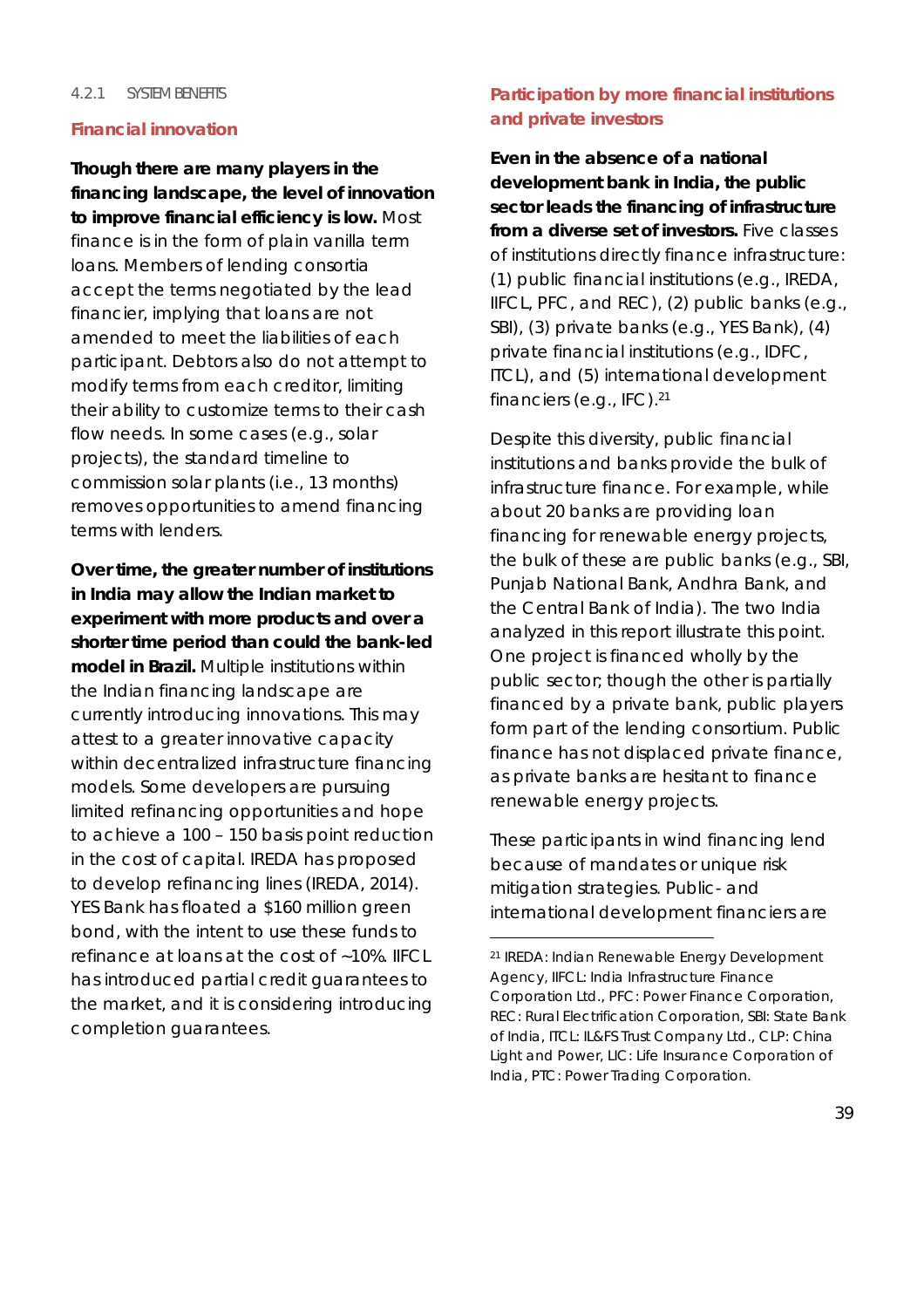#### 4.2.1 SYSTEM BENEFITS

**Financial innovation**

**Though there are many players in the financing landscape, the level of innovation to improve financial efficiency is low.** Most finance is in the form of plain vanilla term loans. Members of lending consortia accept the terms negotiated by the lead financier, implying that loans are not amended to meet the liabilities of each participant. Debtors also do not attempt to modify terms from each creditor, limiting their ability to customize terms to their cash flow needs. In some cases (e.g., solar projects), the standard timeline to commission solar plants (i.e., 13 months) removes opportunities to amend financing terms with lenders.

**Over time, the greater number of institutions in India may allow the Indian market to experiment with more products and over a shorter time period than could the bank-led model in Brazil.** Multiple institutions within the Indian financing landscape are currently introducing innovations. This may attest to a greater innovative capacity within decentralized infrastructure financing models. Some developers are pursuing limited refinancing opportunities and hope to achieve a 100 – 150 basis point reduction in the cost of capital. IREDA has proposed to develop refinancing lines (IREDA, 2014). YES Bank has floated a $160 million green bond, with the intent to use these funds to refinance at loans at the cost of ~10%. IIFCL has introduced partial credit guarantees to the market, and it is considering introducing completion guarantees.

**Participation by more financial institutions and private investors**

**Even in the absence of a national development bank in India, the public sector leads the financing of infrastructure from a diverse set of investors.** Five classes of institutions directly finance infrastructure: (1) public financial institutions (e.g., IREDA, IIFCL, PFC, and REC), (2) public banks (e.g., SBI), (3) private banks (e.g., YES Bank), (4) private financial institutions (e.g., IDFC, ITCL), and (5) international development financiers (e.g., IFC).[21]

Despite this diversity, public financial institutions and banks provide the bulk of infrastructure finance. For example, while about 20 banks are providing loan financing for renewable energy projects, the bulk of these are public banks (e.g., SBI, Punjab National Bank, Andhra Bank, and the Central Bank of India). The two India analyzed in this report illustrate this point. One project is financed wholly by the public sector; though the other is partially financed by a private bank, public players form part of the lending consortium. Public finance has not displaced private finance, as private banks are hesitant to finance renewable energy projects.

These participants in wind financing lend because of mandates or unique risk mitigation strategies. Public- and international development financiers are

[21] IREDA: Indian Renewable Energy Development Agency, IIFCL: India Infrastructure Finance Corporation Ltd., PFC: Power Finance Corporation, REC: Rural Electrification Corporation, SBI: State Bank of India, ITCL: IL&FS Trust Company Ltd., CLP: China Light and Power, LIC: Life Insurance Corporation of India, PTC: Power Trading Corporation.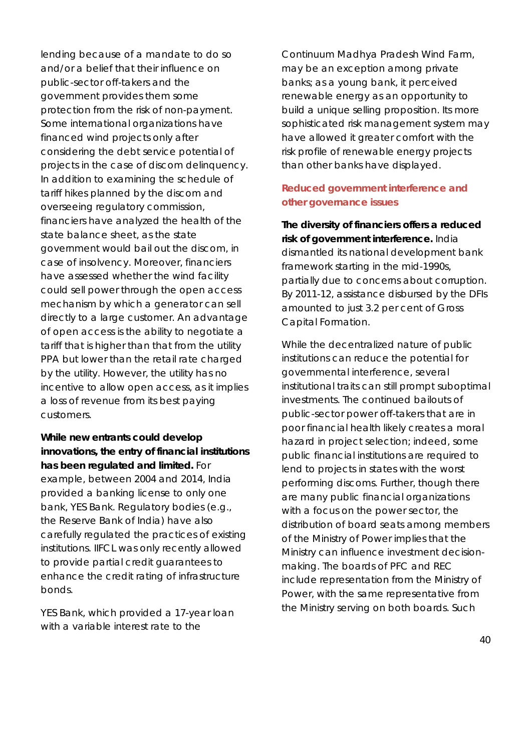lending because of a mandate to do so and/or a belief that their influence on public-sector off-takers and the government provides them some protection from the risk of non-payment. Some international organizations have financed wind projects only after considering the debt service potential of projects in the case of discom delinquency. In addition to examining the schedule of tariff hikes planned by the discom and overseeing regulatory commission, financiers have analyzed the health of the state balance sheet, as the state government would bail out the discom, in case of insolvency. Moreover, financiers have assessed whether the wind facility could sell power through the open access mechanism by which a generator can sell directly to a large customer. An advantage of open access is the ability to negotiate a tariff that is higher than that from the utility PPA but lower than the retail rate charged by the utility. However, the utility has no incentive to allow open access, as it implies a loss of revenue from its best paying customers.

**While new entrants could develop innovations, the entry of financial institutions has been regulated and limited.** For example, between 2004 and 2014, India provided a banking license to only one bank, YES Bank. Regulatory bodies (e.g., the Reserve Bank of India) have also carefully regulated the practices of existing institutions. IIFCL was only recently allowed to provide partial credit guarantees to enhance the credit rating of infrastructure bonds.

YES Bank, which provided a 17-year loan with a variable interest rate to the Continuum Madhya Pradesh Wind Farm, may be an exception among private banks; as a young bank, it perceived renewable energy as an opportunity to build a unique selling proposition. Its more sophisticated risk management system may have allowed it greater comfort with the risk profile of renewable energy projects than other banks have displayed.

### Reduced government interference and other governance issues

**The diversity of financiers offers a reduced risk of government interference.** India dismantled its national development bank framework starting in the mid-1990s, partially due to concerns about corruption. By 2011-12, assistance disbursed by the DFIs amounted to just 3.2 per cent of Gross Capital Formation.

While the decentralized nature of public institutions can reduce the potential for governmental interference, several institutional traits can still prompt suboptimal investments. The continued bailouts of public-sector power off-takers that are in poor financial health likely creates a moral hazard in project selection; indeed, some public financial institutions are required to lend to projects in states with the worst performing discoms. Further, though there are many public financial organizations with a focus on the power sector, the distribution of board seats among members of the Ministry of Power implies that the Ministry can influence investment decision-making. The boards of PFC and REC include representation from the Ministry of Power, with the same representative from the Ministry serving on both boards. Such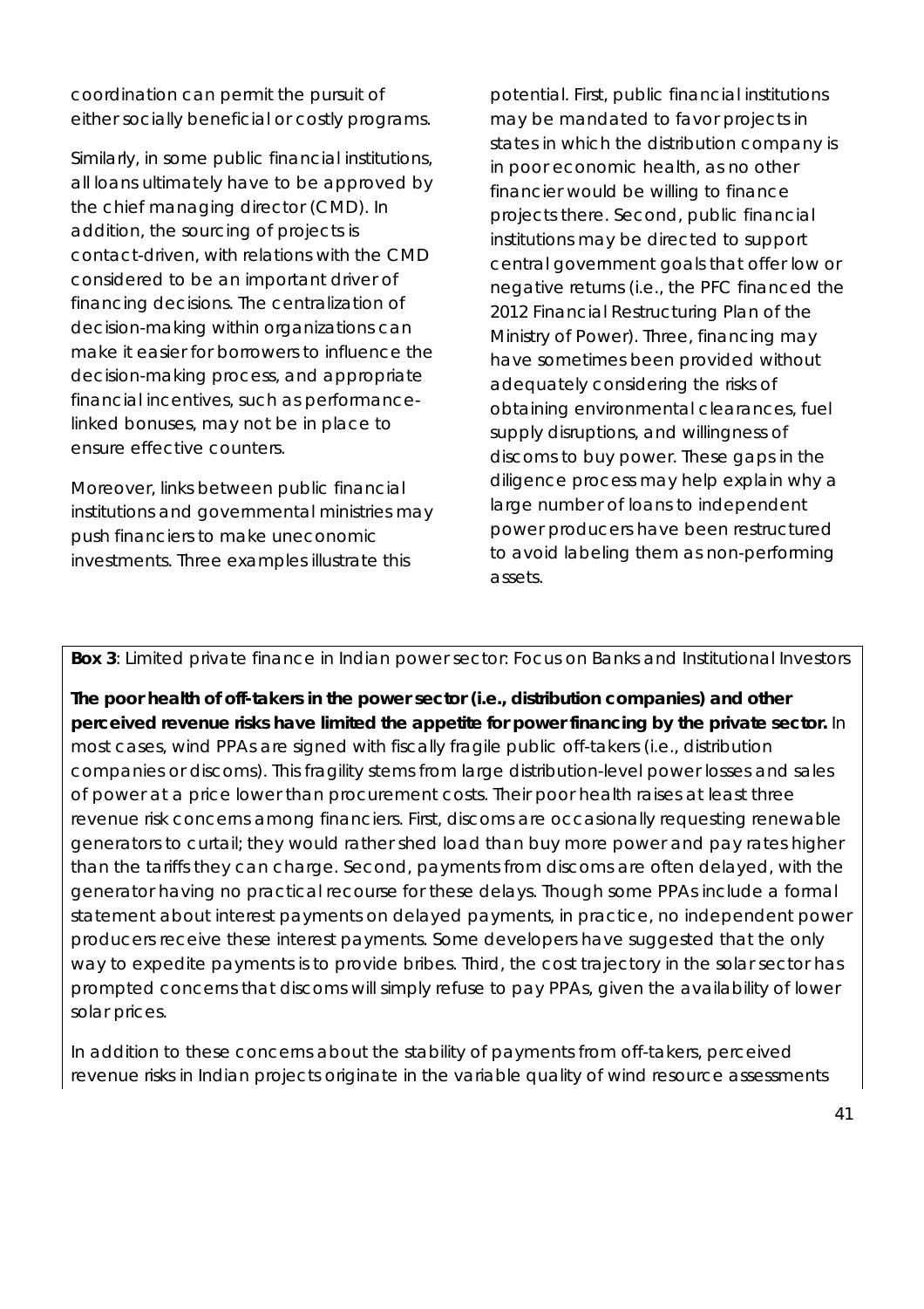coordination can permit the pursuit of either socially beneficial or costly programs.

Similarly, in some public financial institutions, all loans ultimately have to be approved by the chief managing director (CMD). In addition, the sourcing of projects is contact-driven, with relations with the CMD considered to be an important driver of financing decisions. The centralization of decision-making within organizations can make it easier for borrowers to influence the decision-making process, and appropriate financial incentives, such as performance-linked bonuses, may not be in place to ensure effective counters.

Moreover, links between public financial institutions and governmental ministries may push financiers to make uneconomic investments. Three examples illustrate this potential. First, public financial institutions may be mandated to favor projects in states in which the distribution company is in poor economic health, as no other financier would be willing to finance projects there. Second, public financial institutions may be directed to support central government goals that offer low or negative returns (i.e., the PFC financed the 2012 Financial Restructuring Plan of the Ministry of Power). Three, financing may have sometimes been provided without adequately considering the risks of obtaining environmental clearances, fuel supply disruptions, and willingness of discoms to buy power. These gaps in the diligence process may help explain why a large number of loans to independent power producers have been restructured to avoid labeling them as non-performing assets.

**Box 3**: Limited private finance in Indian power sector: Focus on Banks and Institutional Investors

**The poor health of off-takers in the power sector (i.e., distribution companies) and other perceived revenue risks have limited the appetite for power financing by the private sector.** In most cases, wind PPAs are signed with fiscally fragile public off-takers (i.e., distribution companies or discoms). This fragility stems from large distribution-level power losses and sales of power at a price lower than procurement costs. Their poor health raises at least three revenue risk concerns among financiers. First, discoms are occasionally requesting renewable generators to curtail; they would rather shed load than buy more power and pay rates higher than the tariffs they can charge. Second, payments from discoms are often delayed, with the generator having no practical recourse for these delays. Though some PPAs include a formal statement about interest payments on delayed payments, in practice, no independent power producers receive these interest payments. Some developers have suggested that the only way to expedite payments is to provide bribes. Third, the cost trajectory in the solar sector has prompted concerns that discoms will simply refuse to pay PPAs, given the availability of lower solar prices.

In addition to these concerns about the stability of payments from off-takers, perceived revenue risks in Indian projects originate in the variable quality of wind resource assessments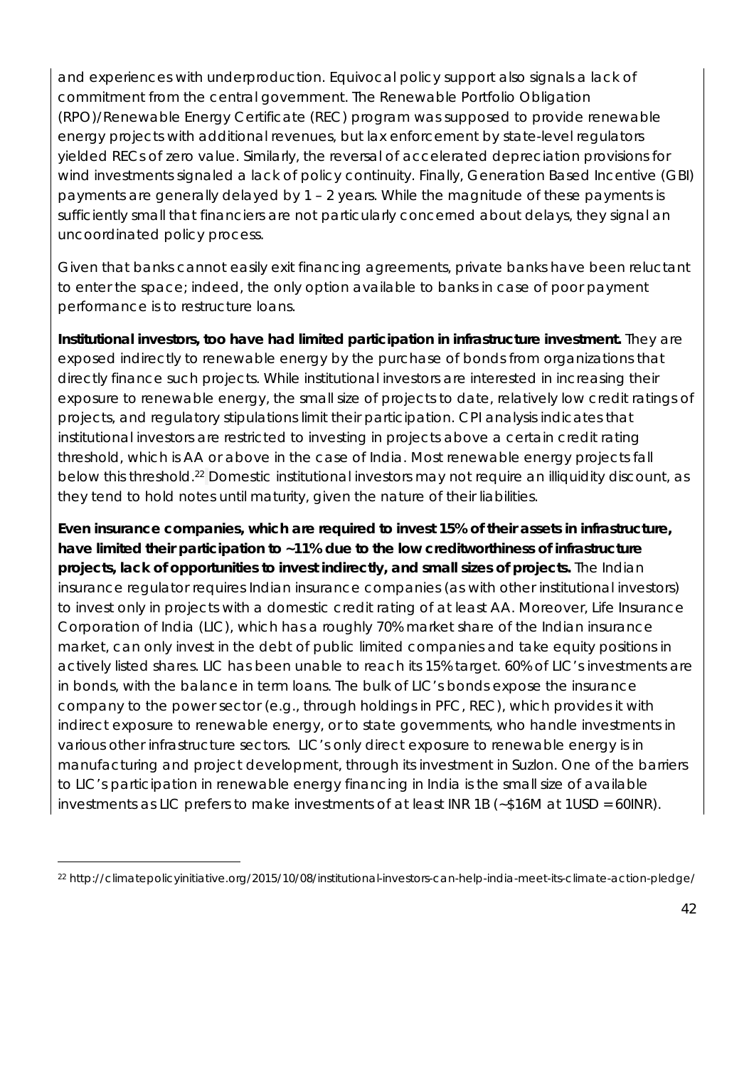and experiences with underproduction. Equivocal policy support also signals a lack of commitment from the central government. The Renewable Portfolio Obligation (RPO)/Renewable Energy Certificate (REC) program was supposed to provide renewable energy projects with additional revenues, but lax enforcement by state-level regulators yielded RECs of zero value. Similarly, the reversal of accelerated depreciation provisions for wind investments signaled a lack of policy continuity. Finally, Generation Based Incentive (GBI) payments are generally delayed by 1 – 2 years. While the magnitude of these payments is sufficiently small that financiers are not particularly concerned about delays, they signal an uncoordinated policy process.

Given that banks cannot easily exit financing agreements, private banks have been reluctant to enter the space; indeed, the only option available to banks in case of poor payment performance is to restructure loans.

**Institutional investors, too have had limited participation in infrastructure investment.** They are exposed indirectly to renewable energy by the purchase of bonds from organizations that directly finance such projects. While institutional investors are interested in increasing their exposure to renewable energy, the small size of projects to date, relatively low credit ratings of projects, and regulatory stipulations limit their participation. CPI analysis indicates that institutional investors are restricted to investing in projects above a certain credit rating threshold, which is AA or above in the case of India. Most renewable energy projects fall below this threshold.[22] Domestic institutional investors may not require an illiquidity discount, as they tend to hold notes until maturity, given the nature of their liabilities.

**Even insurance companies, which are required to invest 15% of their assets in infrastructure, have limited their participation to ~11% due to the low creditworthiness of infrastructure projects, lack of opportunities to invest indirectly, and small sizes of projects.** The Indian insurance regulator requires Indian insurance companies (as with other institutional investors) to invest only in projects with a domestic credit rating of at least AA. Moreover, Life Insurance Corporation of India (LIC), which has a roughly 70% market share of the Indian insurance market, can only invest in the debt of public limited companies and take equity positions in actively listed shares. LIC has been unable to reach its 15% target. 60% of LIC's investments are in bonds, with the balance in term loans. The bulk of LIC's bonds expose the insurance company to the power sector (e.g., through holdings in PFC, REC), which provides it with indirect exposure to renewable energy, or to state governments, who handle investments in various other infrastructure sectors. LIC's only direct exposure to renewable energy is in manufacturing and project development, through its investment in Suzlon. One of the barriers to LIC's participation in renewable energy financing in India is the small size of available investments as LIC prefers to make investments of at least INR 1B (~$16M at 1USD = 60INR).

---

[22] http://climatepolicyinitiative.org/2015/10/08/institutional-investors-can-help-india-meet-its-climate-action-pledge/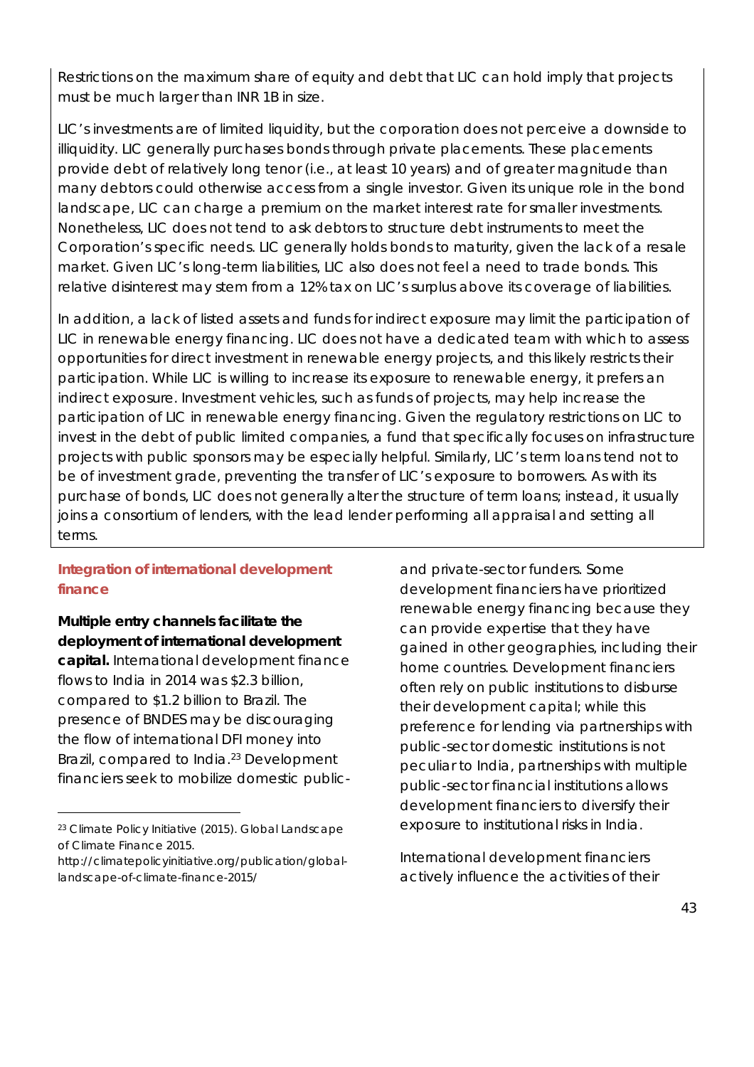Restrictions on the maximum share of equity and debt that LIC can hold imply that projects must be much larger than INR 1B in size.

LIC's investments are of limited liquidity, but the corporation does not perceive a downside to illiquidity. LIC generally purchases bonds through private placements. These placements provide debt of relatively long tenor (i.e., at least 10 years) and of greater magnitude than many debtors could otherwise access from a single investor. Given its unique role in the bond landscape, LIC can charge a premium on the market interest rate for smaller investments. Nonetheless, LIC does not tend to ask debtors to structure debt instruments to meet the Corporation's specific needs. LIC generally holds bonds to maturity, given the lack of a resale market. Given LIC's long-term liabilities, LIC also does not feel a need to trade bonds. This relative disinterest may stem from a 12% tax on LIC's surplus above its coverage of liabilities.

In addition, a lack of listed assets and funds for indirect exposure may limit the participation of LIC in renewable energy financing. LIC does not have a dedicated team with which to assess opportunities for direct investment in renewable energy projects, and this likely restricts their participation. While LIC is willing to increase its exposure to renewable energy, it prefers an indirect exposure. Investment vehicles, such as funds of projects, may help increase the participation of LIC in renewable energy financing. Given the regulatory restrictions on LIC to invest in the debt of public limited companies, a fund that specifically focuses on infrastructure projects with public sponsors may be especially helpful. Similarly, LIC's term loans tend not to be of investment grade, preventing the transfer of LIC's exposure to borrowers. As with its purchase of bonds, LIC does not generally alter the structure of term loans; instead, it usually joins a consortium of lenders, with the lead lender performing all appraisal and setting all terms.

### Integration of international development finance

**Multiple entry channels facilitate the deployment of international development capital.** International development finance flows to India in 2014 was $2.3 billion, compared to $1.2 billion to Brazil. The presence of BNDES may be discouraging the flow of international DFI money into Brazil, compared to India.[23] Development financiers seek to mobilize domestic public- and private-sector funders. Some development financiers have prioritized renewable energy financing because they can provide expertise that they have gained in other geographies, including their home countries. Development financiers often rely on public institutions to disburse their development capital; while this preference for lending via partnerships with public-sector domestic institutions is not peculiar to India, partnerships with multiple public-sector financial institutions allows development financiers to diversify their exposure to institutional risks in India.

International development financiers actively influence the activities of their

[23] Climate Policy Initiative (2015). Global Landscape of Climate Finance 2015. http://climatepolicyinitiative.org/publication/global-landscape-of-climate-finance-2015/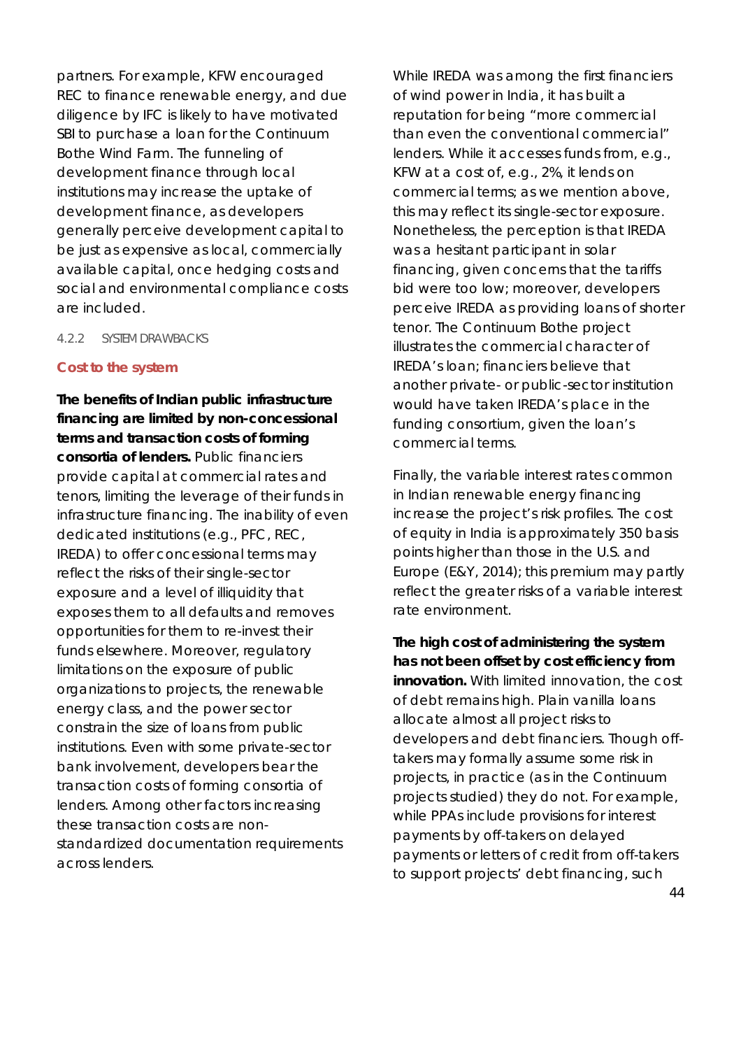partners. For example, KFW encouraged REC to finance renewable energy, and due diligence by IFC is likely to have motivated SBI to purchase a loan for the Continuum Bothe Wind Farm. The funneling of development finance through local institutions may increase the uptake of development finance, as developers generally perceive development capital to be just as expensive as local, commercially available capital, once hedging costs and social and environmental compliance costs are included.

#### 4.2.2 SYSTEM DRAWBACKS

**Cost to the system**

**The benefits of Indian public infrastructure financing are limited by non-concessional terms and transaction costs of forming consortia of lenders.** Public financiers provide capital at commercial rates and tenors, limiting the leverage of their funds in infrastructure financing. The inability of even dedicated institutions (e.g., PFC, REC, IREDA) to offer concessional terms may reflect the risks of their single-sector exposure and a level of illiquidity that exposes them to all defaults and removes opportunities for them to re-invest their funds elsewhere. Moreover, regulatory limitations on the exposure of public organizations to projects, the renewable energy class, and the power sector constrain the size of loans from public institutions. Even with some private-sector bank involvement, developers bear the transaction costs of forming consortia of lenders. Among other factors increasing these transaction costs are non-standardized documentation requirements across lenders.

While IREDA was among the first financiers of wind power in India, it has built a reputation for being "more commercial than even the conventional commercial" lenders. While it accesses funds from, e.g., KFW at a cost of, e.g., 2%, it lends on commercial terms; as we mention above, this may reflect its single-sector exposure. Nonetheless, the perception is that IREDA was a hesitant participant in solar financing, given concerns that the tariffs bid were too low; moreover, developers perceive IREDA as providing loans of shorter tenor. The Continuum Bothe project illustrates the commercial character of IREDA's loan; financiers believe that another private- or public-sector institution would have taken IREDA's place in the funding consortium, given the loan's commercial terms.

Finally, the variable interest rates common in Indian renewable energy financing increase the project's risk profiles. The cost of equity in India is approximately 350 basis points higher than those in the U.S. and Europe (E&Y, 2014); this premium may partly reflect the greater risks of a variable interest rate environment.

**The high cost of administering the system has not been offset by cost efficiency from innovation.** With limited innovation, the cost of debt remains high. Plain vanilla loans allocate almost all project risks to developers and debt financiers. Though off-takers may formally assume some risk in projects, in practice (as in the Continuum projects studied) they do not. For example, while PPAs include provisions for interest payments by off-takers on delayed payments or letters of credit from off-takers to support projects' debt financing, such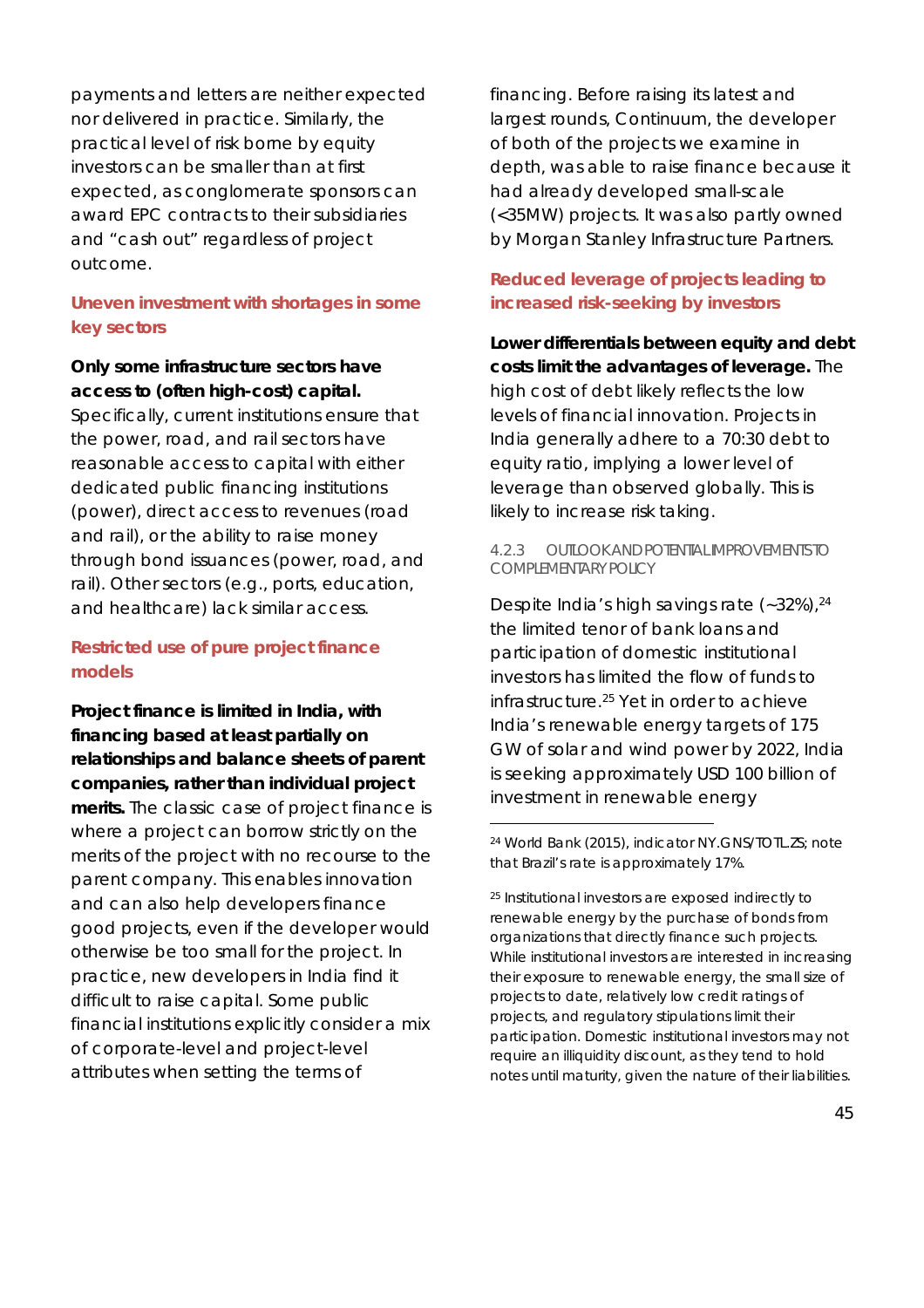payments and letters are neither expected nor delivered in practice. Similarly, the practical level of risk borne by equity investors can be smaller than at first expected, as conglomerate sponsors can award EPC contracts to their subsidiaries and "cash out" regardless of project outcome.

### Uneven investment with shortages in some key sectors

**Only some infrastructure sectors have access to (often high-cost) capital.** Specifically, current institutions ensure that the power, road, and rail sectors have reasonable access to capital with either dedicated public financing institutions (power), direct access to revenues (road and rail), or the ability to raise money through bond issuances (power, road, and rail). Other sectors (e.g., ports, education, and healthcare) lack similar access.

### Restricted use of pure project finance models

**Project finance is limited in India, with financing based at least partially on relationships and balance sheets of parent companies, rather than individual project merits.** The classic case of project finance is where a project can borrow strictly on the merits of the project with no recourse to the parent company. This enables innovation and can also help developers finance good projects, even if the developer would otherwise be too small for the project. In practice, new developers in India find it difficult to raise capital. Some public financial institutions explicitly consider a mix of corporate-level and project-level attributes when setting the terms of financing. Before raising its latest and largest rounds, Continuum, the developer of both of the projects we examine in depth, was able to raise finance because it had already developed small-scale (<35MW) projects. It was also partly owned by Morgan Stanley Infrastructure Partners.

### Reduced leverage of projects leading to increased risk-seeking by investors

**Lower differentials between equity and debt costs limit the advantages of leverage.** The high cost of debt likely reflects the low levels of financial innovation. Projects in India generally adhere to a 70:30 debt to equity ratio, implying a lower level of leverage than observed globally. This is likely to increase risk taking.

#### 4.2.3 OUTLOOK AND POTENTIAL IMPROVEMENTS TO COMPLEMENTARY POLICY

Despite India's high savings rate (~32%),[24] the limited tenor of bank loans and participation of domestic institutional investors has limited the flow of funds to infrastructure.[25] Yet in order to achieve India's renewable energy targets of 175 GW of solar and wind power by 2022, India is seeking approximately USD 100 billion of investment in renewable energy

---

[24] World Bank (2015), indicator NY.GNS/TOTL.ZS; note that Brazil's rate is approximately 17%.

[25] Institutional investors are exposed indirectly to renewable energy by the purchase of bonds from organizations that directly finance such projects. While institutional investors are interested in increasing their exposure to renewable energy, the small size of projects to date, relatively low credit ratings of projects, and regulatory stipulations limit their participation. Domestic institutional investors may not require an illiquidity discount, as they tend to hold notes until maturity, given the nature of their liabilities.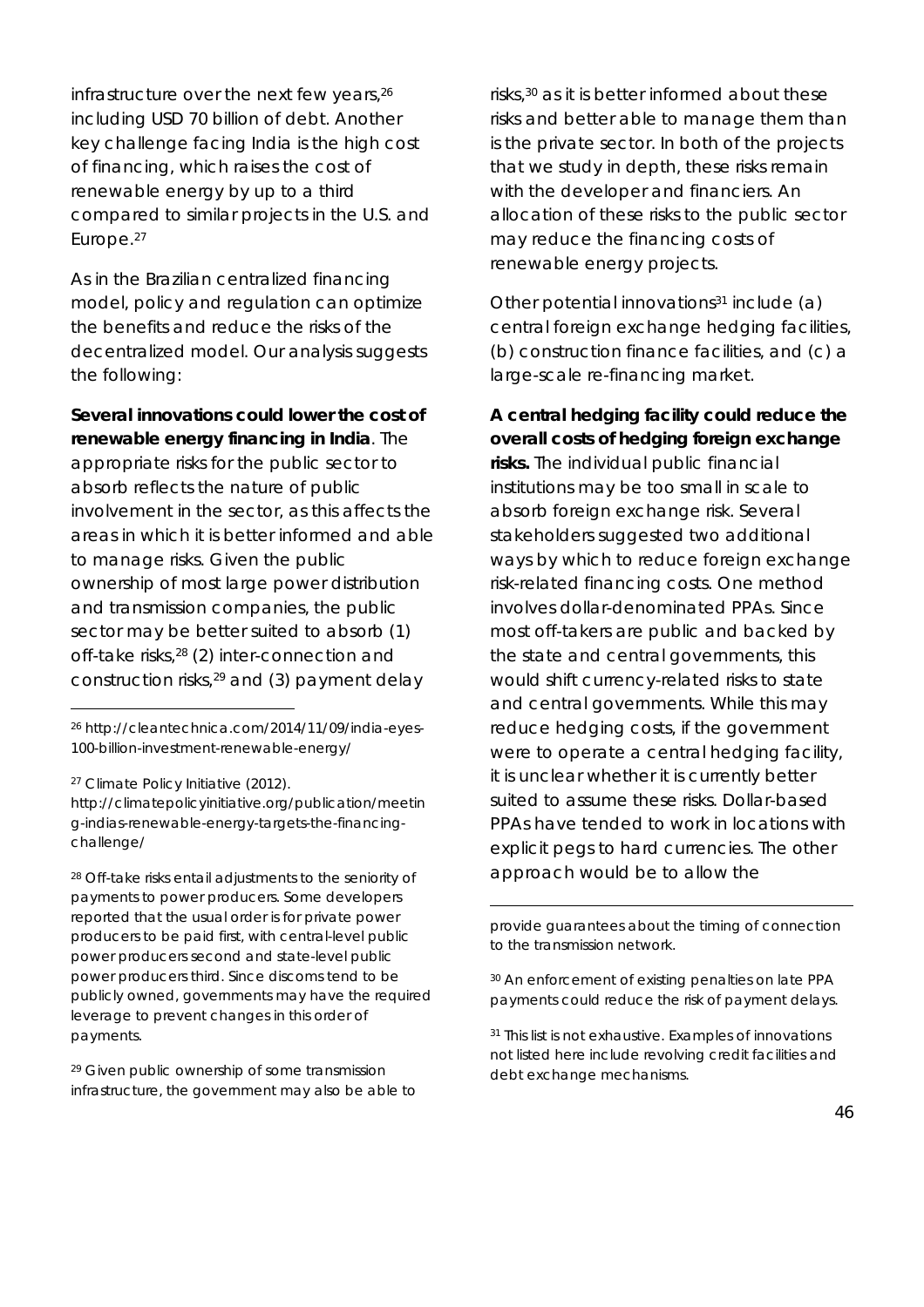infrastructure over the next few years,[26] including USD 70 billion of debt. Another key challenge facing India is the high cost of financing, which raises the cost of renewable energy by up to a third compared to similar projects in the U.S. and Europe.[27]

As in the Brazilian centralized financing model, policy and regulation can optimize the benefits and reduce the risks of the decentralized model. Our analysis suggests the following:

**Several innovations could lower the cost of renewable energy financing in India**. The appropriate risks for the public sector to absorb reflects the nature of public involvement in the sector, as this affects the areas in which it is better informed and able to manage risks. Given the public ownership of most large power distribution and transmission companies, the public sector may be better suited to absorb (1) off-take risks,[28] (2) inter-connection and construction risks,[29] and (3) payment delay risks,[30] as it is better informed about these risks and better able to manage them than is the private sector. In both of the projects that we study in depth, these risks remain with the developer and financiers. An allocation of these risks to the public sector may reduce the financing costs of renewable energy projects.

Other potential innovations[31] include (a) central foreign exchange hedging facilities, (b) construction finance facilities, and (c) a large-scale re-financing market.

**A central hedging facility could reduce the overall costs of hedging foreign exchange risks.** The individual public financial institutions may be too small in scale to absorb foreign exchange risk. Several stakeholders suggested two additional ways by which to reduce foreign exchange risk-related financing costs. One method involves dollar-denominated PPAs. Since most off-takers are public and backed by the state and central governments, this would shift currency-related risks to state and central governments. While this may reduce hedging costs, if the government were to operate a central hedging facility, it is unclear whether it is currently better suited to assume these risks. Dollar-based PPAs have tended to work in locations with explicit pegs to hard currencies. The other approach would be to allow the

---

[26] http://cleantechnica.com/2014/11/09/india-eyes-100-billion-investment-renewable-energy/

[27] Climate Policy Initiative (2012). http://climatepolicyinitiative.org/publication/meeting-indias-renewable-energy-targets-the-financing-challenge/

[28] Off-take risks entail adjustments to the seniority of payments to power producers. Some developers reported that the usual order is for private power producers to be paid first, with central-level public power producers second and state-level public power producers third. Since discoms tend to be publicly owned, governments may have the required leverage to prevent changes in this order of payments.

[29] Given public ownership of some transmission infrastructure, the government may also be able to provide guarantees about the timing of connection to the transmission network.

[30] An enforcement of existing penalties on late PPA payments could reduce the risk of payment delays.

[31] This list is not exhaustive. Examples of innovations not listed here include revolving credit facilities and debt exchange mechanisms.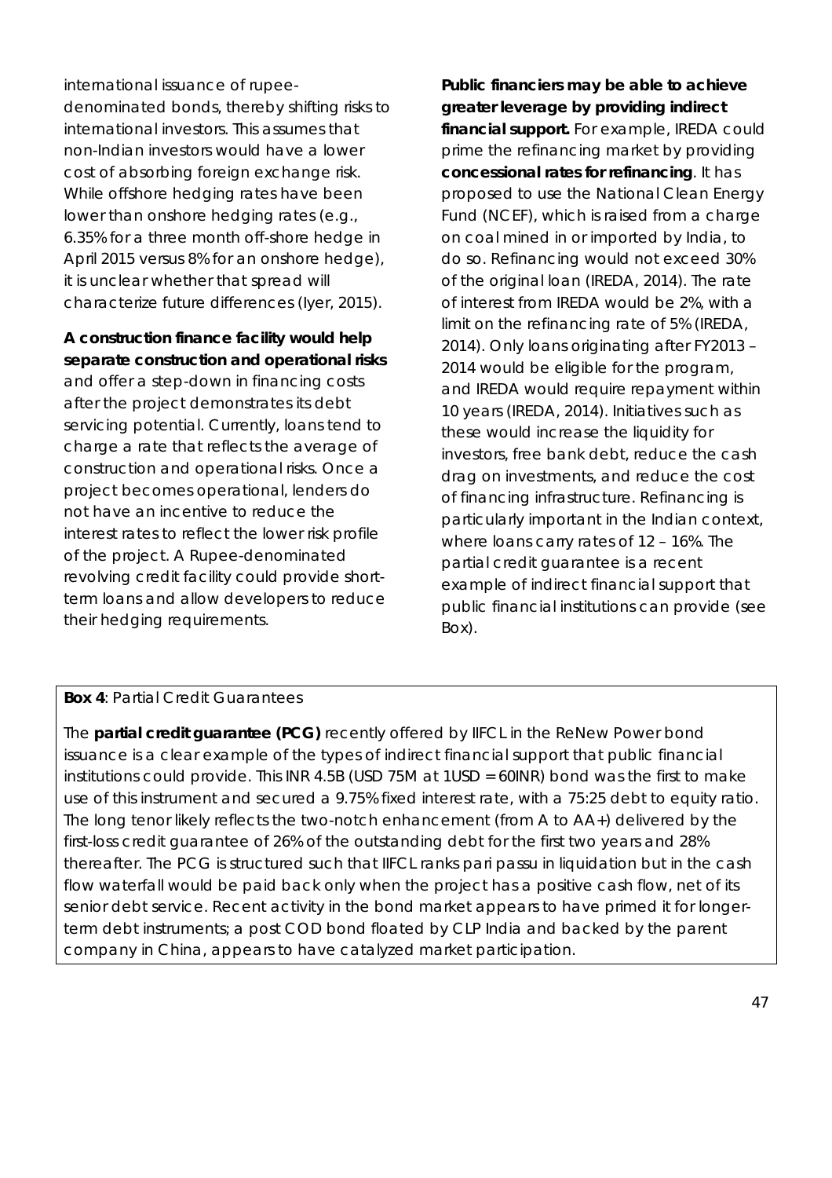international issuance of rupee-denominated bonds, thereby shifting risks to international investors. This assumes that non-Indian investors would have a lower cost of absorbing foreign exchange risk. While offshore hedging rates have been lower than onshore hedging rates (e.g., 6.35% for a three month off-shore hedge in April 2015 versus 8% for an onshore hedge), it is unclear whether that spread will characterize future differences (Iyer, 2015).

**A construction finance facility would help separate construction and operational risks** and offer a step-down in financing costs after the project demonstrates its debt servicing potential. Currently, loans tend to charge a rate that reflects the average of construction and operational risks. Once a project becomes operational, lenders do not have an incentive to reduce the interest rates to reflect the lower risk profile of the project. A Rupee-denominated revolving credit facility could provide short-term loans and allow developers to reduce their hedging requirements.

**Public financiers may be able to achieve greater leverage by providing indirect financial support.** For example, IREDA could prime the refinancing market by providing **concessional rates for refinancing**. It has proposed to use the National Clean Energy Fund (NCEF), which is raised from a charge on coal mined in or imported by India, to do so. Refinancing would not exceed 30% of the original loan (IREDA, 2014). The rate of interest from IREDA would be 2%, with a limit on the refinancing rate of 5% (IREDA, 2014). Only loans originating after FY2013 – 2014 would be eligible for the program, and IREDA would require repayment within 10 years (IREDA, 2014). Initiatives such as these would increase the liquidity for investors, free bank debt, reduce the cash drag on investments, and reduce the cost of financing infrastructure. Refinancing is particularly important in the Indian context, where loans carry rates of 12 – 16%. The partial credit guarantee is a recent example of indirect financial support that public financial institutions can provide (see Box).

**Box 4**: Partial Credit Guarantees

The **partial credit guarantee (PCG)** recently offered by IIFCL in the ReNew Power bond issuance is a clear example of the types of indirect financial support that public financial institutions could provide. This INR 4.5B (USD 75M at 1USD = 60INR) bond was the first to make use of this instrument and secured a 9.75% fixed interest rate, with a 75:25 debt to equity ratio. The long tenor likely reflects the two-notch enhancement (from A to AA+) delivered by the first-loss credit guarantee of 26% of the outstanding debt for the first two years and 28% thereafter. The PCG is structured such that IIFCL ranks pari passu in liquidation but in the cash flow waterfall would be paid back only when the project has a positive cash flow, net of its senior debt service. Recent activity in the bond market appears to have primed it for longer-term debt instruments; a post COD bond floated by CLP India and backed by the parent company in China, appears to have catalyzed market participation.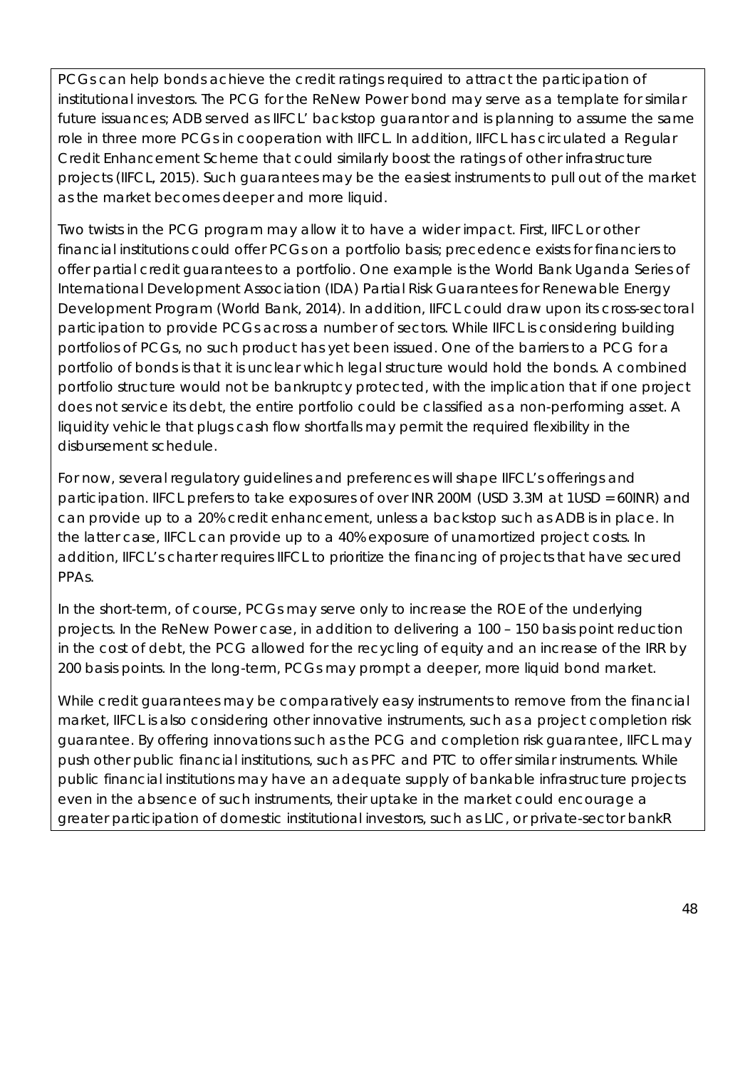PCGs can help bonds achieve the credit ratings required to attract the participation of institutional investors. The PCG for the ReNew Power bond may serve as a template for similar future issuances; ADB served as IIFCL' backstop guarantor and is planning to assume the same role in three more PCGs in cooperation with IIFCL. In addition, IIFCL has circulated a Regular Credit Enhancement Scheme that could similarly boost the ratings of other infrastructure projects (IIFCL, 2015). Such guarantees may be the easiest instruments to pull out of the market as the market becomes deeper and more liquid.

Two twists in the PCG program may allow it to have a wider impact. First, IIFCL or other financial institutions could offer PCGs on a portfolio basis; precedence exists for financiers to offer partial credit guarantees to a portfolio. One example is the World Bank Uganda Series of International Development Association (IDA) Partial Risk Guarantees for Renewable Energy Development Program (World Bank, 2014). In addition, IIFCL could draw upon its cross-sectoral participation to provide PCGs across a number of sectors. While IIFCL is considering building portfolios of PCGs, no such product has yet been issued. One of the barriers to a PCG for a portfolio of bonds is that it is unclear which legal structure would hold the bonds. A combined portfolio structure would not be bankruptcy protected, with the implication that if one project does not service its debt, the entire portfolio could be classified as a non-performing asset. A liquidity vehicle that plugs cash flow shortfalls may permit the required flexibility in the disbursement schedule.

For now, several regulatory guidelines and preferences will shape IIFCL's offerings and participation. IIFCL prefers to take exposures of over INR 200M (USD 3.3M at 1USD = 60INR) and can provide up to a 20% credit enhancement, unless a backstop such as ADB is in place. In the latter case, IIFCL can provide up to a 40% exposure of unamortized project costs. In addition, IIFCL's charter requires IIFCL to prioritize the financing of projects that have secured PPAs.

In the short-term, of course, PCGs may serve only to increase the ROE of the underlying projects. In the ReNew Power case, in addition to delivering a 100 – 150 basis point reduction in the cost of debt, the PCG allowed for the recycling of equity and an increase of the IRR by 200 basis points. In the long-term, PCGs may prompt a deeper, more liquid bond market.

While credit guarantees may be comparatively easy instruments to remove from the financial market, IIFCL is also considering other innovative instruments, such as a project completion risk guarantee. By offering innovations such as the PCG and completion risk guarantee, IIFCL may push other public financial institutions, such as PFC and PTC to offer similar instruments. While public financial institutions may have an adequate supply of bankable infrastructure projects even in the absence of such instruments, their uptake in the market could encourage a greater participation of domestic institutional investors, such as LIC, or private-sector bankR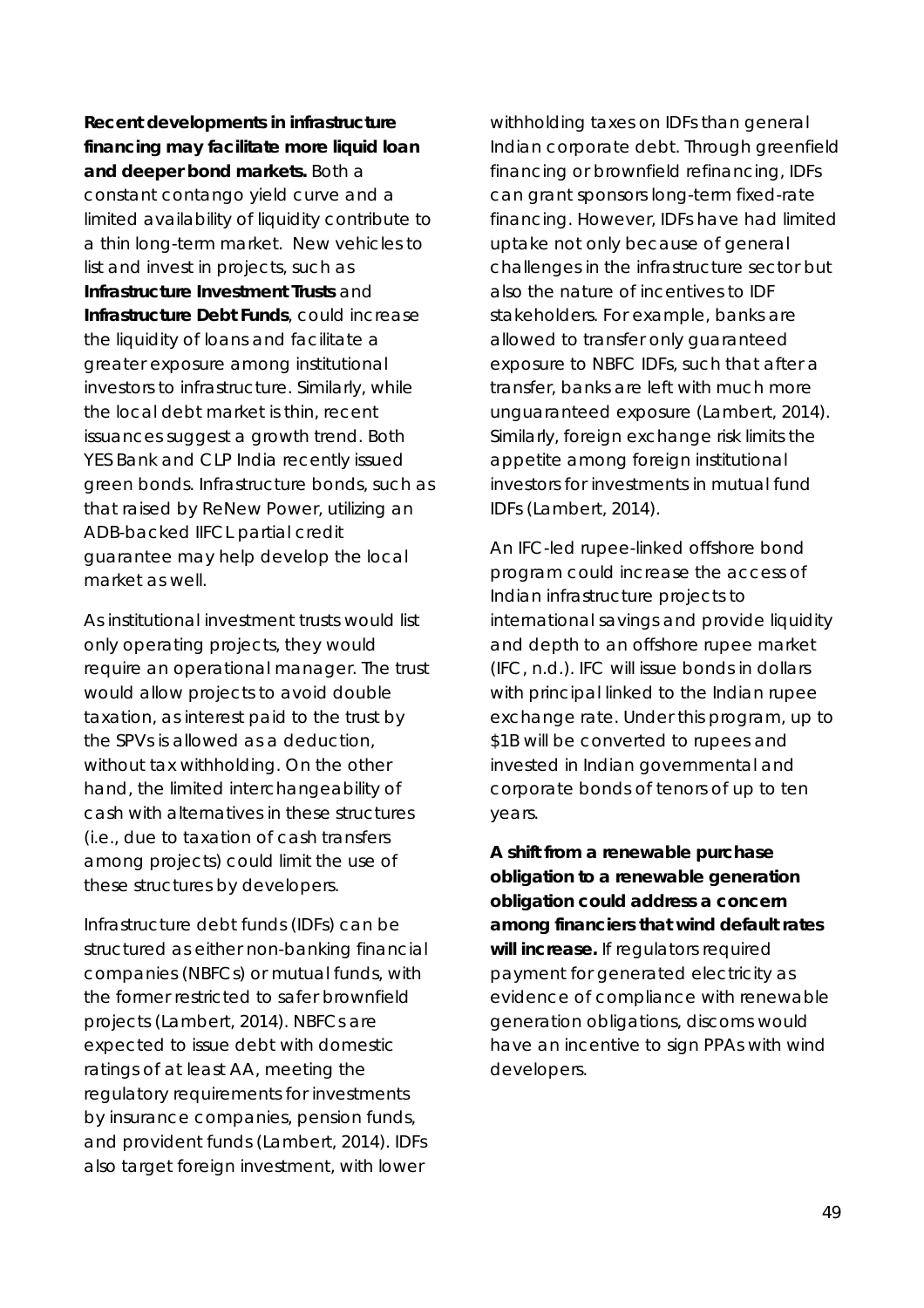**Recent developments in infrastructure financing may facilitate more liquid loan and deeper bond markets.** Both a constant contango yield curve and a limited availability of liquidity contribute to a thin long-term market. New vehicles to list and invest in projects, such as **Infrastructure Investment Trusts** and **Infrastructure Debt Funds**, could increase the liquidity of loans and facilitate a greater exposure among institutional investors to infrastructure. Similarly, while the local debt market is thin, recent issuances suggest a growth trend. Both YES Bank and CLP India recently issued green bonds. Infrastructure bonds, such as that raised by ReNew Power, utilizing an ADB-backed IIFCL partial credit guarantee may help develop the local market as well.

As institutional investment trusts would list only operating projects, they would require an operational manager. The trust would allow projects to avoid double taxation, as interest paid to the trust by the SPVs is allowed as a deduction, without tax withholding. On the other hand, the limited interchangeability of cash with alternatives in these structures (i.e., due to taxation of cash transfers among projects) could limit the use of these structures by developers.

Infrastructure debt funds (IDFs) can be structured as either non-banking financial companies (NBFCs) or mutual funds, with the former restricted to safer brownfield projects (Lambert, 2014). NBFCs are expected to issue debt with domestic ratings of at least AA, meeting the regulatory requirements for investments by insurance companies, pension funds, and provident funds (Lambert, 2014). IDFs also target foreign investment, with lower withholding taxes on IDFs than general Indian corporate debt. Through greenfield financing or brownfield refinancing, IDFs can grant sponsors long-term fixed-rate financing. However, IDFs have had limited uptake not only because of general challenges in the infrastructure sector but also the nature of incentives to IDF stakeholders. For example, banks are allowed to transfer only guaranteed exposure to NBFC IDFs, such that after a transfer, banks are left with much more unguaranteed exposure (Lambert, 2014). Similarly, foreign exchange risk limits the appetite among foreign institutional investors for investments in mutual fund IDFs (Lambert, 2014).

An IFC-led rupee-linked offshore bond program could increase the access of Indian infrastructure projects to international savings and provide liquidity and depth to an offshore rupee market (IFC, n.d.). IFC will issue bonds in dollars with principal linked to the Indian rupee exchange rate. Under this program, up to $1B will be converted to rupees and invested in Indian governmental and corporate bonds of tenors of up to ten years.

**A shift from a renewable purchase obligation to a renewable generation obligation could address a concern among financiers that wind default rates will increase.** If regulators required payment for generated electricity as evidence of compliance with renewable generation obligations, discoms would have an incentive to sign PPAs with wind developers.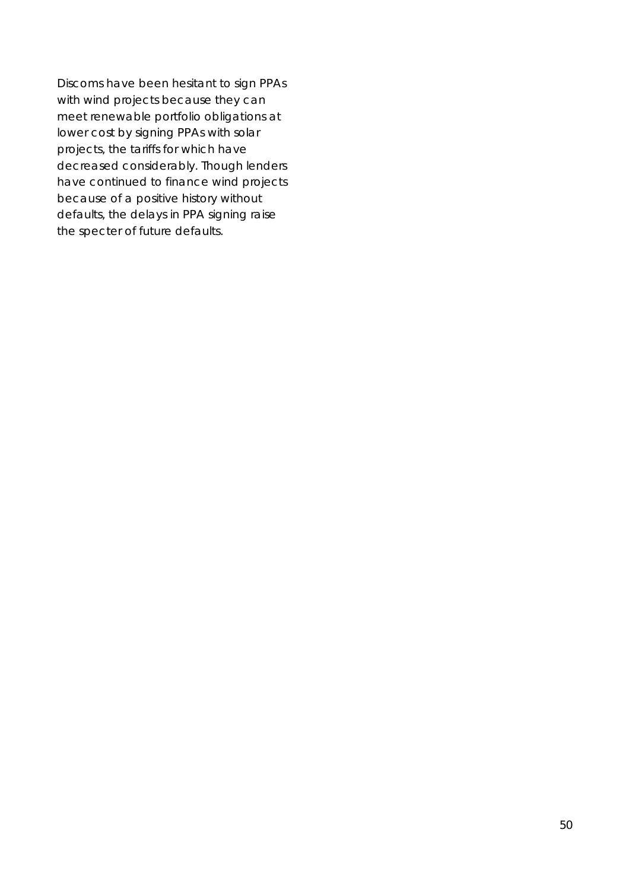Discoms have been hesitant to sign PPAs with wind projects because they can meet renewable portfolio obligations at lower cost by signing PPAs with solar projects, the tariffs for which have decreased considerably. Though lenders have continued to finance wind projects because of a positive history without defaults, the delays in PPA signing raise the specter of future defaults.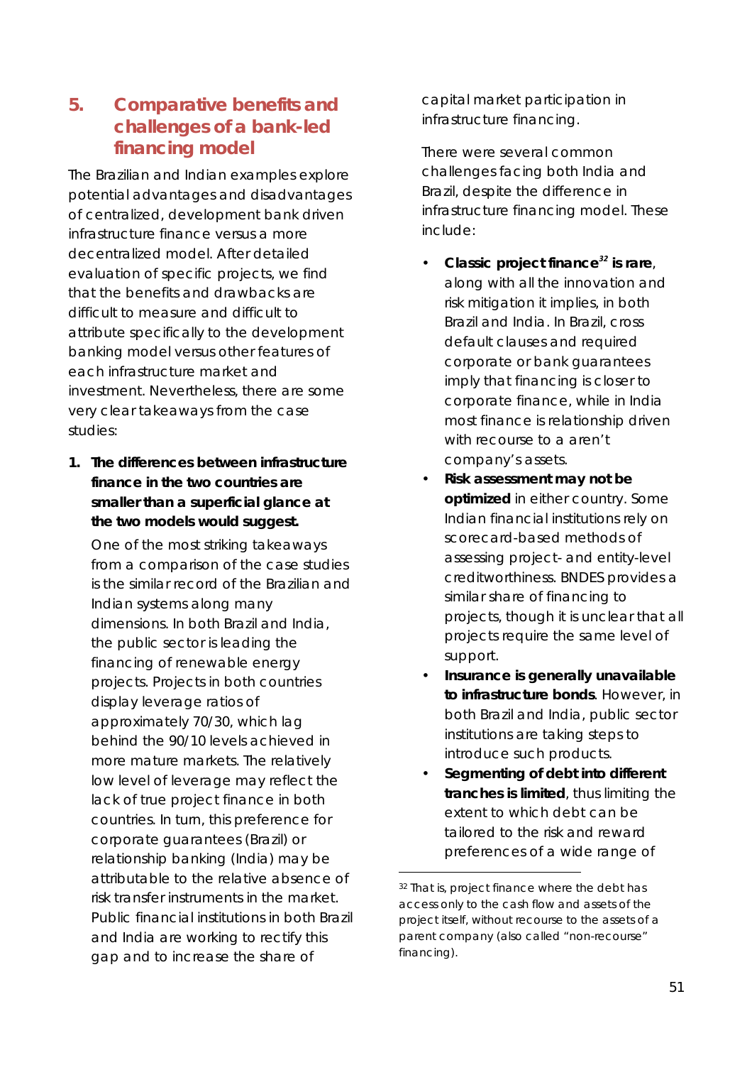## 5. Comparative benefits and challenges of a bank-led financing model

The Brazilian and Indian examples explore potential advantages and disadvantages of centralized, development bank driven infrastructure finance versus a more decentralized model. After detailed evaluation of specific projects, we find that the benefits and drawbacks are difficult to measure and difficult to attribute specifically to the development banking model versus other features of each infrastructure market and investment. Nevertheless, there are some very clear takeaways from the case studies:

1. **The differences between infrastructure finance in the two countries are smaller than a superficial glance at the two models would suggest.**

   One of the most striking takeaways from a comparison of the case studies is the similar record of the Brazilian and Indian systems along many dimensions. In both Brazil and India, the public sector is leading the financing of renewable energy projects. Projects in both countries display leverage ratios of approximately 70/30, which lag behind the 90/10 levels achieved in more mature markets. The relatively low level of leverage may reflect the lack of true project finance in both countries. In turn, this preference for corporate guarantees (Brazil) or relationship banking (India) may be attributable to the relative absence of risk transfer instruments in the market. Public financial institutions in both Brazil and India are working to rectify this gap and to increase the share of capital market participation in infrastructure financing.

   There were several common challenges facing both India and Brazil, despite the difference in infrastructure financing model. These include:

   - **Classic project finance[32] is rare**, along with all the innovation and risk mitigation it implies, in both Brazil and India. In Brazil, cross default clauses and required corporate or bank guarantees imply that financing is closer to corporate finance, while in India most finance is relationship driven with recourse to a aren't company's assets.
   - **Risk assessment may not be optimized** in either country. Some Indian financial institutions rely on scorecard-based methods of assessing project- and entity-level creditworthiness. BNDES provides a similar share of financing to projects, though it is unclear that all projects require the same level of support.
   - **Insurance is generally unavailable to infrastructure bonds**. However, in both Brazil and India, public sector institutions are taking steps to introduce such products.
   - **Segmenting of debt into different tranches is limited**, thus limiting the extent to which debt can be tailored to the risk and reward preferences of a wide range of

---

[32] That is, project finance where the debt has access only to the cash flow and assets of the project itself, without recourse to the assets of a parent company (also called "non-recourse" financing).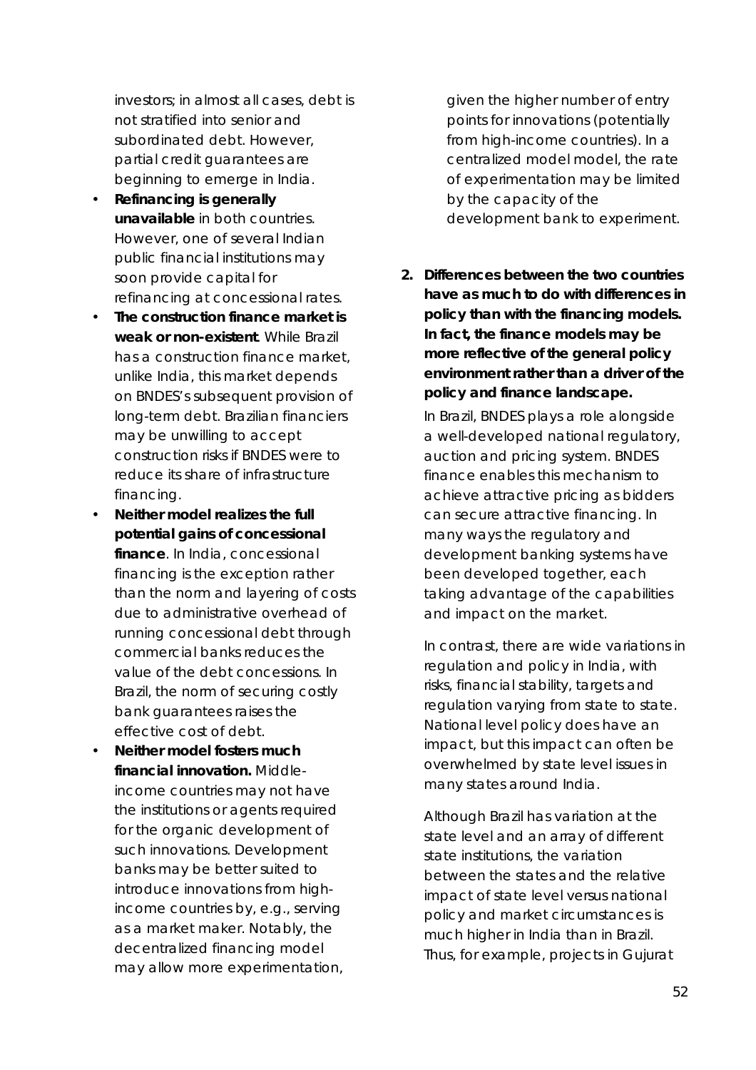investors; in almost all cases, debt is not stratified into senior and subordinated debt. However, partial credit guarantees are beginning to emerge in India.

- **Refinancing is generally unavailable** in both countries. However, one of several Indian public financial institutions may soon provide capital for refinancing at concessional rates.
- **The construction finance market is weak or non-existent**. While Brazil has a construction finance market, unlike India, this market depends on BNDES's subsequent provision of long-term debt. Brazilian financiers may be unwilling to accept construction risks if BNDES were to reduce its share of infrastructure financing.
- **Neither model realizes the full potential gains of concessional finance**. In India, concessional financing is the exception rather than the norm and layering of costs due to administrative overhead of running concessional debt through commercial banks reduces the value of the debt concessions. In Brazil, the norm of securing costly bank guarantees raises the effective cost of debt.
- **Neither model fosters much financial innovation.** Middle-income countries may not have the institutions or agents required for the organic development of such innovations. Development banks may be better suited to introduce innovations from high-income countries by, e.g., serving as a market maker. Notably, the decentralized financing model may allow more experimentation, given the higher number of entry points for innovations (potentially from high-income countries). In a centralized model model, the rate of experimentation may be limited by the capacity of the development bank to experiment.

2. **Differences between the two countries have as much to do with differences in policy than with the financing models. In fact, the finance models may be more reflective of the general policy environment rather than a driver of the policy and finance landscape.**

   In Brazil, BNDES plays a role alongside a well-developed national regulatory, auction and pricing system. BNDES finance enables this mechanism to achieve attractive pricing as bidders can secure attractive financing. In many ways the regulatory and development banking systems have been developed together, each taking advantage of the capabilities and impact on the market.

   In contrast, there are wide variations in regulation and policy in India, with risks, financial stability, targets and regulation varying from state to state. National level policy does have an impact, but this impact can often be overwhelmed by state level issues in many states around India.

   Although Brazil has variation at the state level and an array of different state institutions, the variation between the states and the relative impact of state level versus national policy and market circumstances is much higher in India than in Brazil. Thus, for example, projects in Gujurat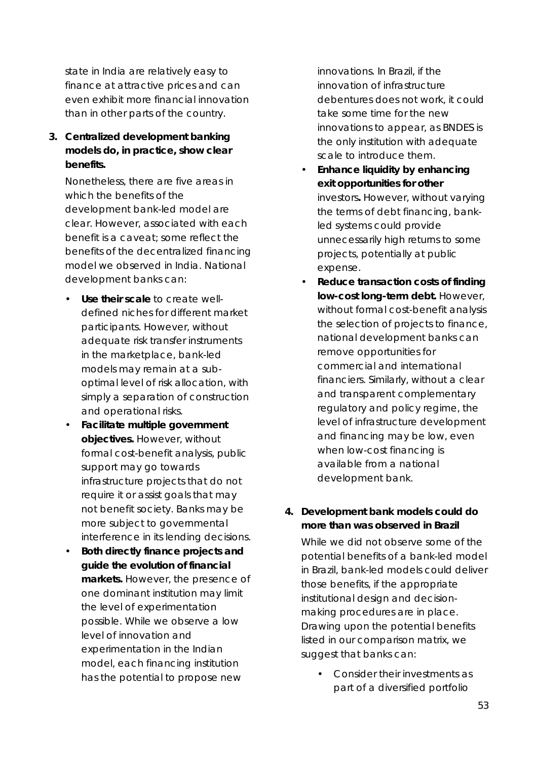state in India are relatively easy to finance at attractive prices and can even exhibit more financial innovation than in other parts of the country.

3. **Centralized development banking models do, in practice, show clear benefits.**

   Nonetheless, there are five areas in which the benefits of the development bank-led model are clear. However, associated with each benefit is a caveat; some reflect the benefits of the decentralized financing model we observed in India. National development banks can:

   - **Use their scale** to create well-defined niches for different market participants. However, without adequate risk transfer instruments in the marketplace, bank-led models may remain at a sub-optimal level of risk allocation, with simply a separation of construction and operational risks.
   - **Facilitate multiple government objectives.** However, without formal cost-benefit analysis, public support may go towards infrastructure projects that do not require it or assist goals that may not benefit society. Banks may be more subject to governmental interference in its lending decisions.
   - **Both directly finance projects and guide the evolution of financial markets.** However, the presence of one dominant institution may limit the level of experimentation possible. While we observe a low level of innovation and experimentation in the Indian model, each financing institution has the potential to propose new innovations. In Brazil, if the innovation of infrastructure debentures does not work, it could take some time for the new innovations to appear, as BNDES is the only institution with adequate scale to introduce them.
   - **Enhance liquidity by enhancing exit opportunities for other** investors**.** However, without varying the terms of debt financing, bank-led systems could provide unnecessarily high returns to some projects, potentially at public expense.
   - **Reduce transaction costs of finding low-cost long-term debt.** However, without formal cost-benefit analysis the selection of projects to finance, national development banks can remove opportunities for commercial and international financiers. Similarly, without a clear and transparent complementary regulatory and policy regime, the level of infrastructure development and financing may be low, even when low-cost financing is available from a national development bank.

4. **Development bank models could do more than was observed in Brazil**

   While we did not observe some of the potential benefits of a bank-led model in Brazil, bank-led models could deliver those benefits, if the appropriate institutional design and decision-making procedures are in place. Drawing upon the potential benefits listed in our comparison matrix, we suggest that banks can:

   - Consider their investments as part of a diversified portfolio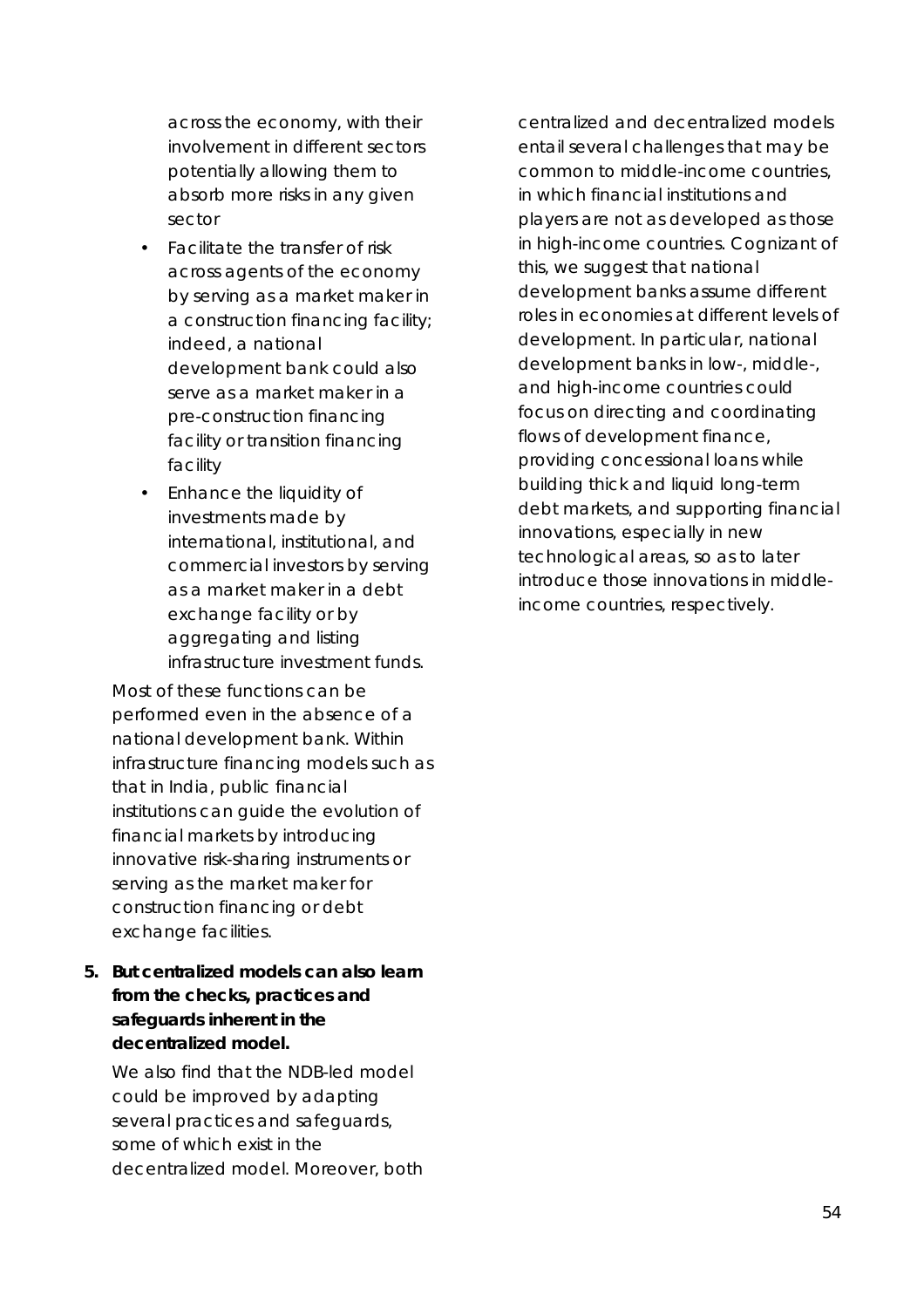across the economy, with their involvement in different sectors potentially allowing them to absorb more risks in any given sector

- Facilitate the transfer of risk across agents of the economy by serving as a market maker in a construction financing facility; indeed, a national development bank could also serve as a market maker in a pre-construction financing facility or transition financing facility
- Enhance the liquidity of investments made by international, institutional, and commercial investors by serving as a market maker in a debt exchange facility or by aggregating and listing infrastructure investment funds.

Most of these functions can be performed even in the absence of a national development bank. Within infrastructure financing models such as that in India, public financial institutions can guide the evolution of financial markets by introducing innovative risk-sharing instruments or serving as the market maker for construction financing or debt exchange facilities.

5. **But centralized models can also learn from the checks, practices and safeguards inherent in the decentralized model.**

We also find that the NDB-led model could be improved by adapting several practices and safeguards, some of which exist in the decentralized model. Moreover, both centralized and decentralized models entail several challenges that may be common to middle-income countries, in which financial institutions and players are not as developed as those in high-income countries. Cognizant of this, we suggest that national development banks assume different roles in economies at different levels of development. In particular, national development banks in low-, middle-, and high-income countries could focus on directing and coordinating flows of development finance, providing concessional loans while building thick and liquid long-term debt markets, and supporting financial innovations, especially in new technological areas, so as to later introduce those innovations in middle-income countries, respectively.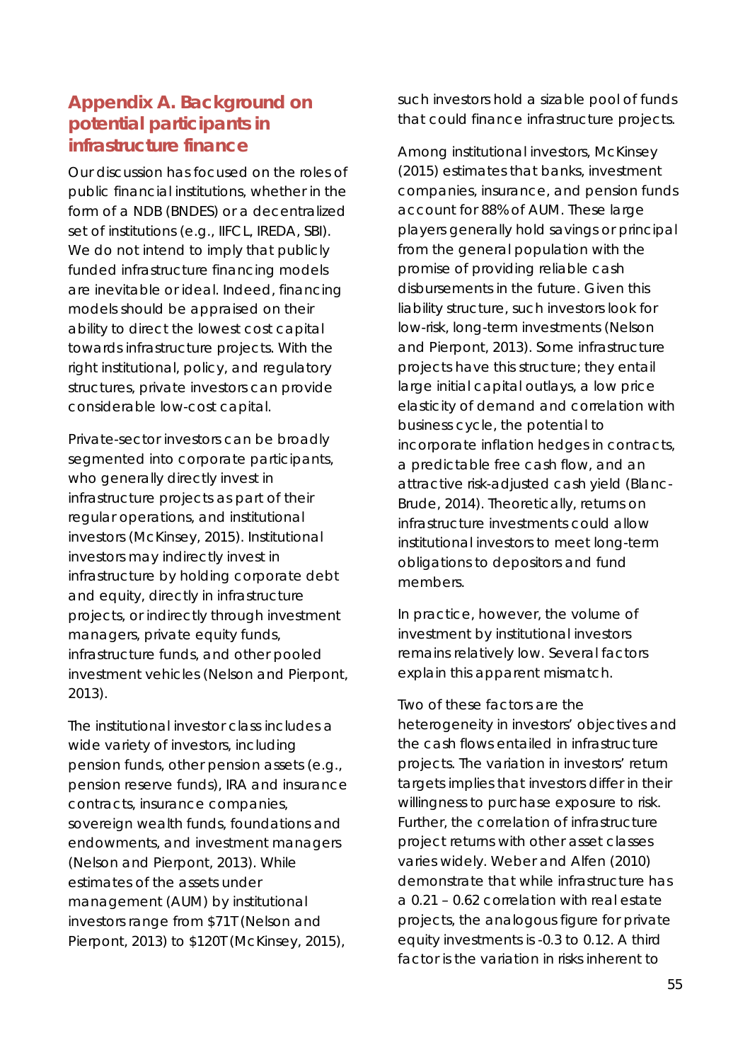## Appendix A. Background on potential participants in infrastructure finance

Our discussion has focused on the roles of public financial institutions, whether in the form of a NDB (BNDES) or a decentralized set of institutions (e.g., IIFCL, IREDA, SBI). We do not intend to imply that publicly funded infrastructure financing models are inevitable or ideal. Indeed, financing models should be appraised on their ability to direct the lowest cost capital towards infrastructure projects. With the right institutional, policy, and regulatory structures, private investors can provide considerable low-cost capital.

Private-sector investors can be broadly segmented into corporate participants, who generally directly invest in infrastructure projects as part of their regular operations, and institutional investors (McKinsey, 2015). Institutional investors may indirectly invest in infrastructure by holding corporate debt and equity, directly in infrastructure projects, or indirectly through investment managers, private equity funds, infrastructure funds, and other pooled investment vehicles (Nelson and Pierpont, 2013).

The institutional investor class includes a wide variety of investors, including pension funds, other pension assets (e.g., pension reserve funds), IRA and insurance contracts, insurance companies, sovereign wealth funds, foundations and endowments, and investment managers (Nelson and Pierpont, 2013). While estimates of the assets under management (AUM) by institutional investors range from $71T (Nelson and Pierpont, 2013) to $120T (McKinsey, 2015), such investors hold a sizable pool of funds that could finance infrastructure projects.

Among institutional investors, McKinsey (2015) estimates that banks, investment companies, insurance, and pension funds account for 88% of AUM. These large players generally hold savings or principal from the general population with the promise of providing reliable cash disbursements in the future. Given this liability structure, such investors look for low-risk, long-term investments (Nelson and Pierpont, 2013). Some infrastructure projects have this structure; they entail large initial capital outlays, a low price elasticity of demand and correlation with business cycle, the potential to incorporate inflation hedges in contracts, a predictable free cash flow, and an attractive risk-adjusted cash yield (Blanc-Brude, 2014). Theoretically, returns on infrastructure investments could allow institutional investors to meet long-term obligations to depositors and fund members.

In practice, however, the volume of investment by institutional investors remains relatively low. Several factors explain this apparent mismatch.

Two of these factors are the heterogeneity in investors' objectives and the cash flows entailed in infrastructure projects. The variation in investors' return targets implies that investors differ in their willingness to purchase exposure to risk. Further, the correlation of infrastructure project returns with other asset classes varies widely. Weber and Alfen (2010) demonstrate that while infrastructure has a 0.21 – 0.62 correlation with real estate projects, the analogous figure for private equity investments is -0.3 to 0.12. A third factor is the variation in risks inherent to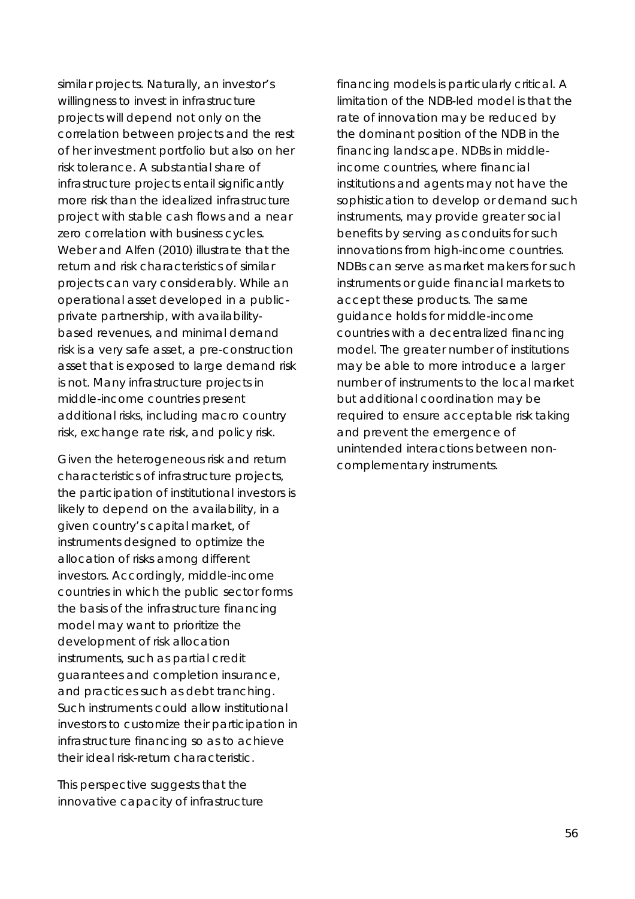similar projects. Naturally, an investor's willingness to invest in infrastructure projects will depend not only on the correlation between projects and the rest of her investment portfolio but also on her risk tolerance. A substantial share of infrastructure projects entail significantly more risk than the idealized infrastructure project with stable cash flows and a near zero correlation with business cycles. Weber and Alfen (2010) illustrate that the return and risk characteristics of similar projects can vary considerably. While an operational asset developed in a public-private partnership, with availability-based revenues, and minimal demand risk is a very safe asset, a pre-construction asset that is exposed to large demand risk is not. Many infrastructure projects in middle-income countries present additional risks, including macro country risk, exchange rate risk, and policy risk.

Given the heterogeneous risk and return characteristics of infrastructure projects, the participation of institutional investors is likely to depend on the availability, in a given country's capital market, of instruments designed to optimize the allocation of risks among different investors. Accordingly, middle-income countries in which the public sector forms the basis of the infrastructure financing model may want to prioritize the development of risk allocation instruments, such as partial credit guarantees and completion insurance, and practices such as debt tranching. Such instruments could allow institutional investors to customize their participation in infrastructure financing so as to achieve their ideal risk-return characteristic.

This perspective suggests that the innovative capacity of infrastructure financing models is particularly critical. A limitation of the NDB-led model is that the rate of innovation may be reduced by the dominant position of the NDB in the financing landscape. NDBs in middle-income countries, where financial institutions and agents may not have the sophistication to develop or demand such instruments, may provide greater social benefits by serving as conduits for such innovations from high-income countries. NDBs can serve as market makers for such instruments or guide financial markets to accept these products. The same guidance holds for middle-income countries with a decentralized financing model. The greater number of institutions may be able to more introduce a larger number of instruments to the local market but additional coordination may be required to ensure acceptable risk taking and prevent the emergence of unintended interactions between non-complementary instruments.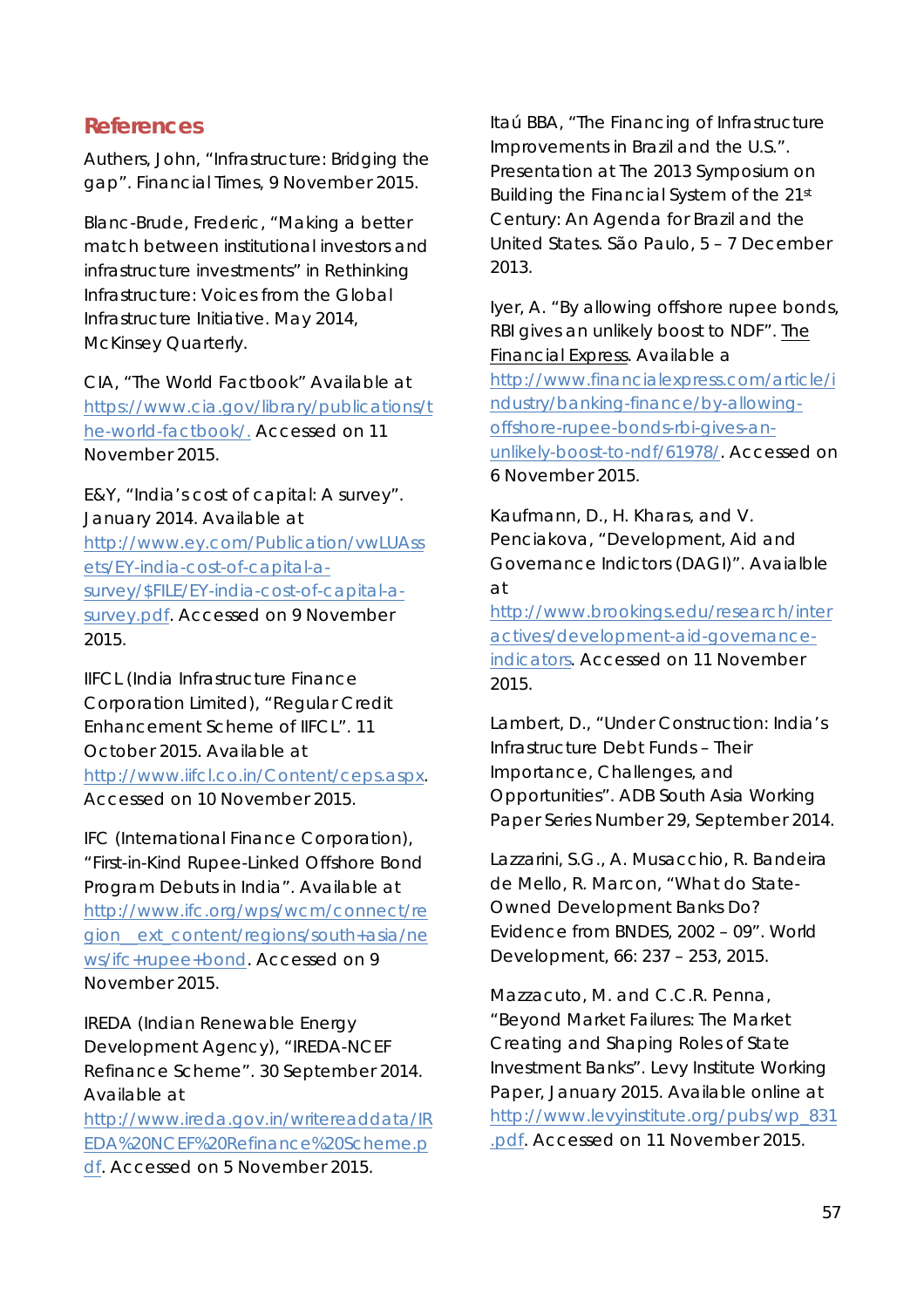## References

Authers, John, "Infrastructure: Bridging the gap". Financial Times, 9 November 2015.

Blanc-Brude, Frederic, "Making a better match between institutional investors and infrastructure investments" in Rethinking Infrastructure: Voices from the Global Infrastructure Initiative. May 2014, McKinsey Quarterly.

CIA, "The World Factbook" Available at https://www.cia.gov/library/publications/the-world-factbook/. Accessed on 11 November 2015.

E&Y, "India's cost of capital: A survey". January 2014. Available at http://www.ey.com/Publication/vwLUAssets/EY-india-cost-of-capital-a-survey/$FILE/EY-india-cost-of-capital-a-survey.pdf. Accessed on 9 November 2015.

IIFCL (India Infrastructure Finance Corporation Limited), "Regular Credit Enhancement Scheme of IIFCL". 11 October 2015. Available at http://www.iifcl.co.in/Content/ceps.aspx. Accessed on 10 November 2015.

IFC (International Finance Corporation), "First-in-Kind Rupee-Linked Offshore Bond Program Debuts in India". Available at http://www.ifc.org/wps/wcm/connect/region__ext_content/regions/south+asia/news/ifc+rupee+bond. Accessed on 9 November 2015.

IREDA (Indian Renewable Energy Development Agency), "IREDA-NCEF Refinance Scheme". 30 September 2014. Available at http://www.ireda.gov.in/writereaddata/IREDA%20NCEF%20Refinance%20Scheme.pdf. Accessed on 5 November 2015.

Itaú BBA, "The Financing of Infrastructure Improvements in Brazil and the U.S.". Presentation at The 2013 Symposium on Building the Financial System of the 21st Century: An Agenda for Brazil and the United States. São Paulo, 5 – 7 December 2013.

Iyer, A. "By allowing offshore rupee bonds, RBI gives an unlikely boost to NDF". The Financial Express. Available a http://www.financialexpress.com/article/industry/banking-finance/by-allowing-offshore-rupee-bonds-rbi-gives-an-unlikely-boost-to-ndf/61978/. Accessed on 6 November 2015.

Kaufmann, D., H. Kharas, and V. Penciakova, "Development, Aid and Governance Indictors (DAGI)". Avaialble at http://www.brookings.edu/research/interactives/development-aid-governance-indicators. Accessed on 11 November 2015.

Lambert, D., "Under Construction: India's Infrastructure Debt Funds – Their Importance, Challenges, and Opportunities". ADB South Asia Working Paper Series Number 29, September 2014.

Lazzarini, S.G., A. Musacchio, R. Bandeira de Mello, R. Marcon, "What do State-Owned Development Banks Do? Evidence from BNDES, 2002 – 09". World Development, 66: 237 – 253, 2015.

Mazzacuto, M. and C.C.R. Penna, "Beyond Market Failures: The Market Creating and Shaping Roles of State Investment Banks". Levy Institute Working Paper, January 2015. Available online at http://www.levyinstitute.org/pubs/wp_831.pdf. Accessed on 11 November 2015.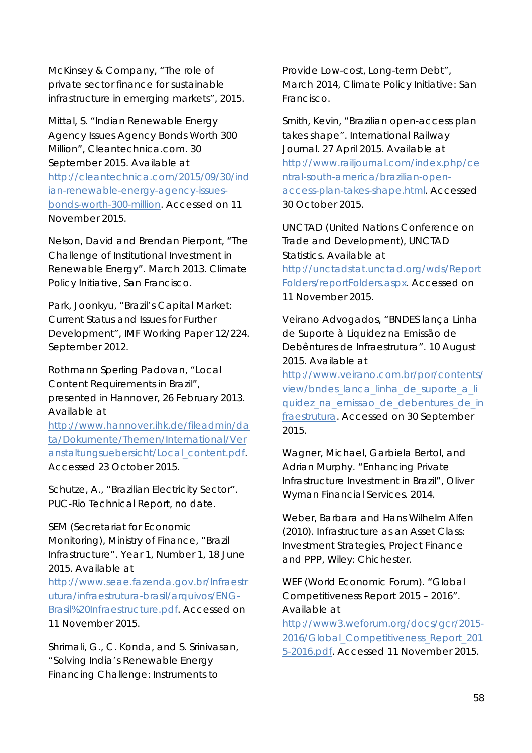McKinsey & Company, "The role of private sector finance for sustainable infrastructure in emerging markets", 2015.

Mittal, S. "Indian Renewable Energy Agency Issues Agency Bonds Worth 300 Million", Cleantechnica.com. 30 September 2015. Available at http://cleantechnica.com/2015/09/30/indian-renewable-energy-agency-issues-bonds-worth-300-million. Accessed on 11 November 2015.

Nelson, David and Brendan Pierpont, "The Challenge of Institutional Investment in Renewable Energy". March 2013. Climate Policy Initiative, San Francisco.

Park, Joonkyu, "Brazil's Capital Market: Current Status and Issues for Further Development", IMF Working Paper 12/224. September 2012.

Rothmann Sperling Padovan, "Local Content Requirements in Brazil", presented in Hannover, 26 February 2013. Available at http://www.hannover.ihk.de/fileadmin/data/Dokumente/Themen/International/Veranstaltungsuebersicht/Local_content.pdf. Accessed 23 October 2015.

Schutze, A., "Brazilian Electricity Sector". PUC-Rio Technical Report, no date.

SEM (Secretariat for Economic Monitoring), Ministry of Finance, "Brazil Infrastructure". Year 1, Number 1, 18 June 2015. Available at http://www.seae.fazenda.gov.br/Infraestrutura/infraestrutura-brasil/arquivos/ENG-Brasil%20Infraestructure.pdf. Accessed on 11 November 2015.

Shrimali, G., C. Konda, and S. Srinivasan, "Solving India's Renewable Energy Financing Challenge: Instruments to Provide Low-cost, Long-term Debt", March 2014, Climate Policy Initiative: San Francisco.

Smith, Kevin, "Brazilian open-access plan takes shape". International Railway Journal. 27 April 2015. Available at http://www.railjournal.com/index.php/central-south-america/brazilian-open-access-plan-takes-shape.html. Accessed 30 October 2015.

UNCTAD (United Nations Conference on Trade and Development), UNCTAD Statistics. Available at http://unctadstat.unctad.org/wds/ReportFolders/reportFolders.aspx. Accessed on 11 November 2015.

Veirano Advogados, "BNDES lança Linha de Suporte à Liquidez na Emissão de Debêntures de Infraestrutura". 10 August 2015. Available at http://www.veirano.com.br/por/contents/view/bndes_lanca_linha_de_suporte_a_liquidez_na_emissao_de_debentures_de_infraestrutura. Accessed on 30 September 2015.

Wagner, Michael, Garbiela Bertol, and Adrian Murphy. "Enhancing Private Infrastructure Investment in Brazil", Oliver Wyman Financial Services. 2014.

Weber, Barbara and Hans Wilhelm Alfen (2010). Infrastructure as an Asset Class: Investment Strategies, Project Finance and PPP, Wiley: Chichester.

WEF (World Economic Forum). "Global Competitiveness Report 2015 – 2016". Available at http://www3.weforum.org/docs/gcr/2015-2016/Global_Competitiveness_Report_2015-2016.pdf. Accessed 11 November 2015.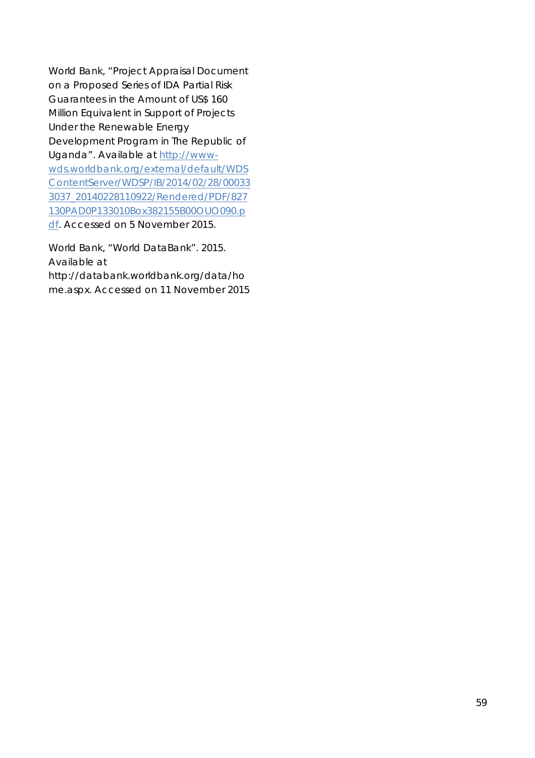World Bank, "Project Appraisal Document on a Proposed Series of IDA Partial Risk Guarantees in the Amount of US$ 160 Million Equivalent in Support of Projects Under the Renewable Energy Development Program in The Republic of Uganda". Available at http://www-wds.worldbank.org/external/default/WDSContentServer/WDSP/IB/2014/02/28/000333037_20140228110922/Rendered/PDF/827130PAD0P133010Box382155B00OUO090.pdf. Accessed on 5 November 2015.

World Bank, "World DataBank". 2015. Available at http://databank.worldbank.org/data/home.aspx. Accessed on 11 November 2015